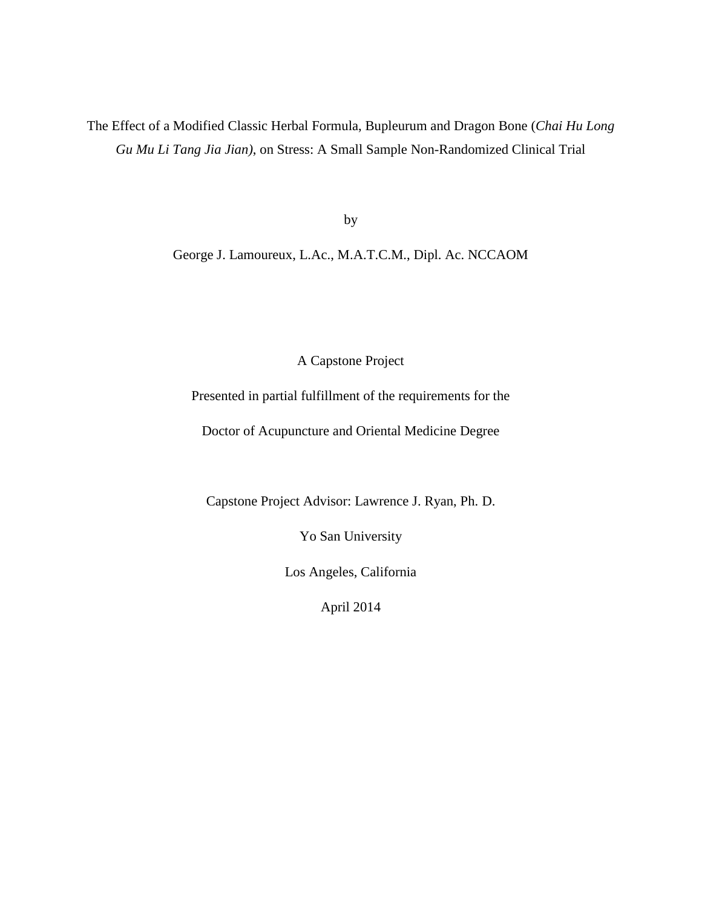# The Effect of a Modified Classic Herbal Formula, Bupleurum and Dragon Bone (*Chai Hu Long Gu Mu Li Tang Jia Jian)*, on Stress: A Small Sample Non-Randomized Clinical Trial

by

George J. Lamoureux, L.Ac., M.A.T.C.M., Dipl. Ac. NCCAOM

A Capstone Project

Presented in partial fulfillment of the requirements for the

Doctor of Acupuncture and Oriental Medicine Degree

Capstone Project Advisor: Lawrence J. Ryan, Ph. D.

Yo San University

Los Angeles, California

April 2014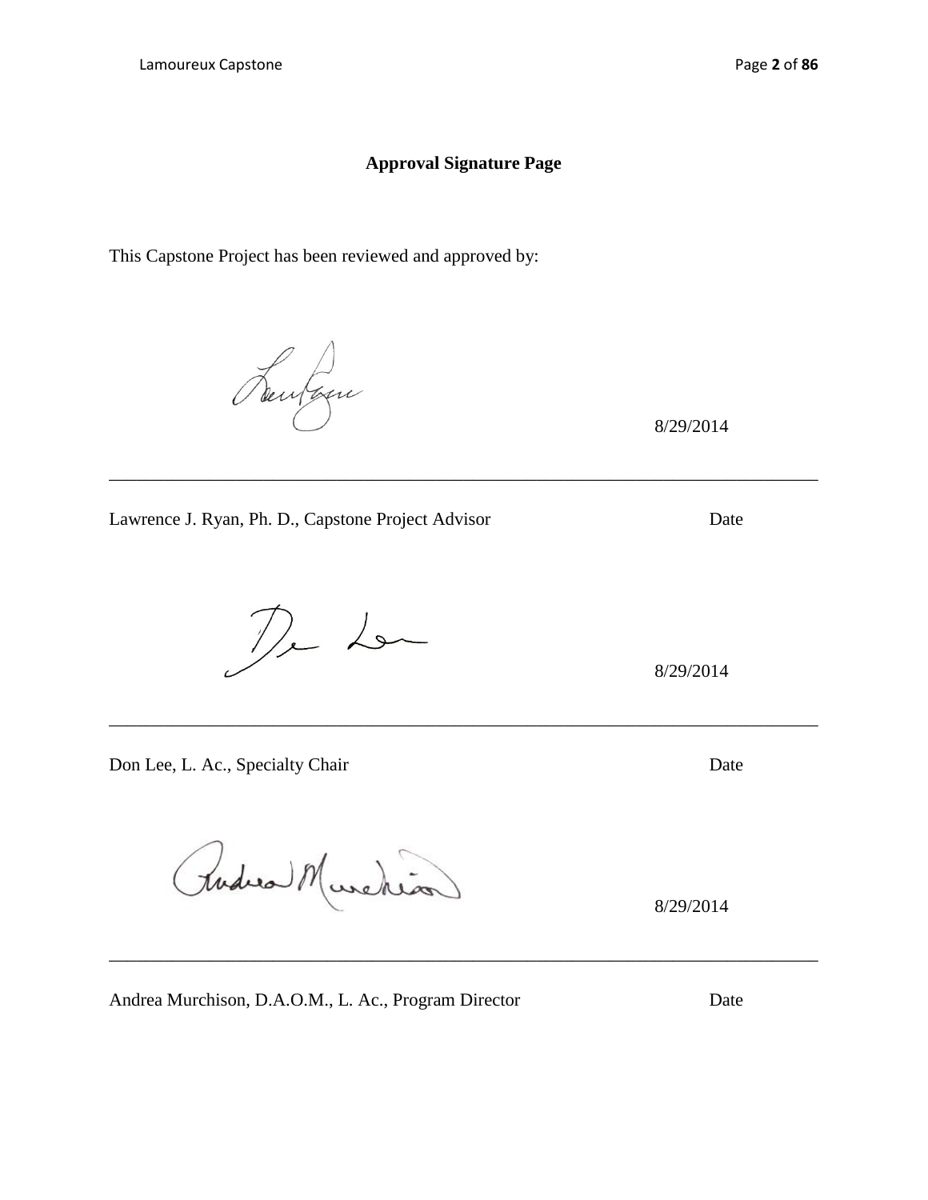**Approval Signature Page**

This Capstone Project has been reviewed and approved by:

8/29/2014

\_\_\_\_\_\_\_\_\_\_\_\_\_\_\_\_\_\_\_\_\_\_\_\_\_\_\_\_\_\_\_\_\_\_\_\_\_\_\_\_\_\_\_\_\_\_\_\_\_\_\_\_\_\_\_\_\_\_\_\_\_\_\_\_\_\_\_\_\_\_\_\_\_\_\_\_

Lawrence J. Ryan, Ph. D., Capstone Project Advisor Date

8/29/2014

\_\_\_\_\_\_\_\_\_\_\_\_\_\_\_\_\_\_\_\_\_\_\_\_\_\_\_\_\_\_\_\_\_\_\_\_\_\_\_\_\_\_\_\_\_\_\_\_\_\_\_\_\_\_\_\_\_\_\_\_\_\_\_\_\_\_\_\_\_\_\_\_\_\_\_\_

Don Lee, L. Ac., Specialty Chair Date

8/29/2014

\_\_\_\_\_\_\_\_\_\_\_\_\_\_\_\_\_\_\_\_\_\_\_\_\_\_\_\_\_\_\_\_\_\_\_\_\_\_\_\_\_\_\_\_\_\_\_\_\_\_\_\_\_\_\_\_\_\_\_\_\_\_\_\_\_\_\_\_\_\_\_\_\_\_\_\_

Andrea Murchison, D.A.O.M., L. Ac., Program Director Date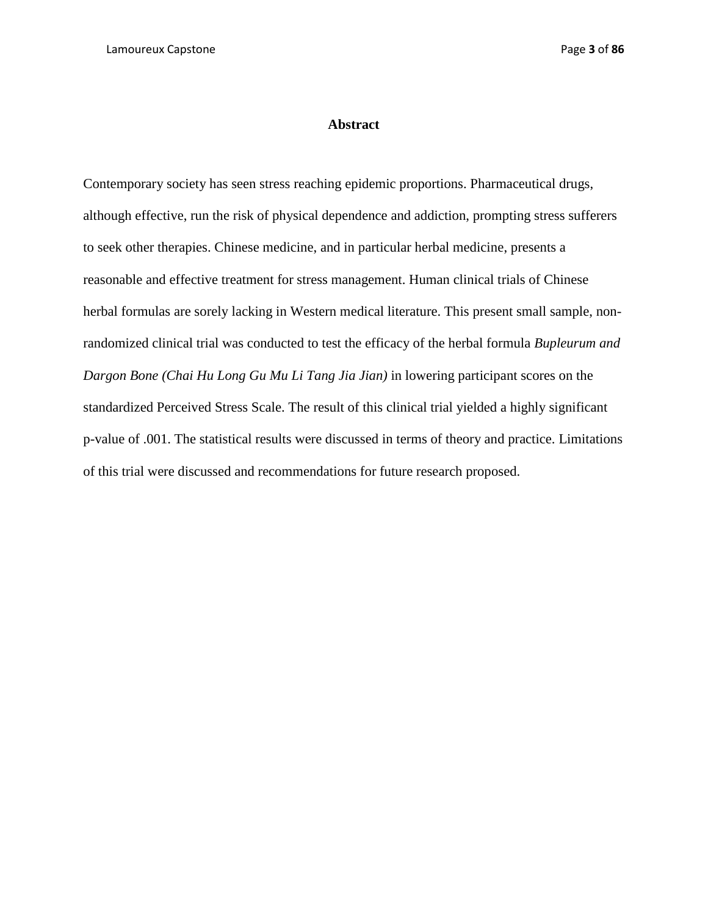# Abstract

Contemporary society has seen stress reaching epidemic proportions. Pharmaceutical drugs, although effective, run the risk of physical dependence and addiction, prompting stress sufferers to seek other therapies. Chinese medicine, and in particular herbal medicine, presents a reasonable and effective treatment for stress management. Human clinical trials of Chinese herbal formulas are sorely lacking in Western medical literature. This present small sample, non-randomized clinical trial was conducted to test the efficacy of the herbal formula *Bupleurum and Dargon Bone (Chai Hu Long Gu Mu Li Tang Jia Jian)* in lowering participant scores on the standardized Perceived Stress Scale. The result of this clinical trial yielded a highly significant p-value of .001. The statistical results were discussed in terms of theory and practice. Limitations of this trial were discussed and recommendations for future research proposed.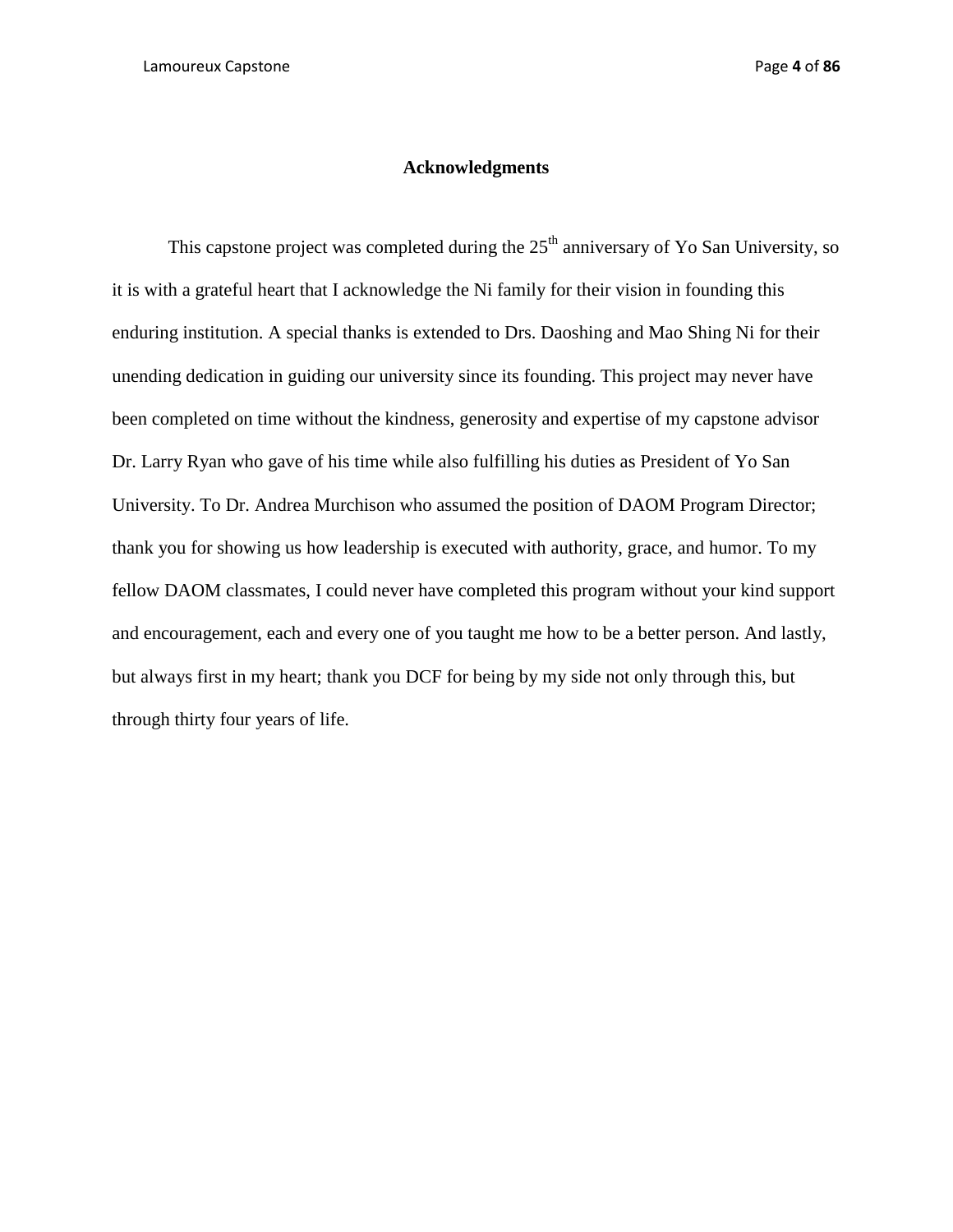## Acknowledgments

This capstone project was completed during the 25th anniversary of Yo San University, so it is with a grateful heart that I acknowledge the Ni family for their vision in founding this enduring institution. A special thanks is extended to Drs. Daoshing and Mao Shing Ni for their unending dedication in guiding our university since its founding. This project may never have been completed on time without the kindness, generosity and expertise of my capstone advisor Dr. Larry Ryan who gave of his time while also fulfilling his duties as President of Yo San University. To Dr. Andrea Murchison who assumed the position of DAOM Program Director; thank you for showing us how leadership is executed with authority, grace, and humor. To my fellow DAOM classmates, I could never have completed this program without your kind support and encouragement, each and every one of you taught me how to be a better person. And lastly, but always first in my heart; thank you DCF for being by my side not only through this, but through thirty four years of life.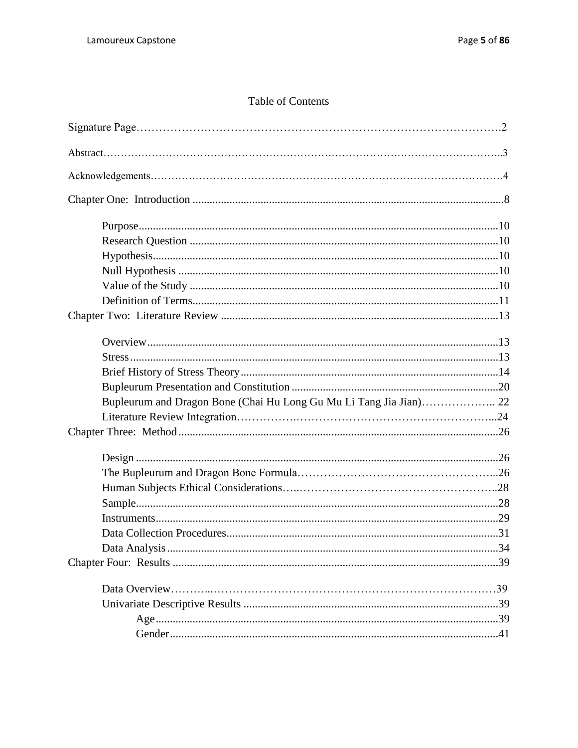# Table of Contents

Signature Page……………………………………………………………………………………2

Abstract…………………………………………………………………………………………………..3

Acknowledgements………………………………………………………………………………………4

Chapter One: Introduction ............................................................................................................8

- Purpose.............................................................................................................................10
- Research Question ............................................................................................................10
- Hypothesis.........................................................................................................................10
- Null Hypothesis ................................................................................................................10
- Value of the Study ............................................................................................................10
- Definition of Terms...........................................................................................................11

Chapter Two: Literature Review .................................................................................................13

- Overview...........................................................................................................................13
- Stress.................................................................................................................................13
- Brief History of Stress Theory..........................................................................................14
- Bupleurum Presentation and Constitution .........................................................................20
- Bupleurum and Dragon Bone (Chai Hu Long Gu Mu Li Tang Jia Jian)……………….. 22
- Literature Review Integration………………………………………………………...24

Chapter Three: Method................................................................................................................26

- Design ...............................................................................................................................26
- The Bupleurum and Dragon Bone Formula…………………………………………...26
- Human Subjects Ethical Considerations…..……………………………………………..28
- Sample...............................................................................................................................28
- Instruments........................................................................................................................29
- Data Collection Procedures...............................................................................................31
- Data Analysis....................................................................................................................34

Chapter Four: Results ..................................................................................................................39

- Data Overview………..……………………………………………………………………39
- Univariate Descriptive Results ..........................................................................................39
  - Age.....................................................................................................................39
  - Gender................................................................................................................41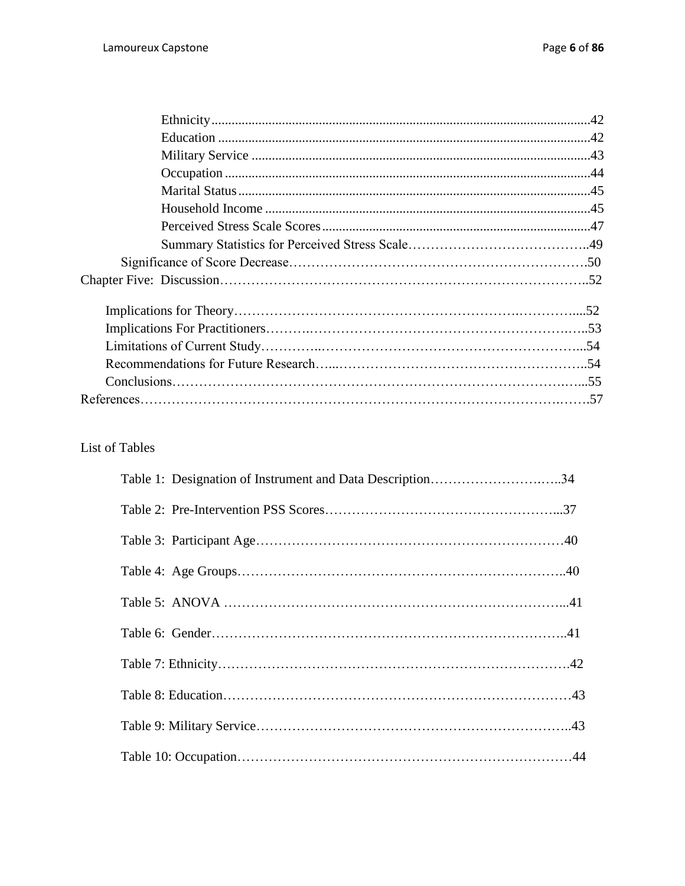Ethnicity.......................................................................................................42
Education .....................................................................................................42
Military Service ............................................................................................43
Occupation ...................................................................................................44
Marital Status ...............................................................................................45
Household Income ........................................................................................45
Perceived Stress Scale Scores .......................................................................47
Summary Statistics for Perceived Stress Scale…………………………………..49
Significance of Score Decrease…………………………………………………………50
Chapter Five: Discussion……………………………………………………………………..52

Implications for Theory……………………………………………………….…………....52
Implications For Practitioners……….…………………………………………………….…..53
Limitations of Current Study…………..…………………………………………………...54
Recommendations for Future Research…...……………………………………………..54
Conclusions………………………………………………………………………….…...55
References………………………………………………………………………………….…….57

List of Tables

Table 1: Designation of Instrument and Data Description……………………….…..34

Table 2: Pre-Intervention PSS Scores……………….…………………………….…...37

Table 3: Participant Age……………………………………………………………40

Table 4: Age Groups………………………………………………………………..40

Table 5: ANOVA …………………………………………………………………...41

Table 6: Gender……………………………………………………………………..41

Table 7: Ethnicity…………………………………………………………………….42

Table 8: Education…………………………………………………………………43

Table 9: Military Service……………………………………………………………..43

Table 10: Occupation………………………………………………………………44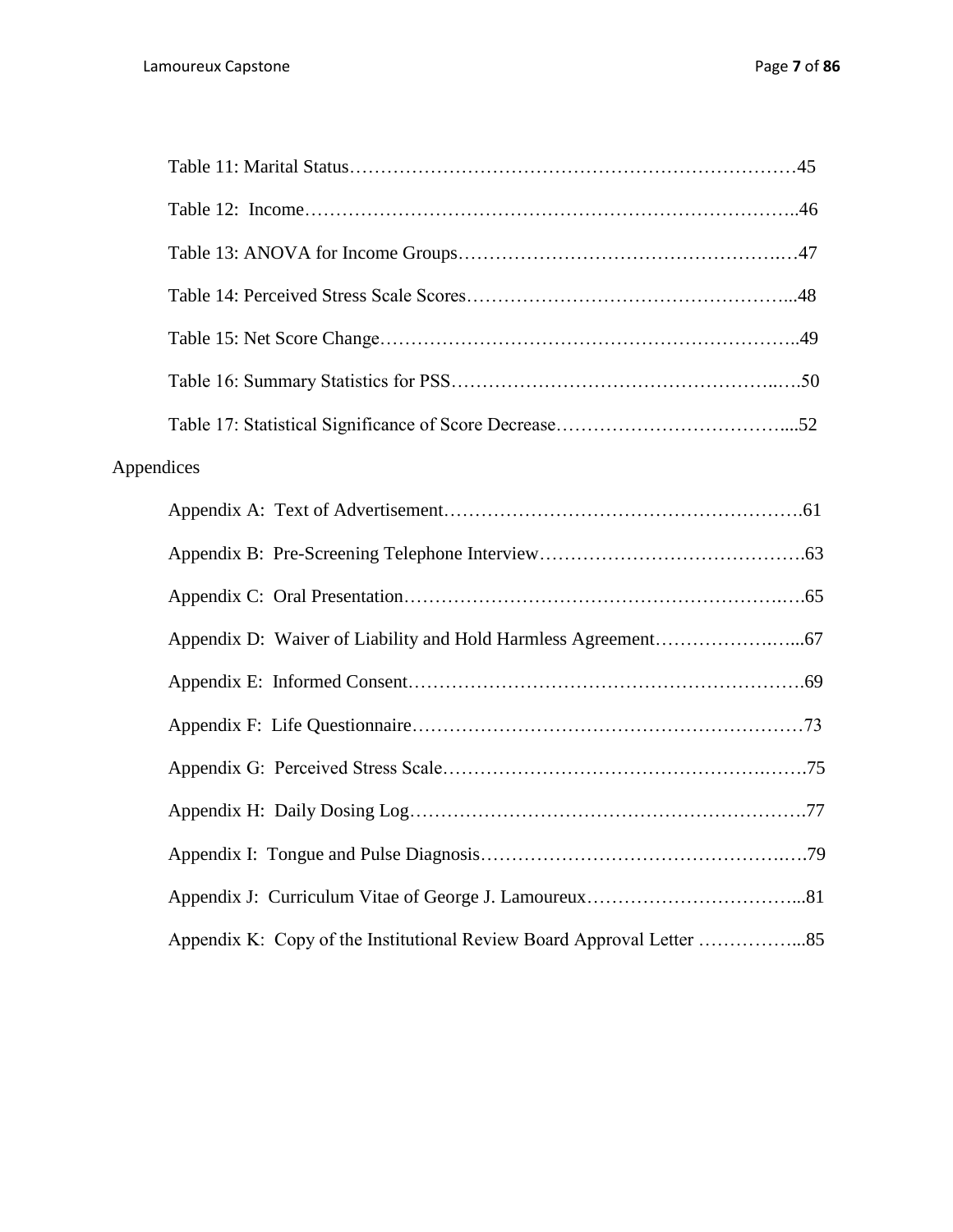Table 11: Marital Status…………………………………………………………………45

Table 12: Income……………………………………………………………………..46

Table 13: ANOVA for Income Groups……………………………………………….…47

Table 14: Perceived Stress Scale Scores……………………………………………...48

Table 15: Net Score Change………………………………………………………….49

Table 16: Summary Statistics for PSS…………………………………………..….50

Table 17: Statistical Significance of Score Decrease……………………………....52

Appendices

Appendix A: Text of Advertisement………………………………………………….61

Appendix B: Pre-Screening Telephone Interview…………………………………….63

Appendix C: Oral Presentation…………………………………………………….….65

Appendix D: Waiver of Liability and Hold Harmless Agreement……………….…...67

Appendix E: Informed Consent……………………………………………………….69

Appendix F: Life Questionnaire………………………………………………………73

Appendix G: Perceived Stress Scale…………………………………………….…….75

Appendix H: Daily Dosing Log……………………………………………………….77

Appendix I: Tongue and Pulse Diagnosis…………………………………………….…79

Appendix J: Curriculum Vitae of George J. Lamoureux……………………………...81

Appendix K: Copy of the Institutional Review Board Approval Letter ……………...85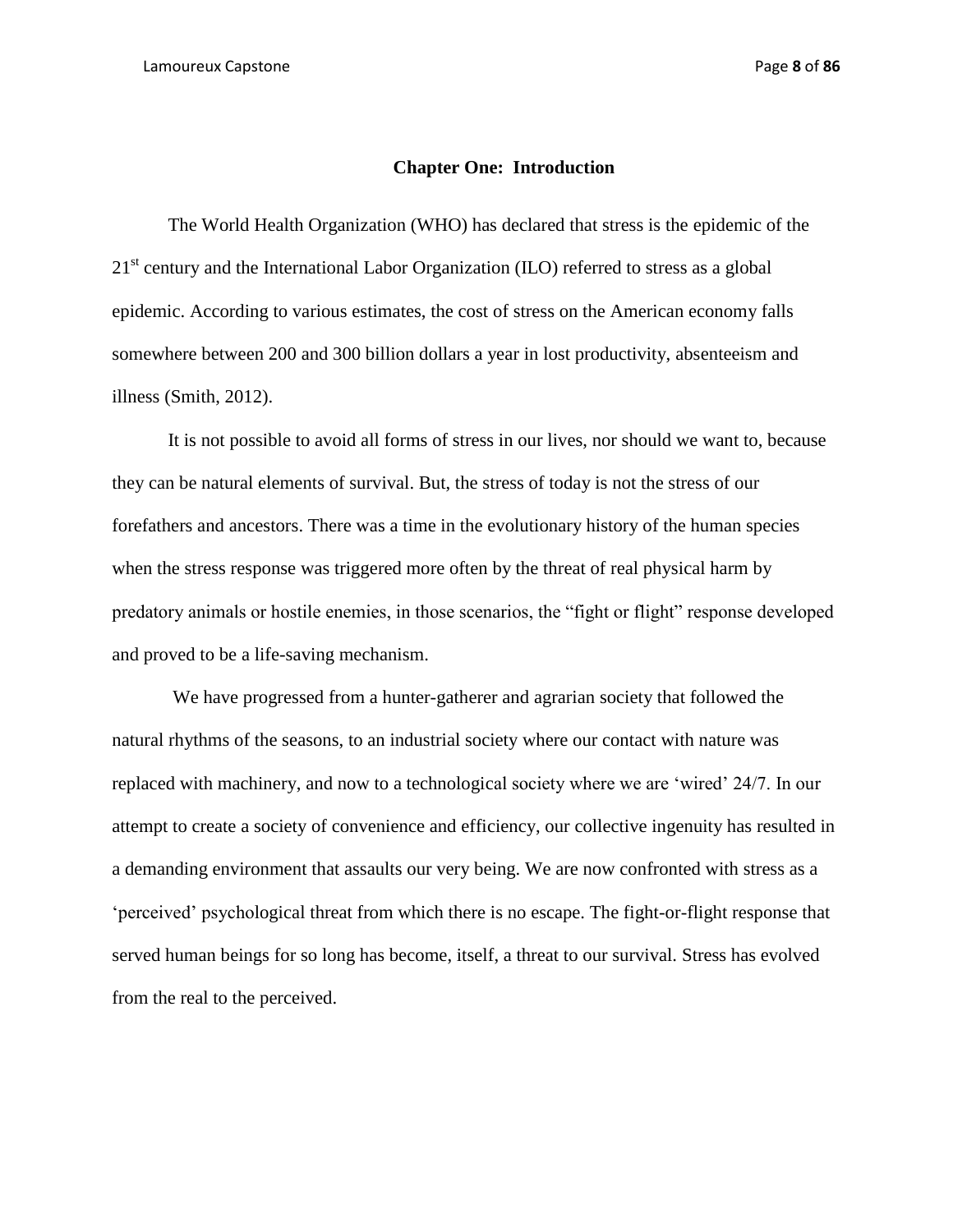## Chapter One: Introduction

The World Health Organization (WHO) has declared that stress is the epidemic of the 21st century and the International Labor Organization (ILO) referred to stress as a global epidemic. According to various estimates, the cost of stress on the American economy falls somewhere between 200 and 300 billion dollars a year in lost productivity, absenteeism and illness (Smith, 2012).

It is not possible to avoid all forms of stress in our lives, nor should we want to, because they can be natural elements of survival. But, the stress of today is not the stress of our forefathers and ancestors. There was a time in the evolutionary history of the human species when the stress response was triggered more often by the threat of real physical harm by predatory animals or hostile enemies, in those scenarios, the "fight or flight" response developed and proved to be a life-saving mechanism.

We have progressed from a hunter-gatherer and agrarian society that followed the natural rhythms of the seasons, to an industrial society where our contact with nature was replaced with machinery, and now to a technological society where we are 'wired' 24/7. In our attempt to create a society of convenience and efficiency, our collective ingenuity has resulted in a demanding environment that assaults our very being. We are now confronted with stress as a 'perceived' psychological threat from which there is no escape. The fight-or-flight response that served human beings for so long has become, itself, a threat to our survival. Stress has evolved from the real to the perceived.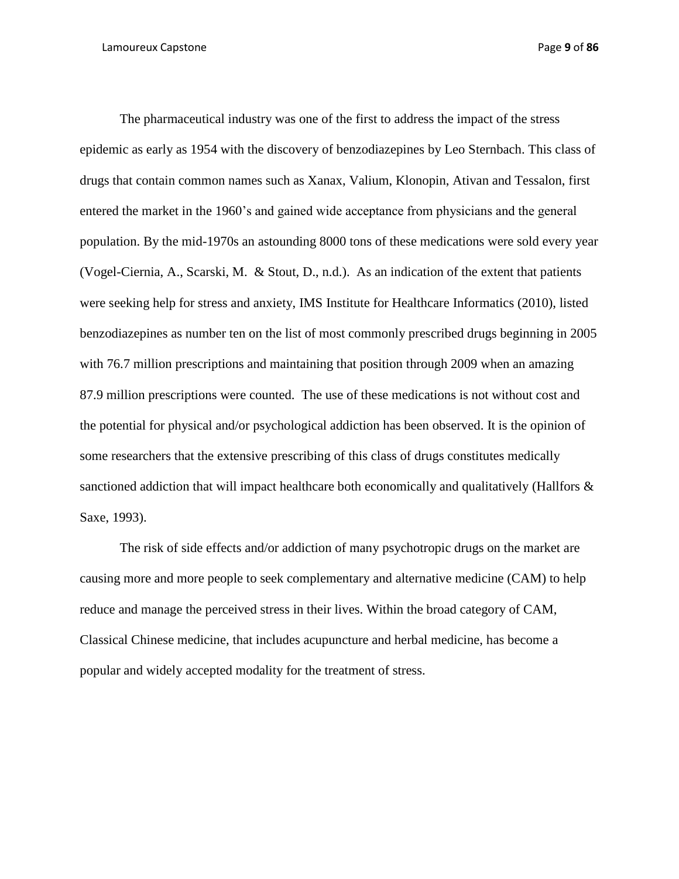The pharmaceutical industry was one of the first to address the impact of the stress epidemic as early as 1954 with the discovery of benzodiazepines by Leo Sternbach. This class of drugs that contain common names such as Xanax, Valium, Klonopin, Ativan and Tessalon, first entered the market in the 1960's and gained wide acceptance from physicians and the general population. By the mid-1970s an astounding 8000 tons of these medications were sold every year (Vogel-Ciernia, A., Scarski, M. & Stout, D., n.d.). As an indication of the extent that patients were seeking help for stress and anxiety, IMS Institute for Healthcare Informatics (2010), listed benzodiazepines as number ten on the list of most commonly prescribed drugs beginning in 2005 with 76.7 million prescriptions and maintaining that position through 2009 when an amazing 87.9 million prescriptions were counted. The use of these medications is not without cost and the potential for physical and/or psychological addiction has been observed. It is the opinion of some researchers that the extensive prescribing of this class of drugs constitutes medically sanctioned addiction that will impact healthcare both economically and qualitatively (Hallfors & Saxe, 1993).

The risk of side effects and/or addiction of many psychotropic drugs on the market are causing more and more people to seek complementary and alternative medicine (CAM) to help reduce and manage the perceived stress in their lives. Within the broad category of CAM, Classical Chinese medicine, that includes acupuncture and herbal medicine, has become a popular and widely accepted modality for the treatment of stress.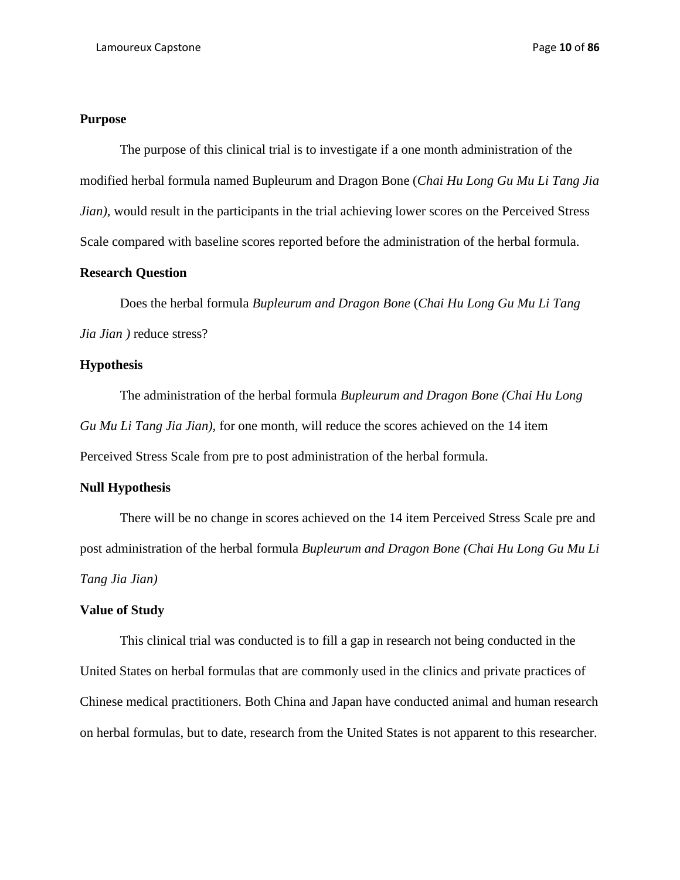**Purpose**

The purpose of this clinical trial is to investigate if a one month administration of the modified herbal formula named Bupleurum and Dragon Bone (*Chai Hu Long Gu Mu Li Tang Jia Jian),* would result in the participants in the trial achieving lower scores on the Perceived Stress Scale compared with baseline scores reported before the administration of the herbal formula.

**Research Question**

Does the herbal formula *Bupleurum and Dragon Bone* (*Chai Hu Long Gu Mu Li Tang Jia Jian )* reduce stress?

**Hypothesis**

The administration of the herbal formula *Bupleurum and Dragon Bone (Chai Hu Long Gu Mu Li Tang Jia Jian)*, for one month, will reduce the scores achieved on the 14 item Perceived Stress Scale from pre to post administration of the herbal formula.

**Null Hypothesis**

There will be no change in scores achieved on the 14 item Perceived Stress Scale pre and post administration of the herbal formula *Bupleurum and Dragon Bone (Chai Hu Long Gu Mu Li Tang Jia Jian)*

**Value of Study**

This clinical trial was conducted is to fill a gap in research not being conducted in the United States on herbal formulas that are commonly used in the clinics and private practices of Chinese medical practitioners. Both China and Japan have conducted animal and human research on herbal formulas, but to date, research from the United States is not apparent to this researcher.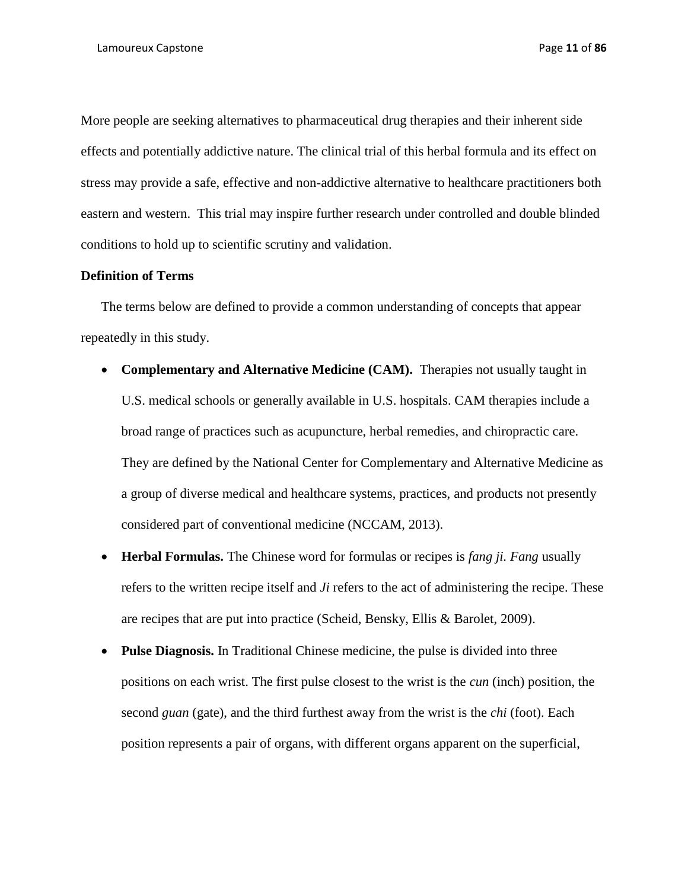More people are seeking alternatives to pharmaceutical drug therapies and their inherent side effects and potentially addictive nature. The clinical trial of this herbal formula and its effect on stress may provide a safe, effective and non-addictive alternative to healthcare practitioners both eastern and western.  This trial may inspire further research under controlled and double blinded conditions to hold up to scientific scrutiny and validation.

**Definition of Terms**

The terms below are defined to provide a common understanding of concepts that appear repeatedly in this study.

- **Complementary and Alternative Medicine (CAM).** Therapies not usually taught in U.S. medical schools or generally available in U.S. hospitals. CAM therapies include a broad range of practices such as acupuncture, herbal remedies, and chiropractic care. They are defined by the National Center for Complementary and Alternative Medicine as a group of diverse medical and healthcare systems, practices, and products not presently considered part of conventional medicine (NCCAM, 2013).
- **Herbal Formulas.** The Chinese word for formulas or recipes is *fang ji*. *Fang* usually refers to the written recipe itself and *Ji* refers to the act of administering the recipe. These are recipes that are put into practice (Scheid, Bensky, Ellis & Barolet, 2009).
- **Pulse Diagnosis.** In Traditional Chinese medicine, the pulse is divided into three positions on each wrist. The first pulse closest to the wrist is the *cun* (inch) position, the second *guan* (gate), and the third furthest away from the wrist is the *chi* (foot). Each position represents a pair of organs, with different organs apparent on the superficial,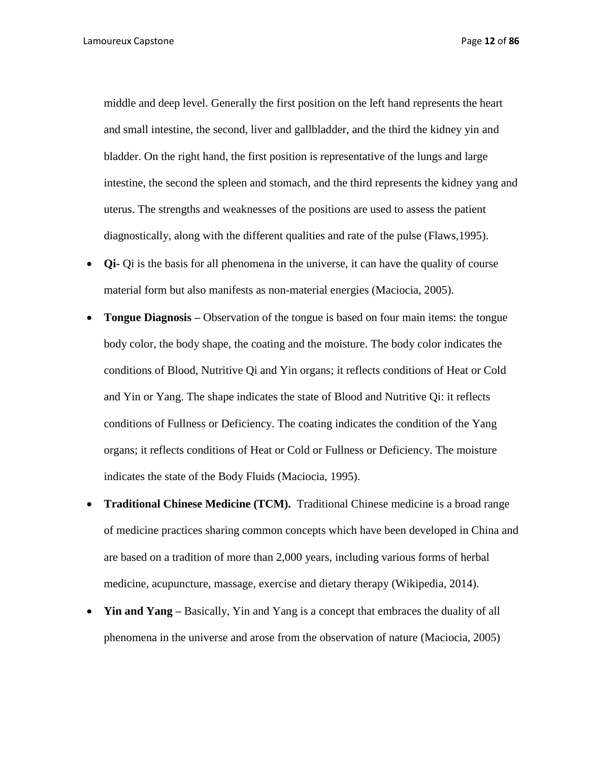middle and deep level. Generally the first position on the left hand represents the heart and small intestine, the second, liver and gallbladder, and the third the kidney yin and bladder. On the right hand, the first position is representative of the lungs and large intestine, the second the spleen and stomach, and the third represents the kidney yang and uterus. The strengths and weaknesses of the positions are used to assess the patient diagnostically, along with the different qualities and rate of the pulse (Flaws,1995).

- **Qi-** Qi is the basis for all phenomena in the universe, it can have the quality of course material form but also manifests as non-material energies (Maciocia, 2005).
- **Tongue Diagnosis –** Observation of the tongue is based on four main items: the tongue body color, the body shape, the coating and the moisture. The body color indicates the conditions of Blood, Nutritive Qi and Yin organs; it reflects conditions of Heat or Cold and Yin or Yang. The shape indicates the state of Blood and Nutritive Qi: it reflects conditions of Fullness or Deficiency. The coating indicates the condition of the Yang organs; it reflects conditions of Heat or Cold or Fullness or Deficiency. The moisture indicates the state of the Body Fluids (Maciocia, 1995).
- **Traditional Chinese Medicine (TCM).** Traditional Chinese medicine is a broad range of medicine practices sharing common concepts which have been developed in China and are based on a tradition of more than 2,000 years, including various forms of herbal medicine, acupuncture, massage, exercise and dietary therapy (Wikipedia, 2014).
- **Yin and Yang –** Basically, Yin and Yang is a concept that embraces the duality of all phenomena in the universe and arose from the observation of nature (Maciocia, 2005)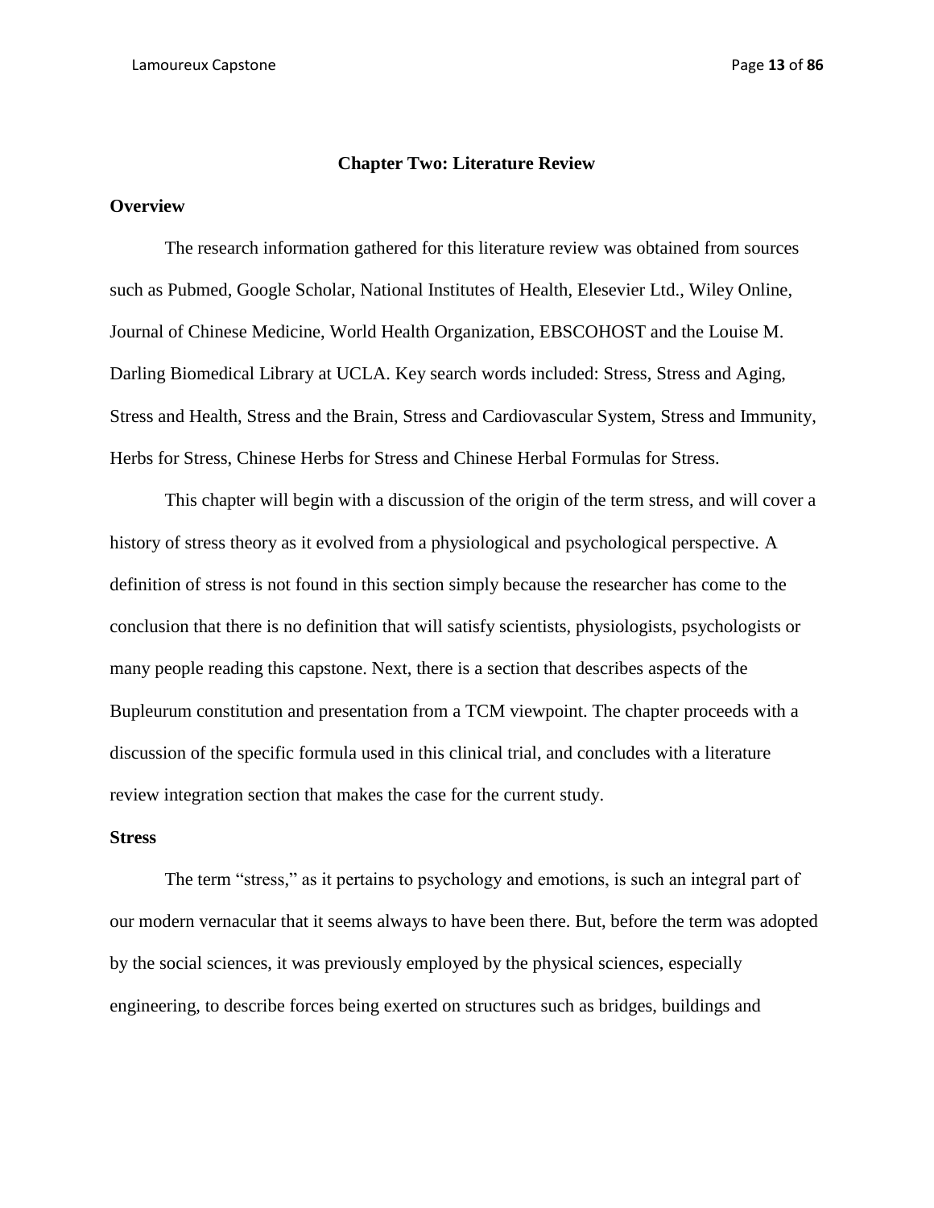# Chapter Two: Literature Review

## Overview

The research information gathered for this literature review was obtained from sources such as Pubmed, Google Scholar, National Institutes of Health, Elesevier Ltd., Wiley Online, Journal of Chinese Medicine, World Health Organization, EBSCOHOST and the Louise M. Darling Biomedical Library at UCLA. Key search words included: Stress, Stress and Aging, Stress and Health, Stress and the Brain, Stress and Cardiovascular System, Stress and Immunity, Herbs for Stress, Chinese Herbs for Stress and Chinese Herbal Formulas for Stress.

This chapter will begin with a discussion of the origin of the term stress, and will cover a history of stress theory as it evolved from a physiological and psychological perspective. A definition of stress is not found in this section simply because the researcher has come to the conclusion that there is no definition that will satisfy scientists, physiologists, psychologists or many people reading this capstone. Next, there is a section that describes aspects of the Bupleurum constitution and presentation from a TCM viewpoint. The chapter proceeds with a discussion of the specific formula used in this clinical trial, and concludes with a literature review integration section that makes the case for the current study.

## Stress

The term "stress," as it pertains to psychology and emotions, is such an integral part of our modern vernacular that it seems always to have been there. But, before the term was adopted by the social sciences, it was previously employed by the physical sciences, especially engineering, to describe forces being exerted on structures such as bridges, buildings and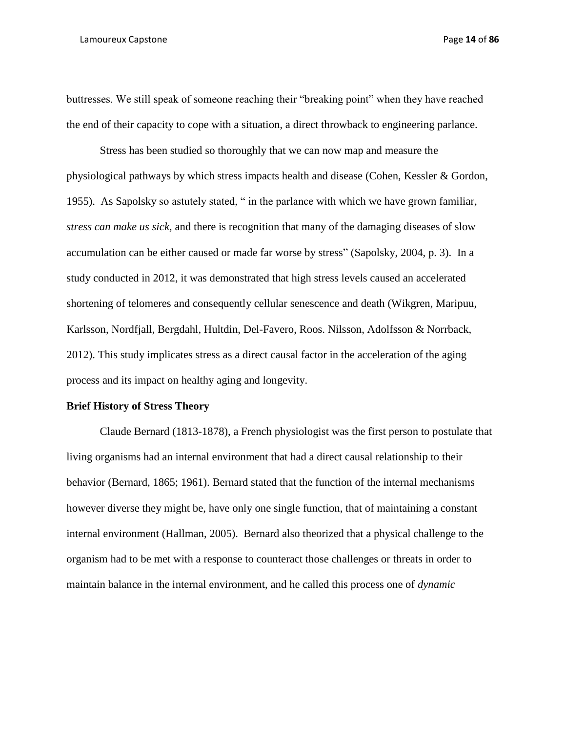buttresses. We still speak of someone reaching their "breaking point" when they have reached the end of their capacity to cope with a situation, a direct throwback to engineering parlance.

Stress has been studied so thoroughly that we can now map and measure the physiological pathways by which stress impacts health and disease (Cohen, Kessler & Gordon, 1955). As Sapolsky so astutely stated, " in the parlance with which we have grown familiar, *stress can make us sick,* and there is recognition that many of the damaging diseases of slow accumulation can be either caused or made far worse by stress" (Sapolsky, 2004, p. 3). In a study conducted in 2012, it was demonstrated that high stress levels caused an accelerated shortening of telomeres and consequently cellular senescence and death (Wikgren, Maripuu, Karlsson, Nordfjall, Bergdahl, Hultdin, Del-Favero, Roos. Nilsson, Adolfsson & Norrback, 2012). This study implicates stress as a direct causal factor in the acceleration of the aging process and its impact on healthy aging and longevity.

**Brief History of Stress Theory**

Claude Bernard (1813-1878), a French physiologist was the first person to postulate that living organisms had an internal environment that had a direct causal relationship to their behavior (Bernard, 1865; 1961). Bernard stated that the function of the internal mechanisms however diverse they might be, have only one single function, that of maintaining a constant internal environment (Hallman, 2005). Bernard also theorized that a physical challenge to the organism had to be met with a response to counteract those challenges or threats in order to maintain balance in the internal environment, and he called this process one of *dynamic*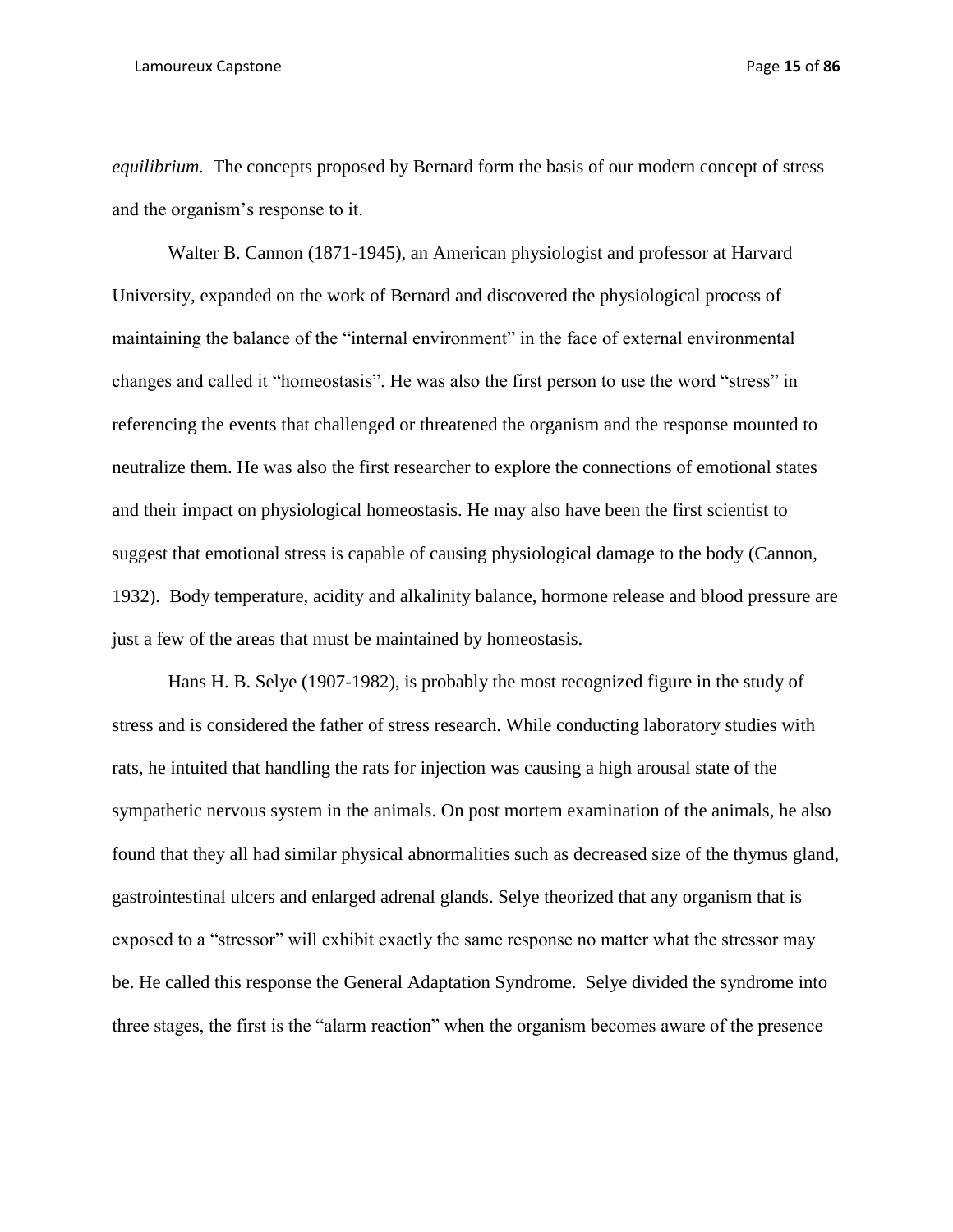*equilibrium.* The concepts proposed by Bernard form the basis of our modern concept of stress and the organism's response to it.

Walter B. Cannon (1871-1945), an American physiologist and professor at Harvard University, expanded on the work of Bernard and discovered the physiological process of maintaining the balance of the "internal environment" in the face of external environmental changes and called it "homeostasis". He was also the first person to use the word "stress" in referencing the events that challenged or threatened the organism and the response mounted to neutralize them. He was also the first researcher to explore the connections of emotional states and their impact on physiological homeostasis. He may also have been the first scientist to suggest that emotional stress is capable of causing physiological damage to the body (Cannon, 1932). Body temperature, acidity and alkalinity balance, hormone release and blood pressure are just a few of the areas that must be maintained by homeostasis.

Hans H. B. Selye (1907-1982), is probably the most recognized figure in the study of stress and is considered the father of stress research. While conducting laboratory studies with rats, he intuited that handling the rats for injection was causing a high arousal state of the sympathetic nervous system in the animals. On post mortem examination of the animals, he also found that they all had similar physical abnormalities such as decreased size of the thymus gland, gastrointestinal ulcers and enlarged adrenal glands. Selye theorized that any organism that is exposed to a "stressor" will exhibit exactly the same response no matter what the stressor may be. He called this response the General Adaptation Syndrome. Selye divided the syndrome into three stages, the first is the "alarm reaction" when the organism becomes aware of the presence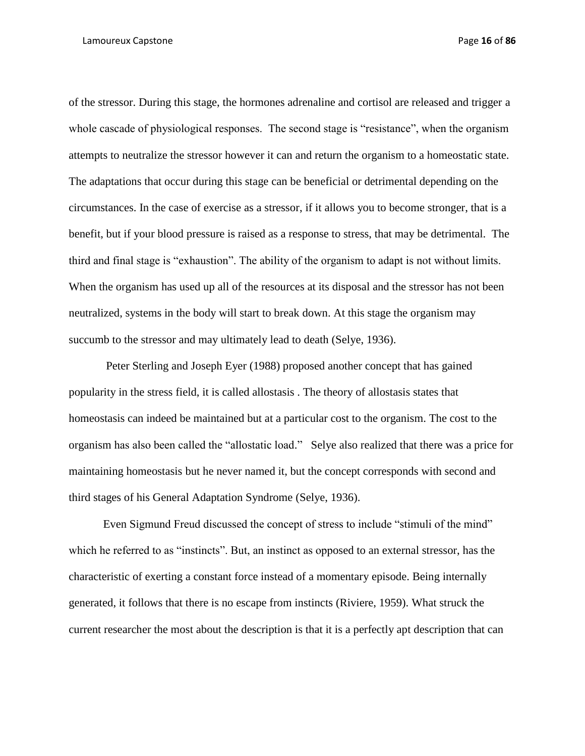of the stressor. During this stage, the hormones adrenaline and cortisol are released and trigger a whole cascade of physiological responses. The second stage is "resistance", when the organism attempts to neutralize the stressor however it can and return the organism to a homeostatic state. The adaptations that occur during this stage can be beneficial or detrimental depending on the circumstances. In the case of exercise as a stressor, if it allows you to become stronger, that is a benefit, but if your blood pressure is raised as a response to stress, that may be detrimental. The third and final stage is "exhaustion". The ability of the organism to adapt is not without limits. When the organism has used up all of the resources at its disposal and the stressor has not been neutralized, systems in the body will start to break down. At this stage the organism may succumb to the stressor and may ultimately lead to death (Selye, 1936).

Peter Sterling and Joseph Eyer (1988) proposed another concept that has gained popularity in the stress field, it is called allostasis . The theory of allostasis states that homeostasis can indeed be maintained but at a particular cost to the organism. The cost to the organism has also been called the "allostatic load." Selye also realized that there was a price for maintaining homeostasis but he never named it, but the concept corresponds with second and third stages of his General Adaptation Syndrome (Selye, 1936).

Even Sigmund Freud discussed the concept of stress to include "stimuli of the mind" which he referred to as "instincts". But, an instinct as opposed to an external stressor, has the characteristic of exerting a constant force instead of a momentary episode. Being internally generated, it follows that there is no escape from instincts (Riviere, 1959). What struck the current researcher the most about the description is that it is a perfectly apt description that can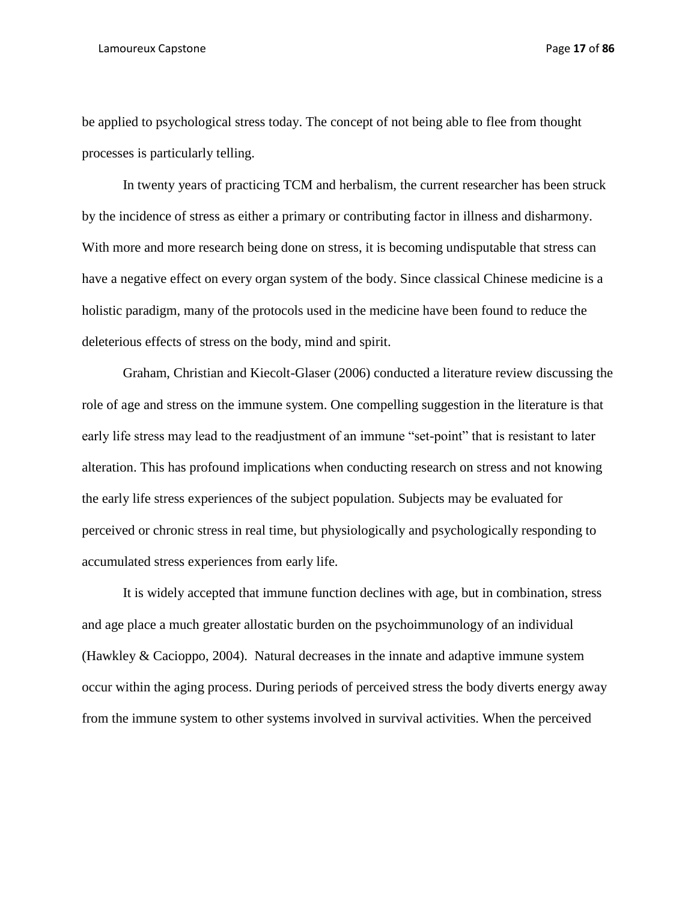be applied to psychological stress today. The concept of not being able to flee from thought processes is particularly telling.

In twenty years of practicing TCM and herbalism, the current researcher has been struck by the incidence of stress as either a primary or contributing factor in illness and disharmony. With more and more research being done on stress, it is becoming undisputable that stress can have a negative effect on every organ system of the body. Since classical Chinese medicine is a holistic paradigm, many of the protocols used in the medicine have been found to reduce the deleterious effects of stress on the body, mind and spirit.

Graham, Christian and Kiecolt-Glaser (2006) conducted a literature review discussing the role of age and stress on the immune system. One compelling suggestion in the literature is that early life stress may lead to the readjustment of an immune "set-point" that is resistant to later alteration. This has profound implications when conducting research on stress and not knowing the early life stress experiences of the subject population. Subjects may be evaluated for perceived or chronic stress in real time, but physiologically and psychologically responding to accumulated stress experiences from early life.

It is widely accepted that immune function declines with age, but in combination, stress and age place a much greater allostatic burden on the psychoimmunology of an individual (Hawkley & Cacioppo, 2004). Natural decreases in the innate and adaptive immune system occur within the aging process. During periods of perceived stress the body diverts energy away from the immune system to other systems involved in survival activities. When the perceived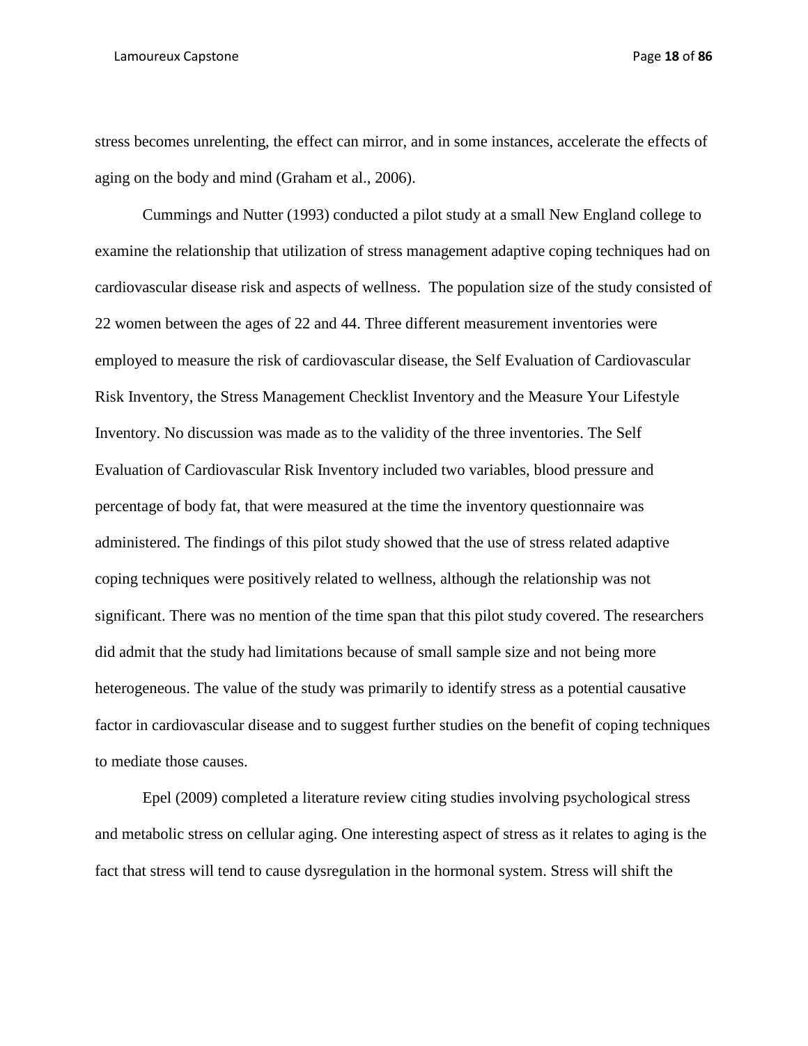stress becomes unrelenting, the effect can mirror, and in some instances, accelerate the effects of aging on the body and mind (Graham et al., 2006).

Cummings and Nutter (1993) conducted a pilot study at a small New England college to examine the relationship that utilization of stress management adaptive coping techniques had on cardiovascular disease risk and aspects of wellness. The population size of the study consisted of 22 women between the ages of 22 and 44. Three different measurement inventories were employed to measure the risk of cardiovascular disease, the Self Evaluation of Cardiovascular Risk Inventory, the Stress Management Checklist Inventory and the Measure Your Lifestyle Inventory. No discussion was made as to the validity of the three inventories. The Self Evaluation of Cardiovascular Risk Inventory included two variables, blood pressure and percentage of body fat, that were measured at the time the inventory questionnaire was administered. The findings of this pilot study showed that the use of stress related adaptive coping techniques were positively related to wellness, although the relationship was not significant. There was no mention of the time span that this pilot study covered. The researchers did admit that the study had limitations because of small sample size and not being more heterogeneous. The value of the study was primarily to identify stress as a potential causative factor in cardiovascular disease and to suggest further studies on the benefit of coping techniques to mediate those causes.

Epel (2009) completed a literature review citing studies involving psychological stress and metabolic stress on cellular aging. One interesting aspect of stress as it relates to aging is the fact that stress will tend to cause dysregulation in the hormonal system. Stress will shift the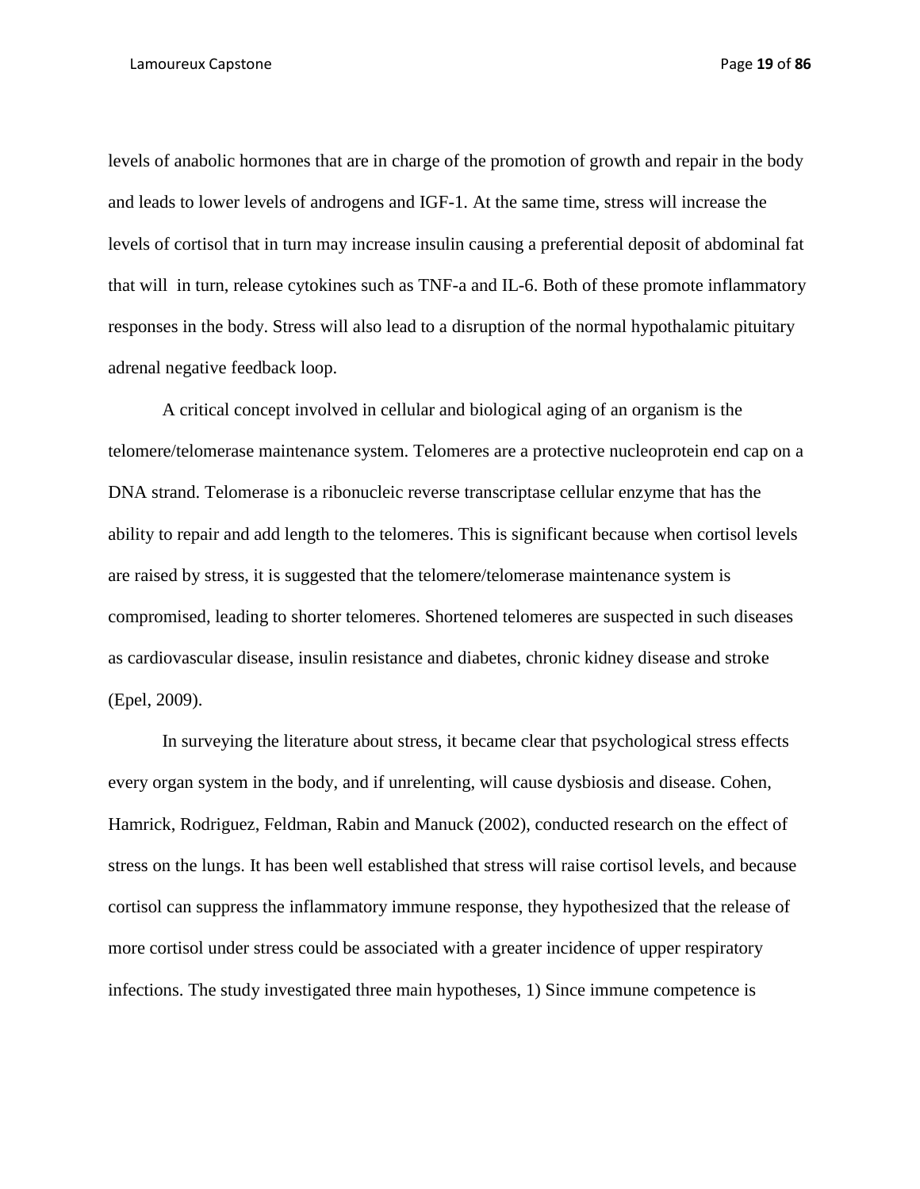levels of anabolic hormones that are in charge of the promotion of growth and repair in the body and leads to lower levels of androgens and IGF-1. At the same time, stress will increase the levels of cortisol that in turn may increase insulin causing a preferential deposit of abdominal fat that will in turn, release cytokines such as TNF-a and IL-6. Both of these promote inflammatory responses in the body. Stress will also lead to a disruption of the normal hypothalamic pituitary adrenal negative feedback loop.

A critical concept involved in cellular and biological aging of an organism is the telomere/telomerase maintenance system. Telomeres are a protective nucleoprotein end cap on a DNA strand. Telomerase is a ribonucleic reverse transcriptase cellular enzyme that has the ability to repair and add length to the telomeres. This is significant because when cortisol levels are raised by stress, it is suggested that the telomere/telomerase maintenance system is compromised, leading to shorter telomeres. Shortened telomeres are suspected in such diseases as cardiovascular disease, insulin resistance and diabetes, chronic kidney disease and stroke (Epel, 2009).

In surveying the literature about stress, it became clear that psychological stress effects every organ system in the body, and if unrelenting, will cause dysbiosis and disease. Cohen, Hamrick, Rodriguez, Feldman, Rabin and Manuck (2002), conducted research on the effect of stress on the lungs. It has been well established that stress will raise cortisol levels, and because cortisol can suppress the inflammatory immune response, they hypothesized that the release of more cortisol under stress could be associated with a greater incidence of upper respiratory infections. The study investigated three main hypotheses, 1) Since immune competence is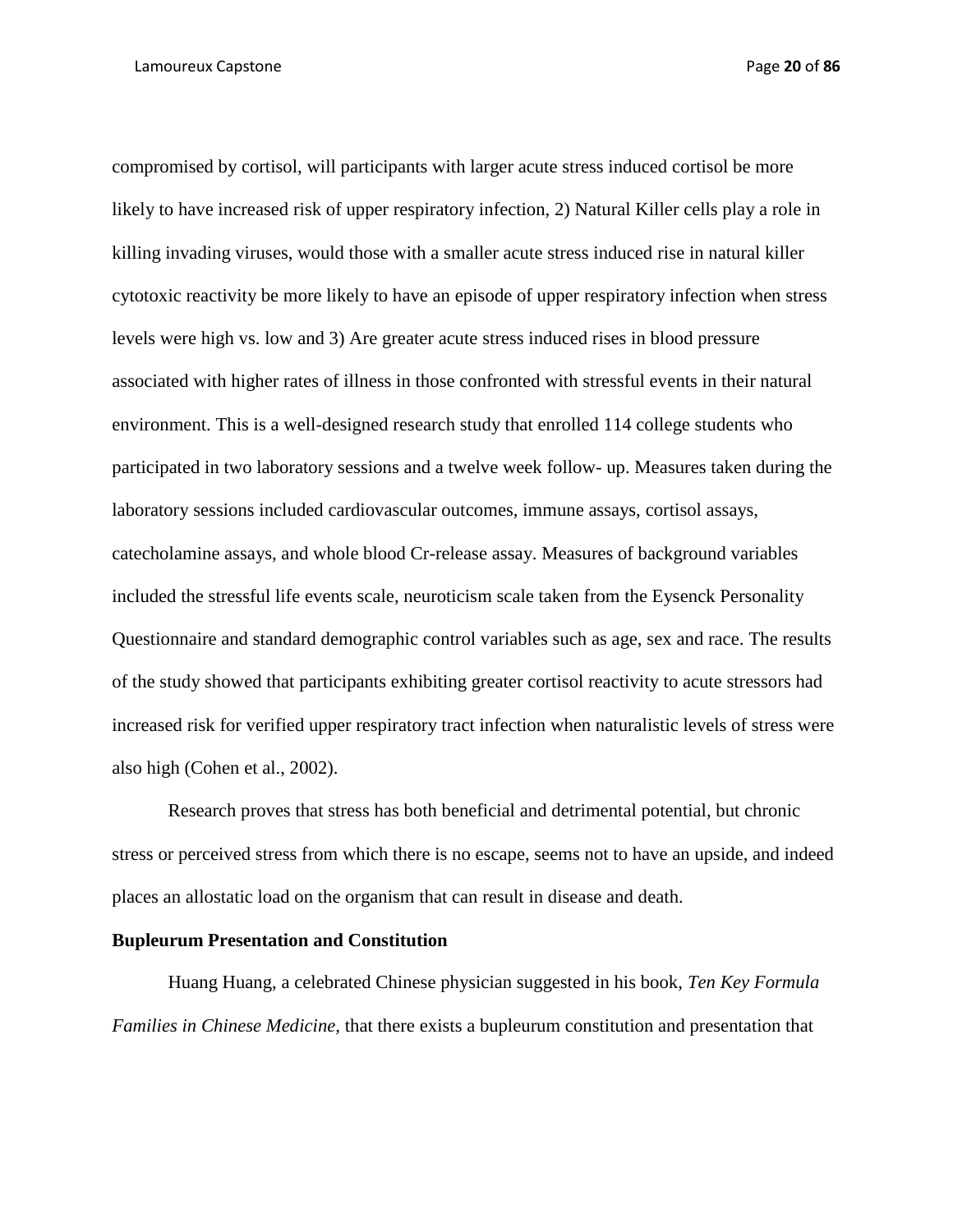compromised by cortisol, will participants with larger acute stress induced cortisol be more likely to have increased risk of upper respiratory infection, 2) Natural Killer cells play a role in killing invading viruses, would those with a smaller acute stress induced rise in natural killer cytotoxic reactivity be more likely to have an episode of upper respiratory infection when stress levels were high vs. low and 3) Are greater acute stress induced rises in blood pressure associated with higher rates of illness in those confronted with stressful events in their natural environment. This is a well-designed research study that enrolled 114 college students who participated in two laboratory sessions and a twelve week follow- up. Measures taken during the laboratory sessions included cardiovascular outcomes, immune assays, cortisol assays, catecholamine assays, and whole blood Cr-release assay. Measures of background variables included the stressful life events scale, neuroticism scale taken from the Eysenck Personality Questionnaire and standard demographic control variables such as age, sex and race. The results of the study showed that participants exhibiting greater cortisol reactivity to acute stressors had increased risk for verified upper respiratory tract infection when naturalistic levels of stress were also high (Cohen et al., 2002).

Research proves that stress has both beneficial and detrimental potential, but chronic stress or perceived stress from which there is no escape, seems not to have an upside, and indeed places an allostatic load on the organism that can result in disease and death.

**Bupleurum Presentation and Constitution**

Huang Huang, a celebrated Chinese physician suggested in his book, *Ten Key Formula Families in Chinese Medicine,* that there exists a bupleurum constitution and presentation that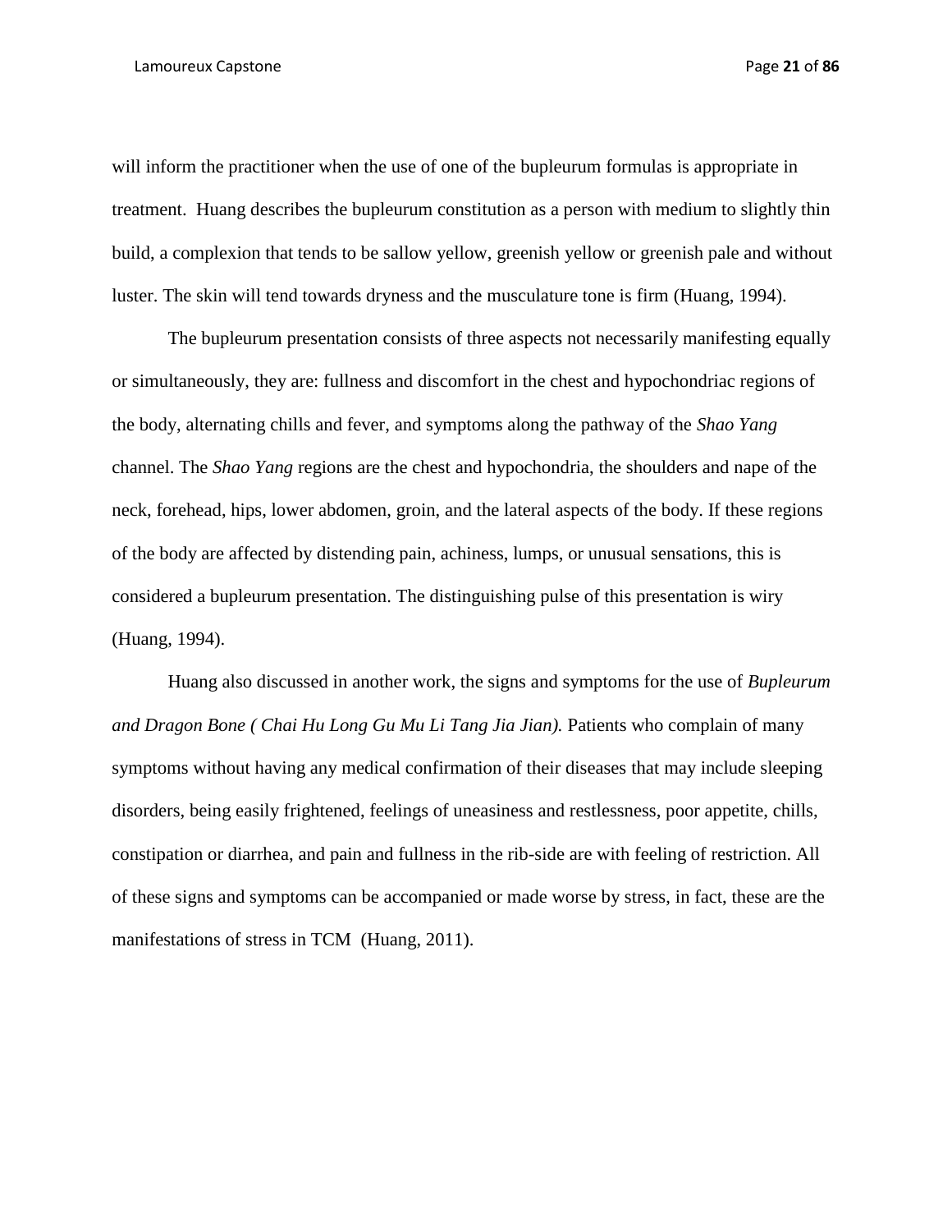will inform the practitioner when the use of one of the bupleurum formulas is appropriate in treatment. Huang describes the bupleurum constitution as a person with medium to slightly thin build, a complexion that tends to be sallow yellow, greenish yellow or greenish pale and without luster. The skin will tend towards dryness and the musculature tone is firm (Huang, 1994).

The bupleurum presentation consists of three aspects not necessarily manifesting equally or simultaneously, they are: fullness and discomfort in the chest and hypochondriac regions of the body, alternating chills and fever, and symptoms along the pathway of the *Shao Yang* channel. The *Shao Yang* regions are the chest and hypochondria, the shoulders and nape of the neck, forehead, hips, lower abdomen, groin, and the lateral aspects of the body. If these regions of the body are affected by distending pain, achiness, lumps, or unusual sensations, this is considered a bupleurum presentation. The distinguishing pulse of this presentation is wiry (Huang, 1994).

Huang also discussed in another work, the signs and symptoms for the use of *Bupleurum and Dragon Bone ( Chai Hu Long Gu Mu Li Tang Jia Jian).* Patients who complain of many symptoms without having any medical confirmation of their diseases that may include sleeping disorders, being easily frightened, feelings of uneasiness and restlessness, poor appetite, chills, constipation or diarrhea, and pain and fullness in the rib-side are with feeling of restriction. All of these signs and symptoms can be accompanied or made worse by stress, in fact, these are the manifestations of stress in TCM (Huang, 2011).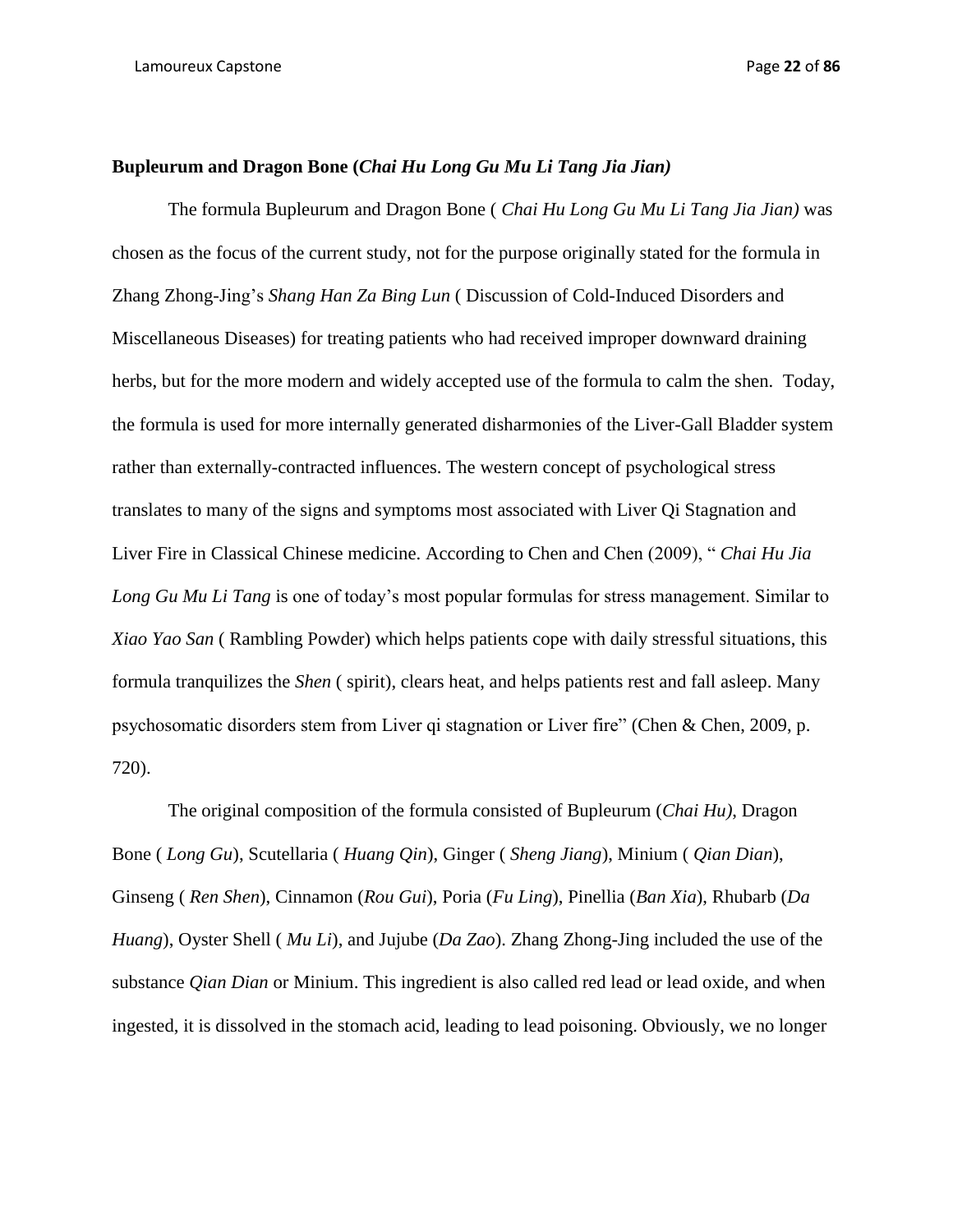**Bupleurum and Dragon Bone (*Chai Hu Long Gu Mu Li Tang Jia Jian)***

The formula Bupleurum and Dragon Bone ( *Chai Hu Long Gu Mu Li Tang Jia Jian)* was chosen as the focus of the current study, not for the purpose originally stated for the formula in Zhang Zhong-Jing's *Shang Han Za Bing Lun* ( Discussion of Cold-Induced Disorders and Miscellaneous Diseases) for treating patients who had received improper downward draining herbs, but for the more modern and widely accepted use of the formula to calm the shen. Today, the formula is used for more internally generated disharmonies of the Liver-Gall Bladder system rather than externally-contracted influences. The western concept of psychological stress translates to many of the signs and symptoms most associated with Liver Qi Stagnation and Liver Fire in Classical Chinese medicine. According to Chen and Chen (2009), " *Chai Hu Jia Long Gu Mu Li Tang* is one of today's most popular formulas for stress management. Similar to *Xiao Yao San* ( Rambling Powder) which helps patients cope with daily stressful situations, this formula tranquilizes the *Shen* ( spirit), clears heat, and helps patients rest and fall asleep. Many psychosomatic disorders stem from Liver qi stagnation or Liver fire" (Chen & Chen, 2009, p. 720).

The original composition of the formula consisted of Bupleurum (*Chai Hu)*, Dragon Bone ( *Long Gu*), Scutellaria ( *Huang Qin*), Ginger ( *Sheng Jiang*), Minium ( *Qian Dian*), Ginseng ( *Ren Shen*), Cinnamon (*Rou Gui*), Poria (*Fu Ling*), Pinellia (*Ban Xia*), Rhubarb (*Da Huang*), Oyster Shell ( *Mu Li*), and Jujube (*Da Zao*). Zhang Zhong-Jing included the use of the substance *Qian Dian* or Minium. This ingredient is also called red lead or lead oxide, and when ingested, it is dissolved in the stomach acid, leading to lead poisoning. Obviously, we no longer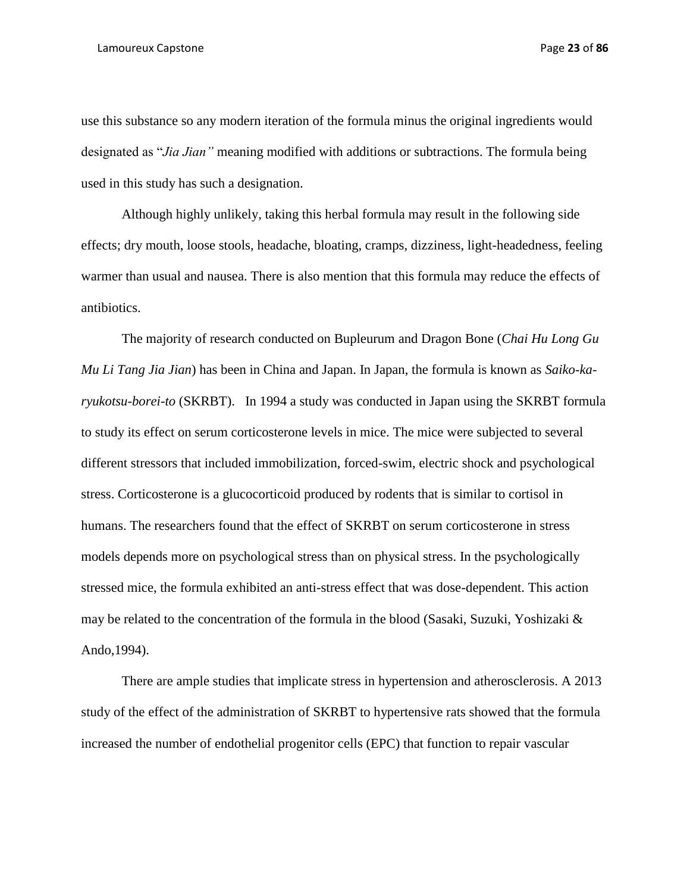use this substance so any modern iteration of the formula minus the original ingredients would designated as "*Jia Jian"* meaning modified with additions or subtractions. The formula being used in this study has such a designation.

Although highly unlikely, taking this herbal formula may result in the following side effects; dry mouth, loose stools, headache, bloating, cramps, dizziness, light-headedness, feeling warmer than usual and nausea. There is also mention that this formula may reduce the effects of antibiotics.

The majority of research conducted on Bupleurum and Dragon Bone (*Chai Hu Long Gu Mu Li Tang Jia Jian*) has been in China and Japan. In Japan, the formula is known as *Saiko-ka-ryukotsu-borei-to* (SKRBT). In 1994 a study was conducted in Japan using the SKRBT formula to study its effect on serum corticosterone levels in mice. The mice were subjected to several different stressors that included immobilization, forced-swim, electric shock and psychological stress. Corticosterone is a glucocorticoid produced by rodents that is similar to cortisol in humans. The researchers found that the effect of SKRBT on serum corticosterone in stress models depends more on psychological stress than on physical stress. In the psychologically stressed mice, the formula exhibited an anti-stress effect that was dose-dependent. This action may be related to the concentration of the formula in the blood (Sasaki, Suzuki, Yoshizaki & Ando,1994).

There are ample studies that implicate stress in hypertension and atherosclerosis. A 2013 study of the effect of the administration of SKRBT to hypertensive rats showed that the formula increased the number of endothelial progenitor cells (EPC) that function to repair vascular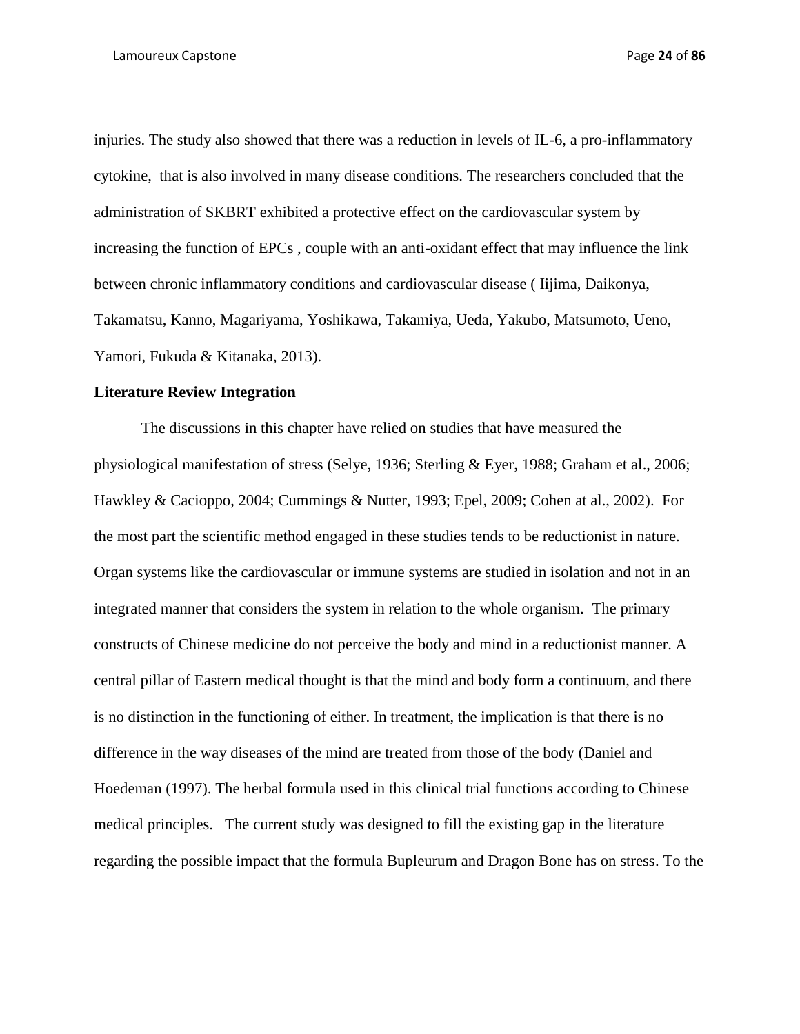injuries. The study also showed that there was a reduction in levels of IL-6, a pro-inflammatory cytokine, that is also involved in many disease conditions. The researchers concluded that the administration of SKBRT exhibited a protective effect on the cardiovascular system by increasing the function of EPCs , couple with an anti-oxidant effect that may influence the link between chronic inflammatory conditions and cardiovascular disease ( Iijima, Daikonya, Takamatsu, Kanno, Magariyama, Yoshikawa, Takamiya, Ueda, Yakubo, Matsumoto, Ueno, Yamori, Fukuda & Kitanaka, 2013).

**Literature Review Integration**

The discussions in this chapter have relied on studies that have measured the physiological manifestation of stress (Selye, 1936; Sterling & Eyer, 1988; Graham et al., 2006; Hawkley & Cacioppo, 2004; Cummings & Nutter, 1993; Epel, 2009; Cohen at al., 2002). For the most part the scientific method engaged in these studies tends to be reductionist in nature. Organ systems like the cardiovascular or immune systems are studied in isolation and not in an integrated manner that considers the system in relation to the whole organism. The primary constructs of Chinese medicine do not perceive the body and mind in a reductionist manner. A central pillar of Eastern medical thought is that the mind and body form a continuum, and there is no distinction in the functioning of either. In treatment, the implication is that there is no difference in the way diseases of the mind are treated from those of the body (Daniel and Hoedeman (1997). The herbal formula used in this clinical trial functions according to Chinese medical principles. The current study was designed to fill the existing gap in the literature regarding the possible impact that the formula Bupleurum and Dragon Bone has on stress. To the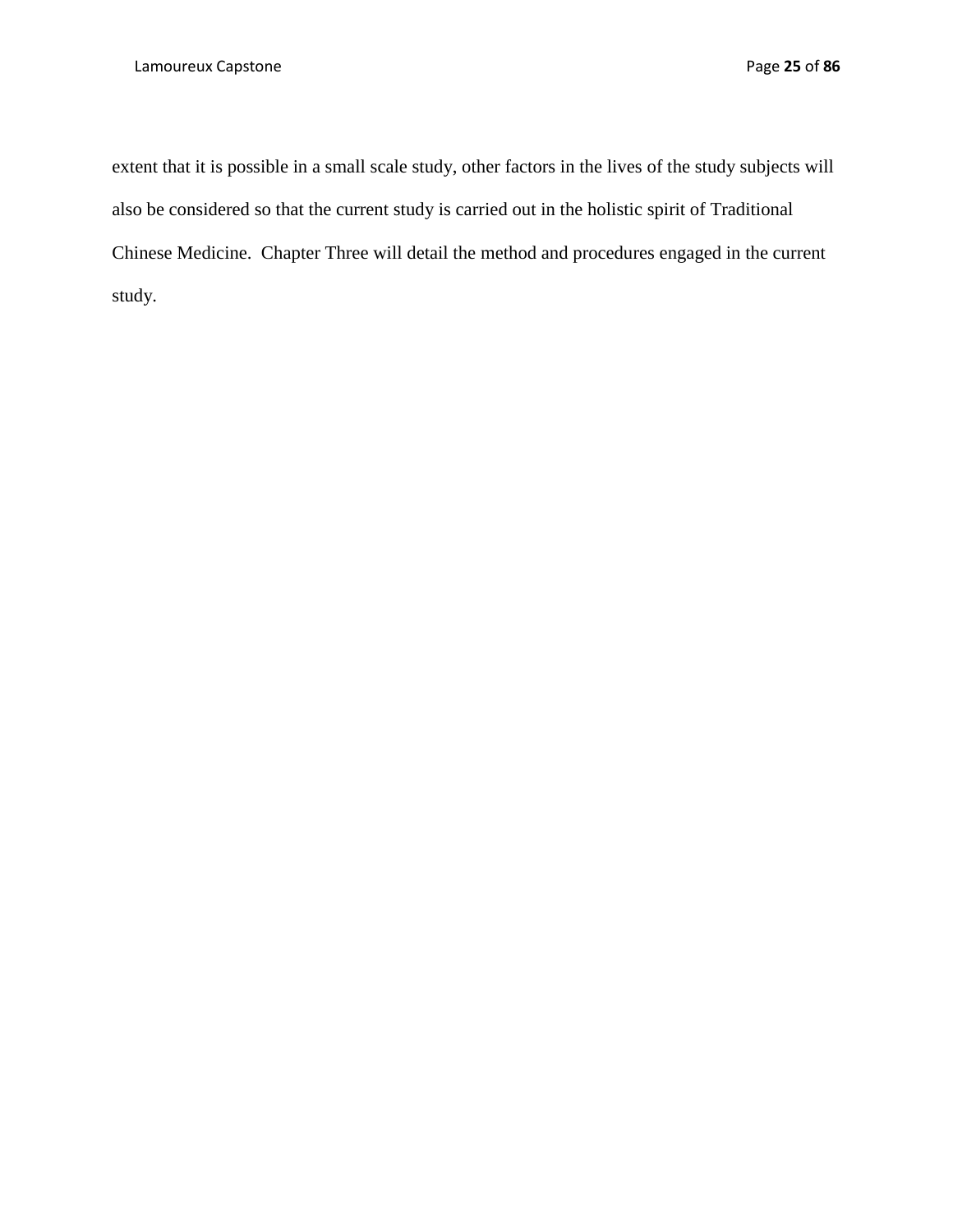extent that it is possible in a small scale study, other factors in the lives of the study subjects will also be considered so that the current study is carried out in the holistic spirit of Traditional Chinese Medicine. Chapter Three will detail the method and procedures engaged in the current study.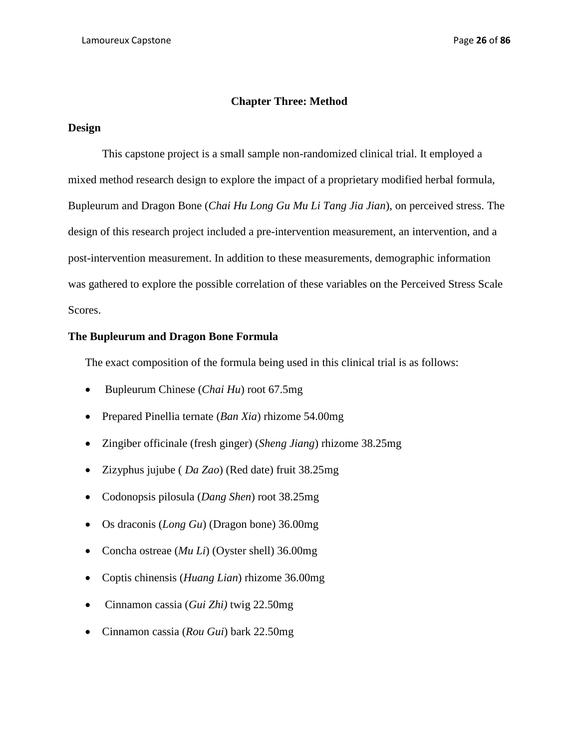## Chapter Three: Method

### Design

This capstone project is a small sample non-randomized clinical trial. It employed a mixed method research design to explore the impact of a proprietary modified herbal formula, Bupleurum and Dragon Bone (*Chai Hu Long Gu Mu Li Tang Jia Jian*), on perceived stress. The design of this research project included a pre-intervention measurement, an intervention, and a post-intervention measurement. In addition to these measurements, demographic information was gathered to explore the possible correlation of these variables on the Perceived Stress Scale Scores.

### The Bupleurum and Dragon Bone Formula

The exact composition of the formula being used in this clinical trial is as follows:

- Bupleurum Chinese (*Chai Hu*) root 67.5mg
- Prepared Pinellia ternate (*Ban Xia*) rhizome 54.00mg
- Zingiber officinale (fresh ginger) (*Sheng Jiang*) rhizome 38.25mg
- Zizyphus jujube ( *Da Zao*) (Red date) fruit 38.25mg
- Codonopsis pilosula (*Dang Shen*) root 38.25mg
- Os draconis (*Long Gu*) (Dragon bone) 36.00mg
- Concha ostreae (*Mu Li*) (Oyster shell) 36.00mg
- Coptis chinensis (*Huang Lian*) rhizome 36.00mg
- Cinnamon cassia (*Gui Zhi)* twig 22.50mg
- Cinnamon cassia (*Rou Gui*) bark 22.50mg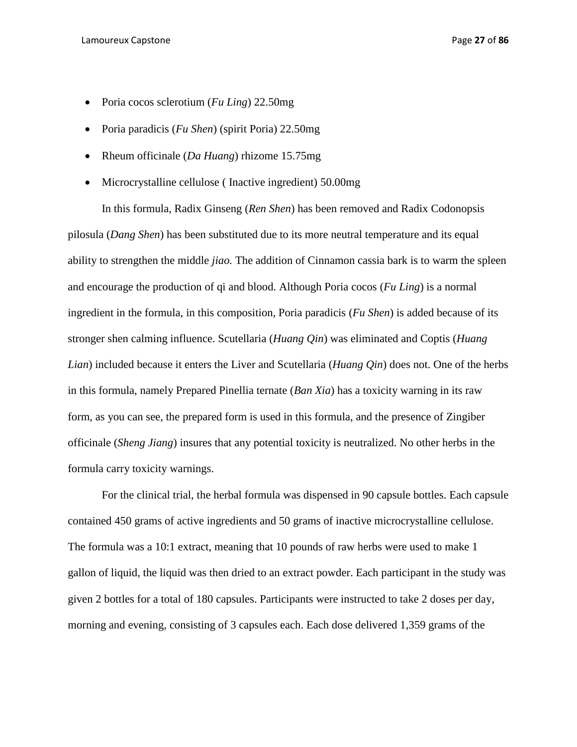- Poria cocos sclerotium (*Fu Ling*) 22.50mg
- Poria paradicis (*Fu Shen*) (spirit Poria) 22.50mg
- Rheum officinale (*Da Huang*) rhizome 15.75mg
- Microcrystalline cellulose ( Inactive ingredient) 50.00mg

In this formula, Radix Ginseng (*Ren Shen*) has been removed and Radix Codonopsis pilosula (*Dang Shen*) has been substituted due to its more neutral temperature and its equal ability to strengthen the middle *jiao.* The addition of Cinnamon cassia bark is to warm the spleen and encourage the production of qi and blood. Although Poria cocos (*Fu Ling*) is a normal ingredient in the formula, in this composition, Poria paradicis (*Fu Shen*) is added because of its stronger shen calming influence. Scutellaria (*Huang Qin*) was eliminated and Coptis (*Huang Lian*) included because it enters the Liver and Scutellaria (*Huang Qin*) does not. One of the herbs in this formula, namely Prepared Pinellia ternate (*Ban Xia*) has a toxicity warning in its raw form, as you can see, the prepared form is used in this formula, and the presence of Zingiber officinale (*Sheng Jiang*) insures that any potential toxicity is neutralized. No other herbs in the formula carry toxicity warnings.

For the clinical trial, the herbal formula was dispensed in 90 capsule bottles. Each capsule contained 450 grams of active ingredients and 50 grams of inactive microcrystalline cellulose. The formula was a 10:1 extract, meaning that 10 pounds of raw herbs were used to make 1 gallon of liquid, the liquid was then dried to an extract powder. Each participant in the study was given 2 bottles for a total of 180 capsules. Participants were instructed to take 2 doses per day, morning and evening, consisting of 3 capsules each. Each dose delivered 1,359 grams of the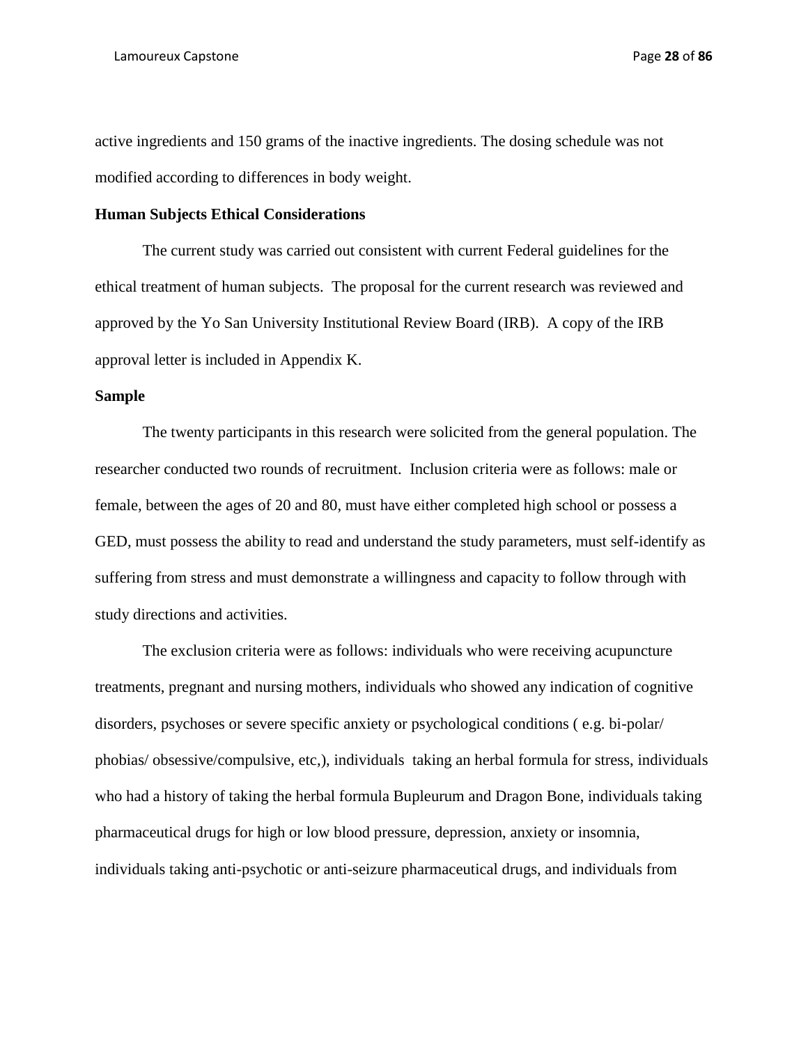active ingredients and 150 grams of the inactive ingredients. The dosing schedule was not modified according to differences in body weight.

**Human Subjects Ethical Considerations**

The current study was carried out consistent with current Federal guidelines for the ethical treatment of human subjects. The proposal for the current research was reviewed and approved by the Yo San University Institutional Review Board (IRB). A copy of the IRB approval letter is included in Appendix K.

**Sample**

The twenty participants in this research were solicited from the general population. The researcher conducted two rounds of recruitment. Inclusion criteria were as follows: male or female, between the ages of 20 and 80, must have either completed high school or possess a GED, must possess the ability to read and understand the study parameters, must self-identify as suffering from stress and must demonstrate a willingness and capacity to follow through with study directions and activities.

The exclusion criteria were as follows: individuals who were receiving acupuncture treatments, pregnant and nursing mothers, individuals who showed any indication of cognitive disorders, psychoses or severe specific anxiety or psychological conditions ( e.g. bi-polar/ phobias/ obsessive/compulsive, etc,), individuals taking an herbal formula for stress, individuals who had a history of taking the herbal formula Bupleurum and Dragon Bone, individuals taking pharmaceutical drugs for high or low blood pressure, depression, anxiety or insomnia, individuals taking anti-psychotic or anti-seizure pharmaceutical drugs, and individuals from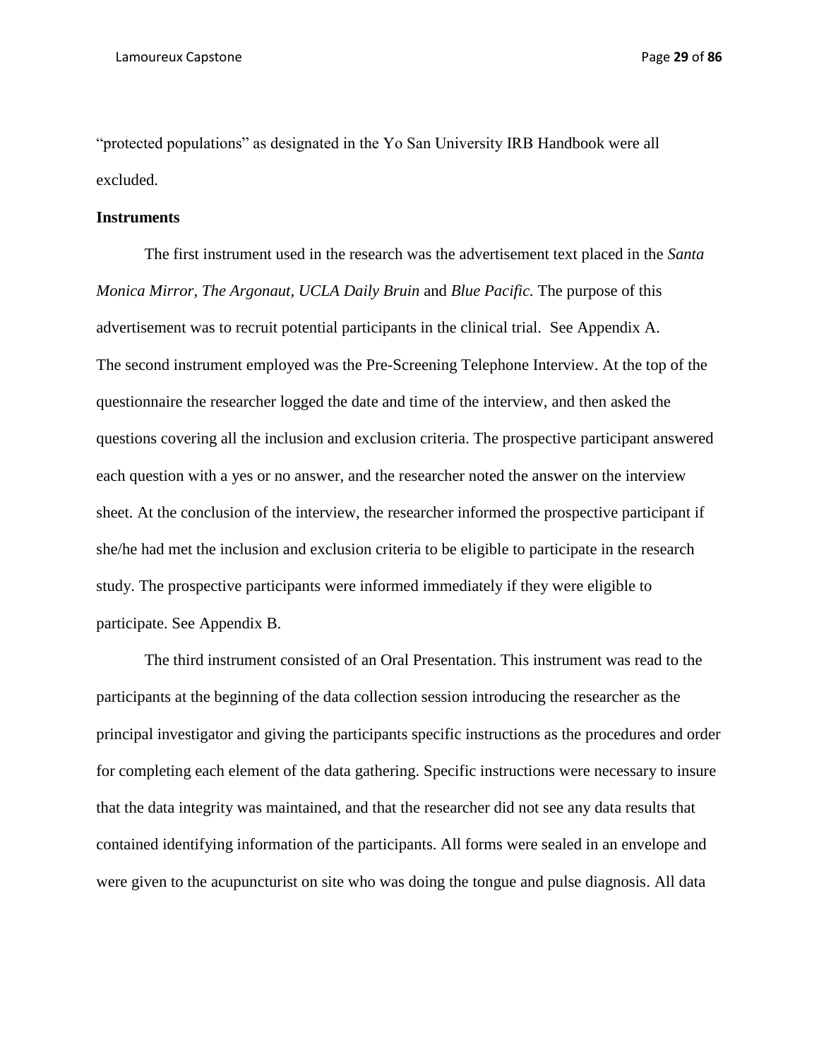"protected populations" as designated in the Yo San University IRB Handbook were all excluded.

**Instruments**

The first instrument used in the research was the advertisement text placed in the *Santa Monica Mirror, The Argonaut, UCLA Daily Bruin* and *Blue Pacific.* The purpose of this advertisement was to recruit potential participants in the clinical trial. See Appendix A.
The second instrument employed was the Pre-Screening Telephone Interview. At the top of the questionnaire the researcher logged the date and time of the interview, and then asked the questions covering all the inclusion and exclusion criteria. The prospective participant answered each question with a yes or no answer, and the researcher noted the answer on the interview sheet. At the conclusion of the interview, the researcher informed the prospective participant if she/he had met the inclusion and exclusion criteria to be eligible to participate in the research study. The prospective participants were informed immediately if they were eligible to participate. See Appendix B.

The third instrument consisted of an Oral Presentation. This instrument was read to the participants at the beginning of the data collection session introducing the researcher as the principal investigator and giving the participants specific instructions as the procedures and order for completing each element of the data gathering. Specific instructions were necessary to insure that the data integrity was maintained, and that the researcher did not see any data results that contained identifying information of the participants. All forms were sealed in an envelope and were given to the acupuncturist on site who was doing the tongue and pulse diagnosis. All data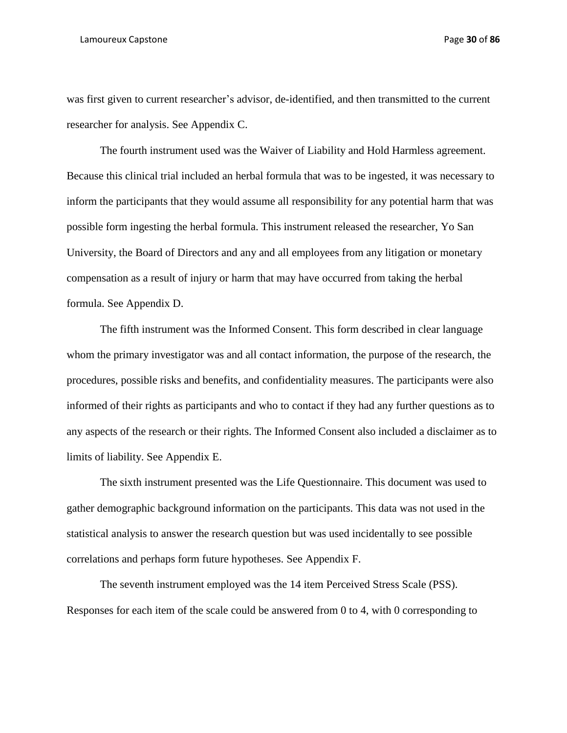was first given to current researcher's advisor, de-identified, and then transmitted to the current researcher for analysis. See Appendix C.

The fourth instrument used was the Waiver of Liability and Hold Harmless agreement. Because this clinical trial included an herbal formula that was to be ingested, it was necessary to inform the participants that they would assume all responsibility for any potential harm that was possible form ingesting the herbal formula. This instrument released the researcher, Yo San University, the Board of Directors and any and all employees from any litigation or monetary compensation as a result of injury or harm that may have occurred from taking the herbal formula. See Appendix D.

The fifth instrument was the Informed Consent. This form described in clear language whom the primary investigator was and all contact information, the purpose of the research, the procedures, possible risks and benefits, and confidentiality measures. The participants were also informed of their rights as participants and who to contact if they had any further questions as to any aspects of the research or their rights. The Informed Consent also included a disclaimer as to limits of liability. See Appendix E.

The sixth instrument presented was the Life Questionnaire. This document was used to gather demographic background information on the participants. This data was not used in the statistical analysis to answer the research question but was used incidentally to see possible correlations and perhaps form future hypotheses. See Appendix F.

The seventh instrument employed was the 14 item Perceived Stress Scale (PSS). Responses for each item of the scale could be answered from 0 to 4, with 0 corresponding to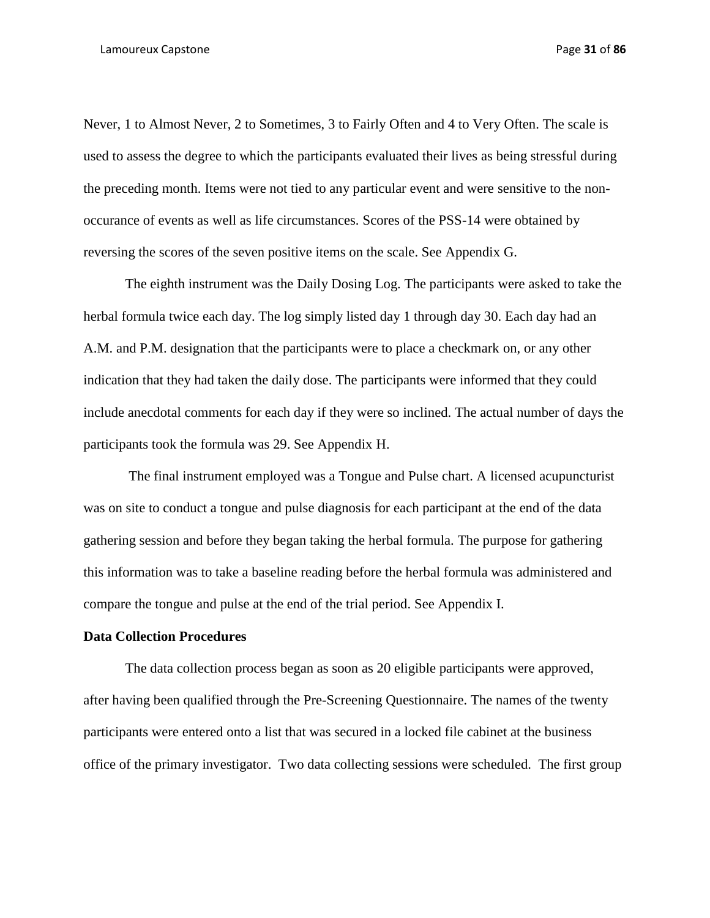Never, 1 to Almost Never, 2 to Sometimes, 3 to Fairly Often and 4 to Very Often. The scale is used to assess the degree to which the participants evaluated their lives as being stressful during the preceding month. Items were not tied to any particular event and were sensitive to the non-occurance of events as well as life circumstances. Scores of the PSS-14 were obtained by reversing the scores of the seven positive items on the scale. See Appendix G.

The eighth instrument was the Daily Dosing Log. The participants were asked to take the herbal formula twice each day. The log simply listed day 1 through day 30. Each day had an A.M. and P.M. designation that the participants were to place a checkmark on, or any other indication that they had taken the daily dose. The participants were informed that they could include anecdotal comments for each day if they were so inclined. The actual number of days the participants took the formula was 29. See Appendix H.

The final instrument employed was a Tongue and Pulse chart. A licensed acupuncturist was on site to conduct a tongue and pulse diagnosis for each participant at the end of the data gathering session and before they began taking the herbal formula. The purpose for gathering this information was to take a baseline reading before the herbal formula was administered and compare the tongue and pulse at the end of the trial period. See Appendix I.

**Data Collection Procedures**

The data collection process began as soon as 20 eligible participants were approved, after having been qualified through the Pre-Screening Questionnaire. The names of the twenty participants were entered onto a list that was secured in a locked file cabinet at the business office of the primary investigator. Two data collecting sessions were scheduled. The first group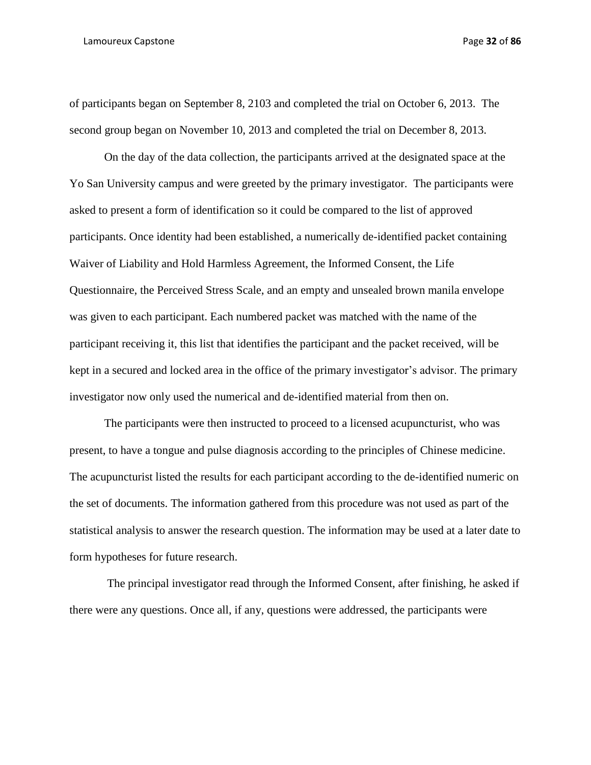of participants began on September 8, 2103 and completed the trial on October 6, 2013. The second group began on November 10, 2013 and completed the trial on December 8, 2013.

On the day of the data collection, the participants arrived at the designated space at the Yo San University campus and were greeted by the primary investigator. The participants were asked to present a form of identification so it could be compared to the list of approved participants. Once identity had been established, a numerically de-identified packet containing Waiver of Liability and Hold Harmless Agreement, the Informed Consent, the Life Questionnaire, the Perceived Stress Scale, and an empty and unsealed brown manila envelope was given to each participant. Each numbered packet was matched with the name of the participant receiving it, this list that identifies the participant and the packet received, will be kept in a secured and locked area in the office of the primary investigator's advisor. The primary investigator now only used the numerical and de-identified material from then on.

The participants were then instructed to proceed to a licensed acupuncturist, who was present, to have a tongue and pulse diagnosis according to the principles of Chinese medicine. The acupuncturist listed the results for each participant according to the de-identified numeric on the set of documents. The information gathered from this procedure was not used as part of the statistical analysis to answer the research question. The information may be used at a later date to form hypotheses for future research.

The principal investigator read through the Informed Consent, after finishing, he asked if there were any questions. Once all, if any, questions were addressed, the participants were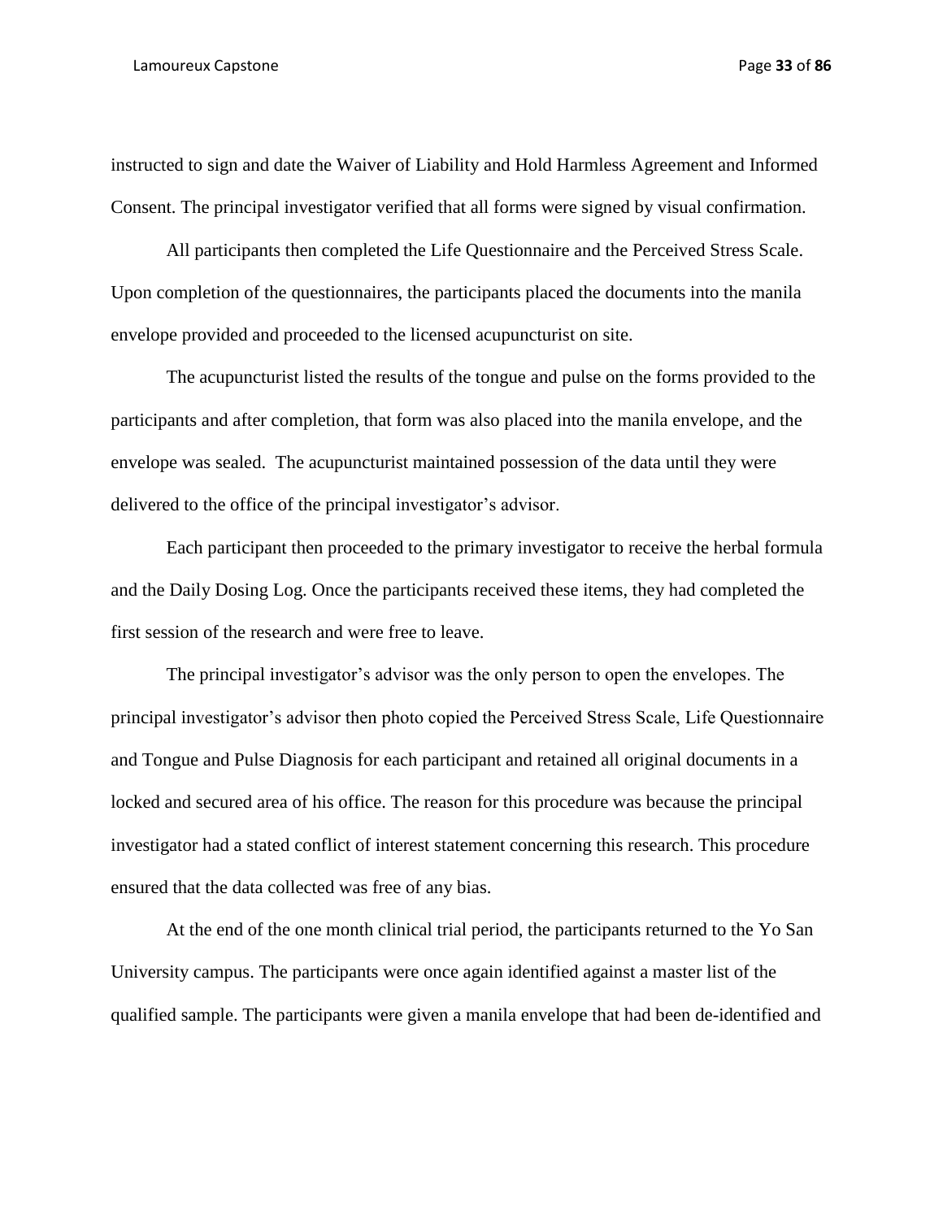instructed to sign and date the Waiver of Liability and Hold Harmless Agreement and Informed Consent. The principal investigator verified that all forms were signed by visual confirmation.

All participants then completed the Life Questionnaire and the Perceived Stress Scale. Upon completion of the questionnaires, the participants placed the documents into the manila envelope provided and proceeded to the licensed acupuncturist on site.

The acupuncturist listed the results of the tongue and pulse on the forms provided to the participants and after completion, that form was also placed into the manila envelope, and the envelope was sealed. The acupuncturist maintained possession of the data until they were delivered to the office of the principal investigator's advisor.

Each participant then proceeded to the primary investigator to receive the herbal formula and the Daily Dosing Log. Once the participants received these items, they had completed the first session of the research and were free to leave.

The principal investigator's advisor was the only person to open the envelopes. The principal investigator's advisor then photo copied the Perceived Stress Scale, Life Questionnaire and Tongue and Pulse Diagnosis for each participant and retained all original documents in a locked and secured area of his office. The reason for this procedure was because the principal investigator had a stated conflict of interest statement concerning this research. This procedure ensured that the data collected was free of any bias.

At the end of the one month clinical trial period, the participants returned to the Yo San University campus. The participants were once again identified against a master list of the qualified sample. The participants were given a manila envelope that had been de-identified and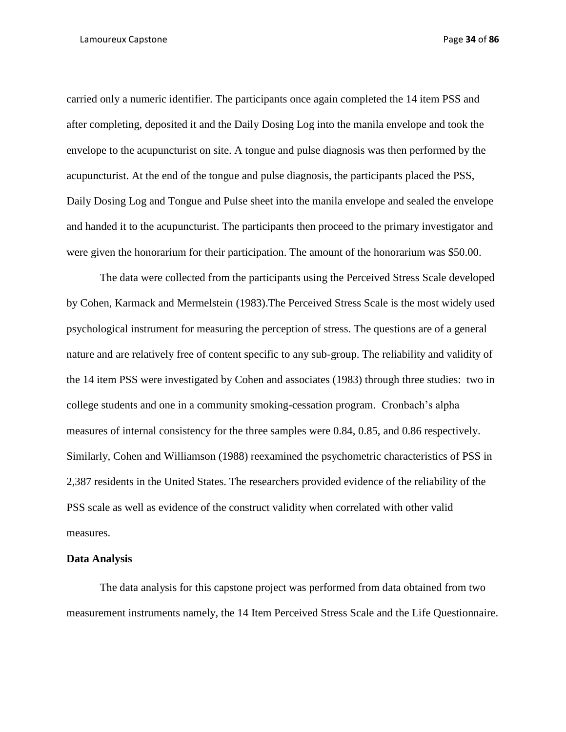carried only a numeric identifier. The participants once again completed the 14 item PSS and after completing, deposited it and the Daily Dosing Log into the manila envelope and took the envelope to the acupuncturist on site. A tongue and pulse diagnosis was then performed by the acupuncturist. At the end of the tongue and pulse diagnosis, the participants placed the PSS, Daily Dosing Log and Tongue and Pulse sheet into the manila envelope and sealed the envelope and handed it to the acupuncturist. The participants then proceed to the primary investigator and were given the honorarium for their participation. The amount of the honorarium was $50.00.

The data were collected from the participants using the Perceived Stress Scale developed by Cohen, Karmack and Mermelstein (1983).The Perceived Stress Scale is the most widely used psychological instrument for measuring the perception of stress. The questions are of a general nature and are relatively free of content specific to any sub-group. The reliability and validity of the 14 item PSS were investigated by Cohen and associates (1983) through three studies: two in college students and one in a community smoking-cessation program. Cronbach's alpha measures of internal consistency for the three samples were 0.84, 0.85, and 0.86 respectively. Similarly, Cohen and Williamson (1988) reexamined the psychometric characteristics of PSS in 2,387 residents in the United States. The researchers provided evidence of the reliability of the PSS scale as well as evidence of the construct validity when correlated with other valid measures.

**Data Analysis**

The data analysis for this capstone project was performed from data obtained from two measurement instruments namely, the 14 Item Perceived Stress Scale and the Life Questionnaire.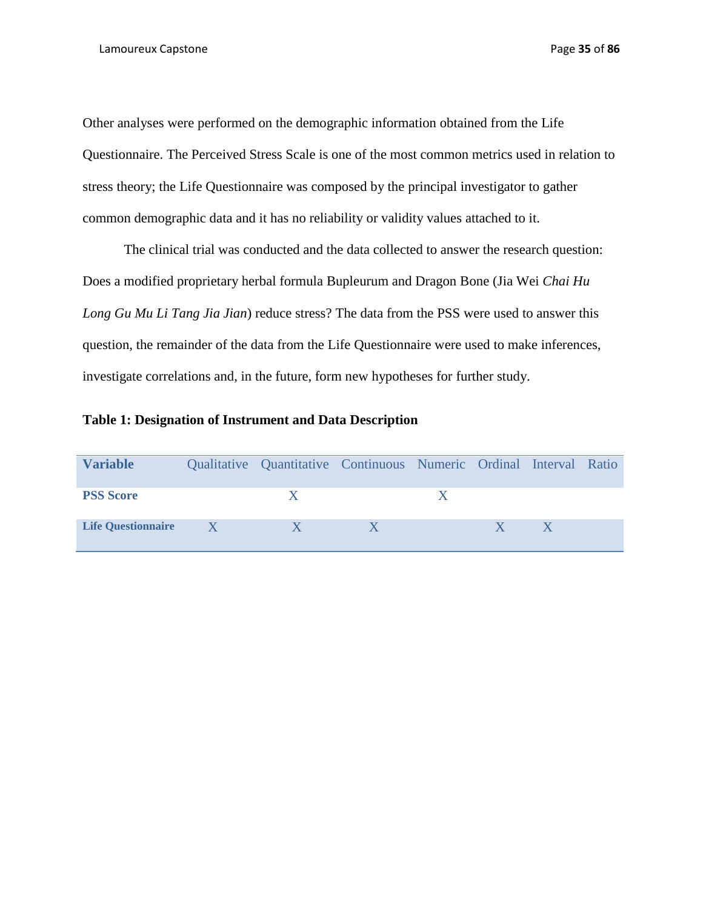Other analyses were performed on the demographic information obtained from the Life Questionnaire. The Perceived Stress Scale is one of the most common metrics used in relation to stress theory; the Life Questionnaire was composed by the principal investigator to gather common demographic data and it has no reliability or validity values attached to it.

The clinical trial was conducted and the data collected to answer the research question: Does a modified proprietary herbal formula Bupleurum and Dragon Bone (Jia Wei *Chai Hu Long Gu Mu Li Tang Jia Jian*) reduce stress? The data from the PSS were used to answer this question, the remainder of the data from the Life Questionnaire were used to make inferences, investigate correlations and, in the future, form new hypotheses for further study.

**Table 1: Designation of Instrument and Data Description**

| **Variable** | Qualitative | Quantitative | Continuous | Numeric | Ordinal | Interval | Ratio |
|---|---|---|---|---|---|---|---|
| **PSS Score** | | X | | X | | | |
| **Life Questionnaire** | X | X | X | | X | X | |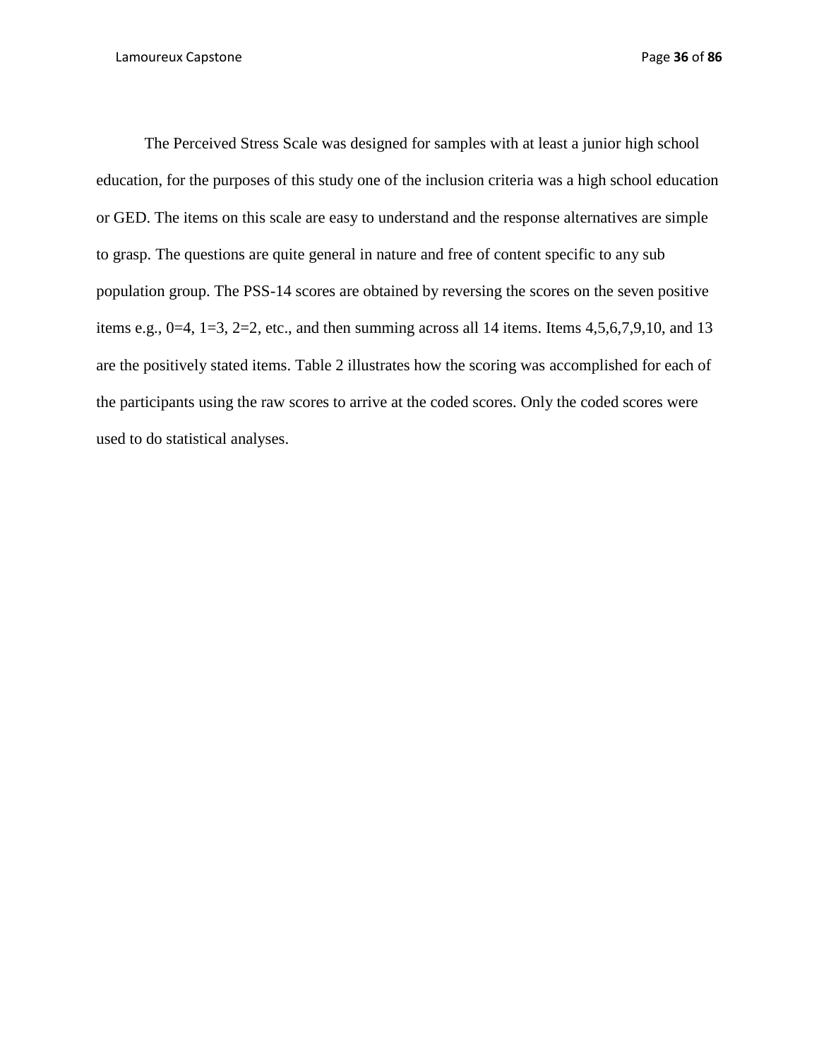The Perceived Stress Scale was designed for samples with at least a junior high school education, for the purposes of this study one of the inclusion criteria was a high school education or GED. The items on this scale are easy to understand and the response alternatives are simple to grasp. The questions are quite general in nature and free of content specific to any sub population group. The PSS-14 scores are obtained by reversing the scores on the seven positive items e.g., 0=4, 1=3, 2=2, etc., and then summing across all 14 items. Items 4,5,6,7,9,10, and 13 are the positively stated items. Table 2 illustrates how the scoring was accomplished for each of the participants using the raw scores to arrive at the coded scores. Only the coded scores were used to do statistical analyses.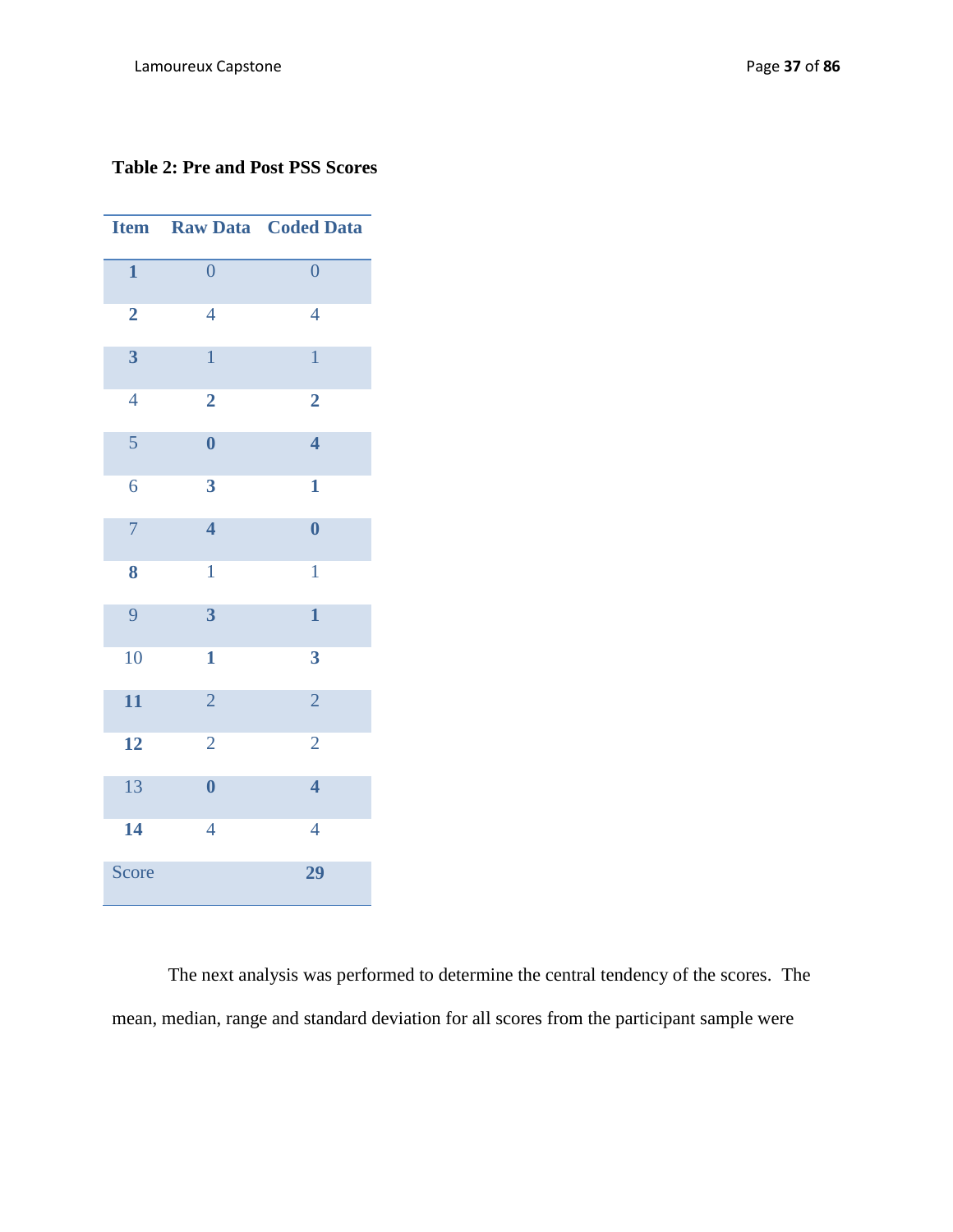**Table 2: Pre and Post PSS Scores**

| Item | Raw Data | Coded Data |
|---|---|---|
| **1** | 0 | 0 |
| **2** | 4 | 4 |
| **3** | 1 | 1 |
| 4 | **2** | **2** |
| 5 | **0** | **4** |
| 6 | **3** | **1** |
| 7 | **4** | **0** |
| **8** | 1 | 1 |
| 9 | **3** | **1** |
| 10 | **1** | **3** |
| **11** | 2 | 2 |
| **12** | 2 | 2 |
| 13 | **0** | **4** |
| **14** | 4 | 4 |
| Score | | **29** |

The next analysis was performed to determine the central tendency of the scores. The mean, median, range and standard deviation for all scores from the participant sample were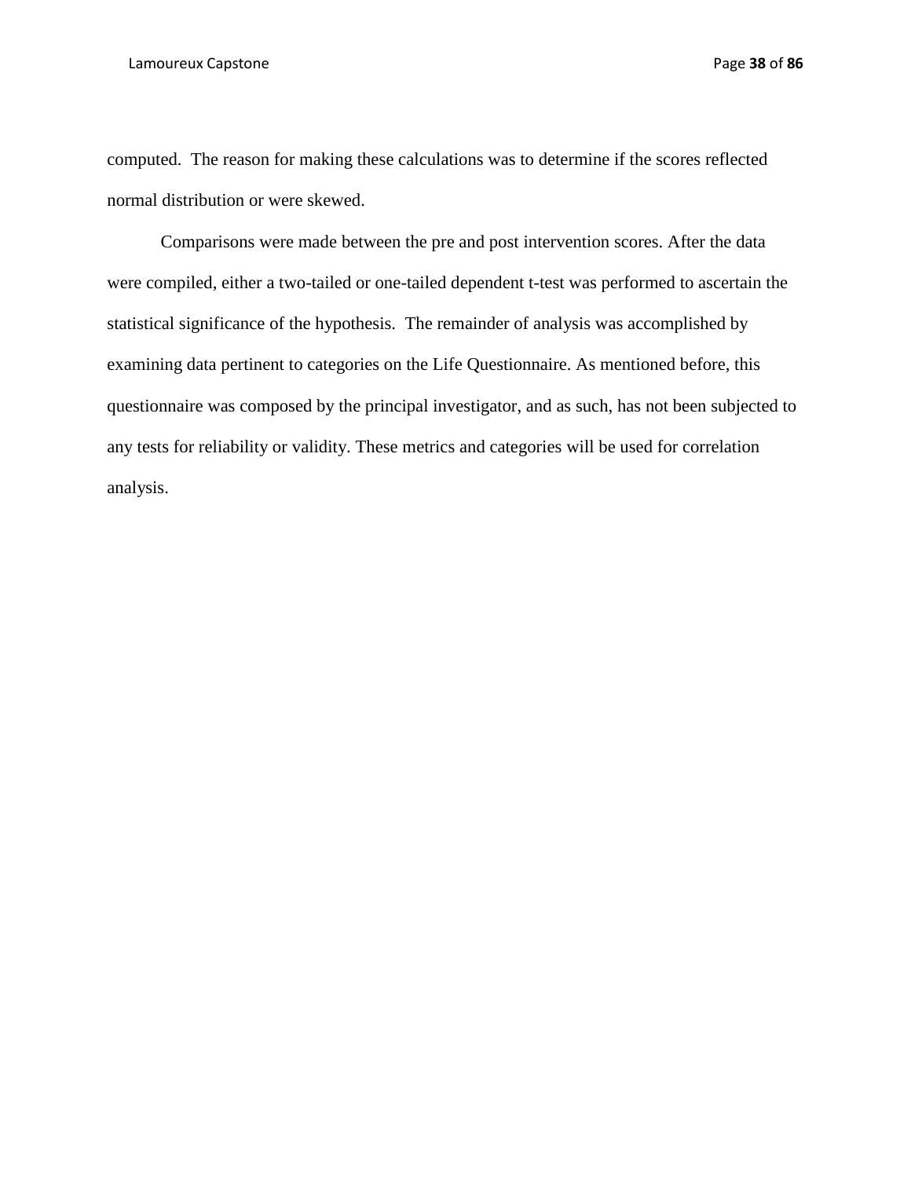computed. The reason for making these calculations was to determine if the scores reflected normal distribution or were skewed.

Comparisons were made between the pre and post intervention scores. After the data were compiled, either a two-tailed or one-tailed dependent t-test was performed to ascertain the statistical significance of the hypothesis. The remainder of analysis was accomplished by examining data pertinent to categories on the Life Questionnaire. As mentioned before, this questionnaire was composed by the principal investigator, and as such, has not been subjected to any tests for reliability or validity. These metrics and categories will be used for correlation analysis.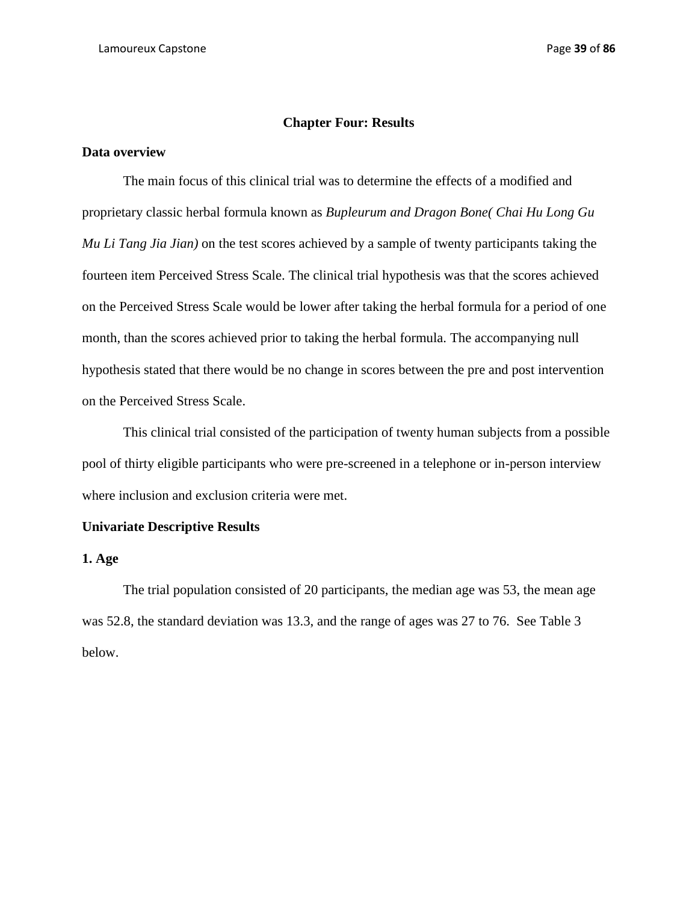# Chapter Four: Results

## Data overview

The main focus of this clinical trial was to determine the effects of a modified and proprietary classic herbal formula known as *Bupleurum and Dragon Bone( Chai Hu Long Gu Mu Li Tang Jia Jian)* on the test scores achieved by a sample of twenty participants taking the fourteen item Perceived Stress Scale. The clinical trial hypothesis was that the scores achieved on the Perceived Stress Scale would be lower after taking the herbal formula for a period of one month, than the scores achieved prior to taking the herbal formula. The accompanying null hypothesis stated that there would be no change in scores between the pre and post intervention on the Perceived Stress Scale.

This clinical trial consisted of the participation of twenty human subjects from a possible pool of thirty eligible participants who were pre-screened in a telephone or in-person interview where inclusion and exclusion criteria were met.

## Univariate Descriptive Results

### 1. Age

The trial population consisted of 20 participants, the median age was 53, the mean age was 52.8, the standard deviation was 13.3, and the range of ages was 27 to 76. See Table 3 below.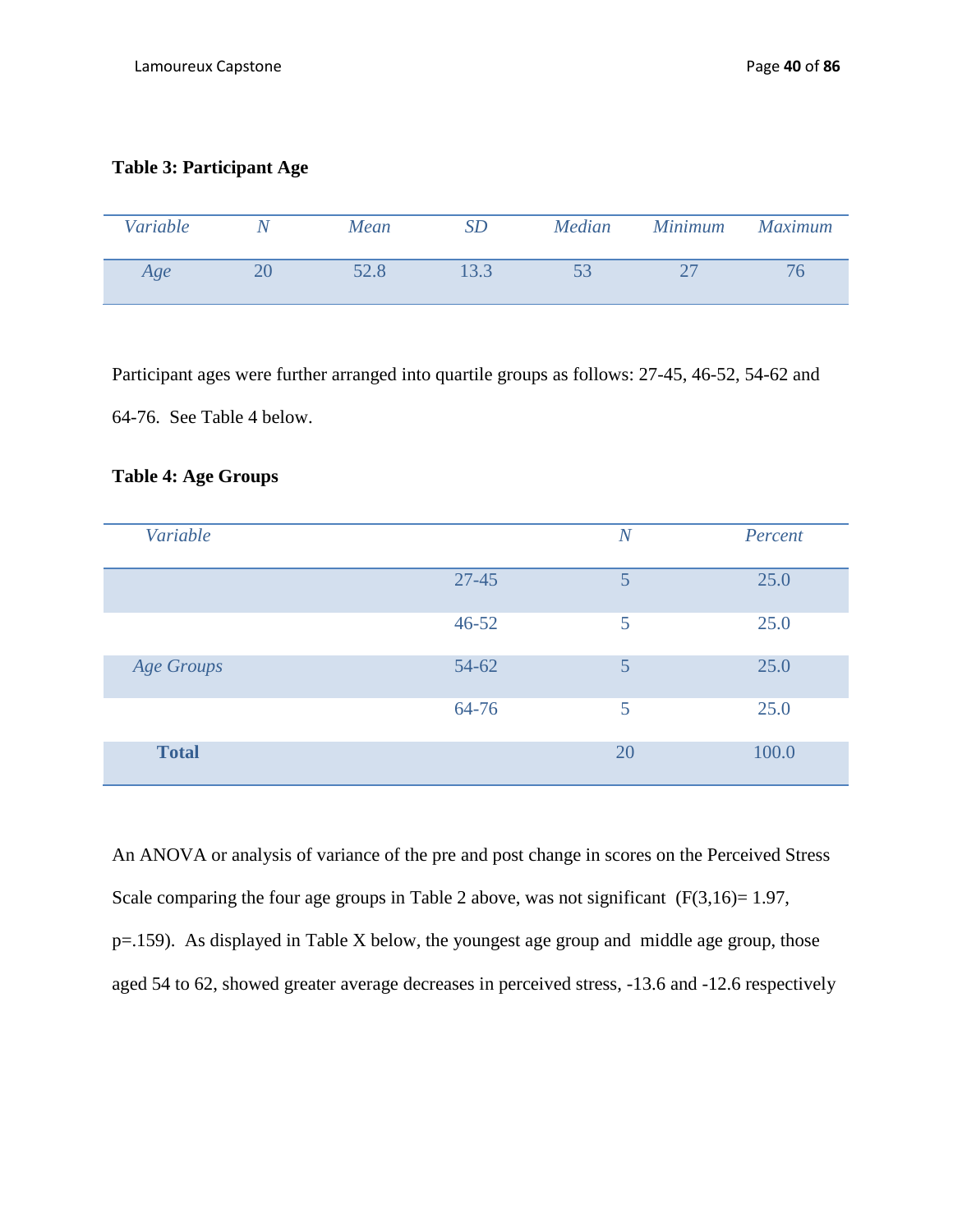**Table 3: Participant Age**

| *Variable* | *N* | *Mean* | *SD* | *Median* | *Minimum* | *Maximum* |
|---|---|---|---|---|---|---|
| *Age* | 20 | 52.8 | 13.3 | 53 | 27 | 76 |

Participant ages were further arranged into quartile groups as follows: 27-45, 46-52, 54-62 and 64-76. See Table 4 below.

**Table 4: Age Groups**

| *Variable* | | *N* | *Percent* |
|---|---|---|---|
| | 27-45 | 5 | 25.0 |
| | 46-52 | 5 | 25.0 |
| *Age Groups* | 54-62 | 5 | 25.0 |
| | 64-76 | 5 | 25.0 |
| **Total** | | 20 | 100.0 |

An ANOVA or analysis of variance of the pre and post change in scores on the Perceived Stress Scale comparing the four age groups in Table 2 above, was not significant ($F(3,16)= 1.97$, $p=.159$). As displayed in Table X below, the youngest age group and middle age group, those aged 54 to 62, showed greater average decreases in perceived stress, -13.6 and -12.6 respectively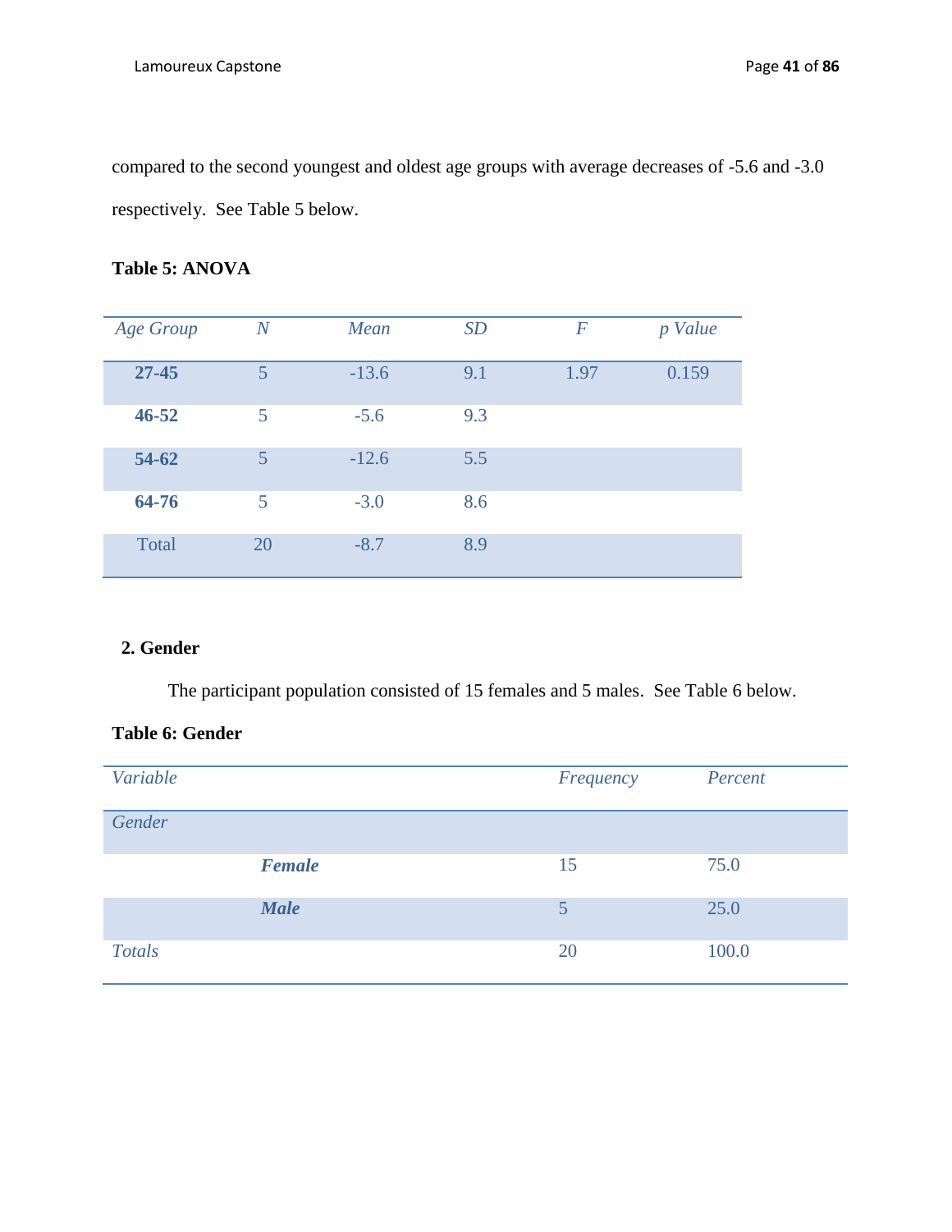compared to the second youngest and oldest age groups with average decreases of -5.6 and -3.0 respectively. See Table 5 below.

**Table 5: ANOVA**

| *Age Group* | *N* | *Mean* | *SD* | *F* | *p Value* |
|---|---|---|---|---|---|
| **27-45** | 5 | -13.6 | 9.1 | 1.97 | 0.159 |
| **46-52** | 5 | -5.6 | 9.3 | | |
| **54-62** | 5 | -12.6 | 5.5 | | |
| **64-76** | 5 | -3.0 | 8.6 | | |
| Total | 20 | -8.7 | 8.9 | | |

**2. Gender**

The participant population consisted of 15 females and 5 males. See Table 6 below.

**Table 6: Gender**

| *Variable* | | *Frequency* | *Percent* |
|---|---|---|---|
| *Gender* | | | |
| | ***Female*** | 15 | 75.0 |
| | ***Male*** | 5 | 25.0 |
| *Totals* | | 20 | 100.0 |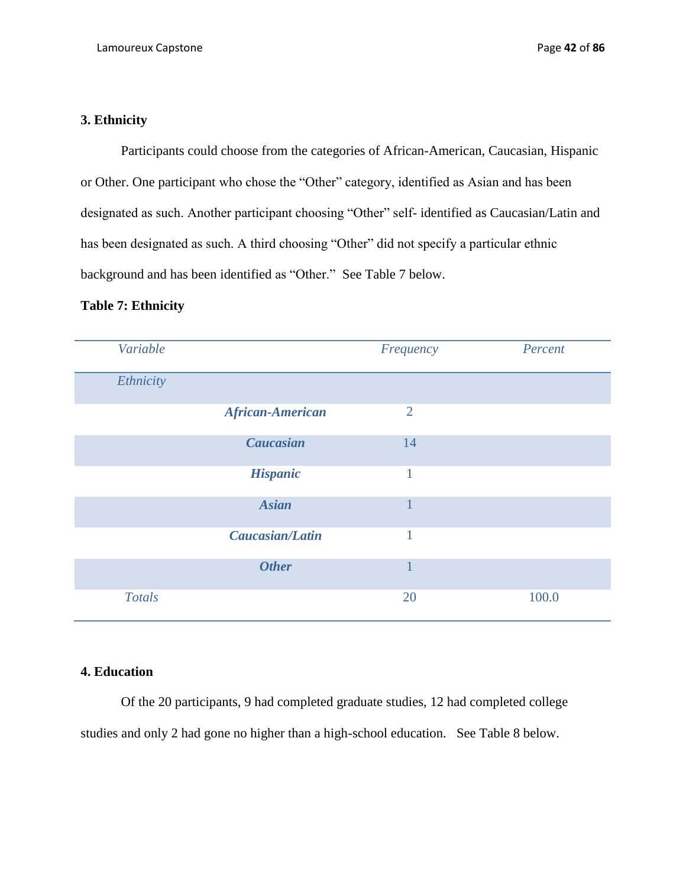**3. Ethnicity**

Participants could choose from the categories of African-American, Caucasian, Hispanic or Other. One participant who chose the "Other" category, identified as Asian and has been designated as such. Another participant choosing "Other" self- identified as Caucasian/Latin and has been designated as such. A third choosing "Other" did not specify a particular ethnic background and has been identified as "Other." See Table 7 below.

**Table 7: Ethnicity**

| *Variable* | | *Frequency* | *Percent* |
|---|---|---|---|
| *Ethnicity* | | | |
| | ***African-American*** | 2 | |
| | ***Caucasian*** | 14 | |
| | ***Hispanic*** | 1 | |
| | ***Asian*** | 1 | |
| | ***Caucasian/Latin*** | 1 | |
| | ***Other*** | 1 | |
| *Totals* | | 20 | 100.0 |

**4. Education**

Of the 20 participants, 9 had completed graduate studies, 12 had completed college studies and only 2 had gone no higher than a high-school education. See Table 8 below.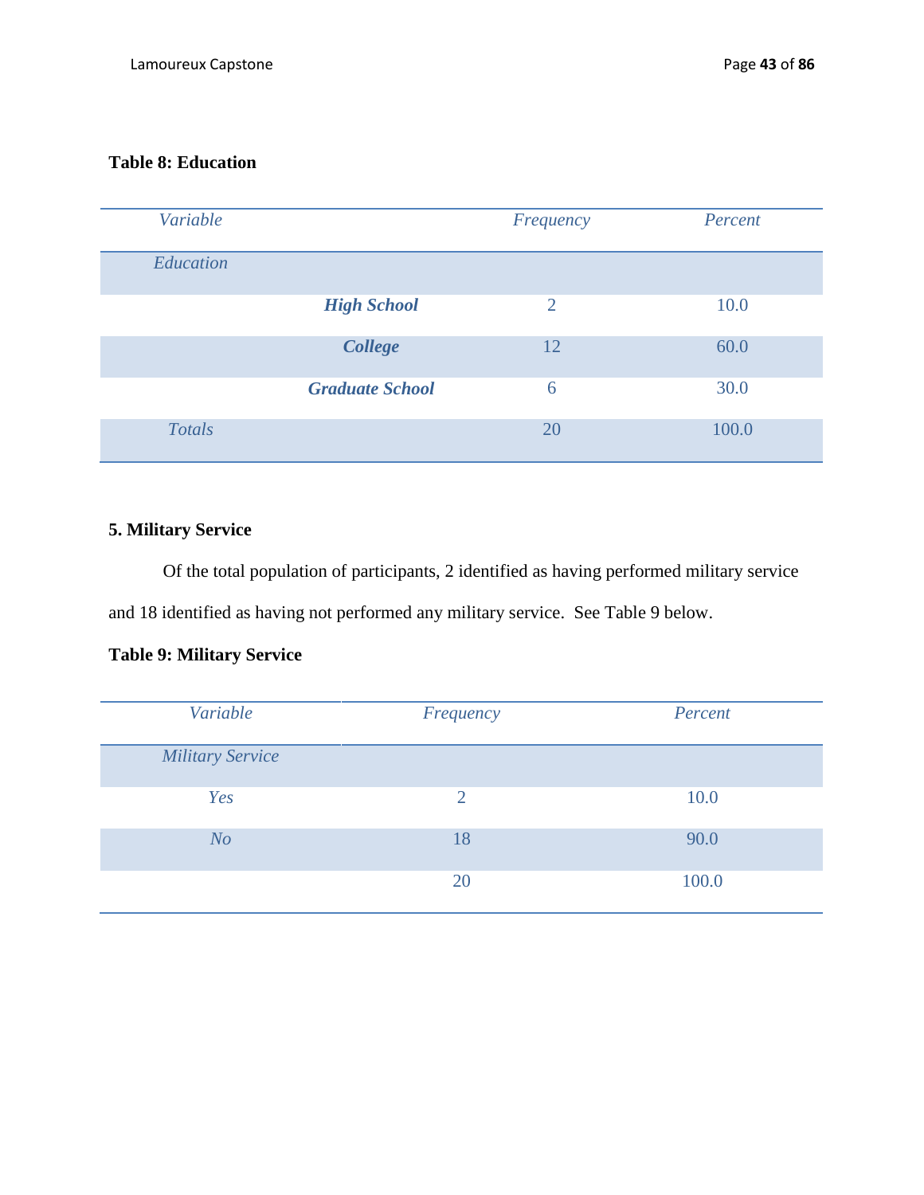**Table 8: Education**

| Variable | | Frequency | Percent |
|---|---|---|---|
| *Education* | | | |
| | ***High School*** | 2 | 10.0 |
| | ***College*** | 12 | 60.0 |
| | ***Graduate School*** | 6 | 30.0 |
| *Totals* | | 20 | 100.0 |

**5. Military Service**

Of the total population of participants, 2 identified as having performed military service and 18 identified as having not performed any military service. See Table 9 below.

**Table 9: Military Service**

| Variable | Frequency | Percent |
|---|---|---|
| *Military Service* | | |
| *Yes* | 2 | 10.0 |
| *No* | 18 | 90.0 |
| | 20 | 100.0 |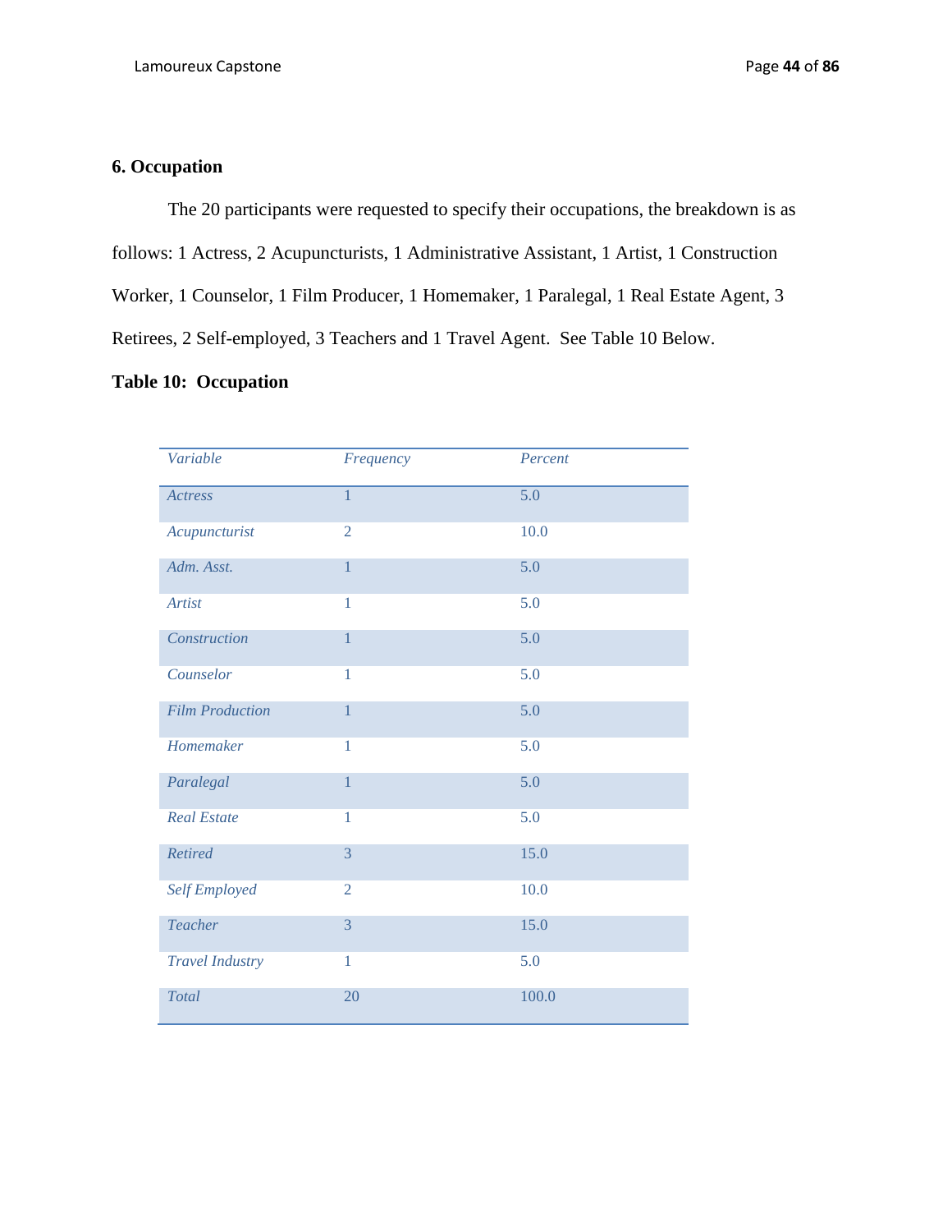### 6. Occupation

The 20 participants were requested to specify their occupations, the breakdown is as follows: 1 Actress, 2 Acupuncturists, 1 Administrative Assistant, 1 Artist, 1 Construction Worker, 1 Counselor, 1 Film Producer, 1 Homemaker, 1 Paralegal, 1 Real Estate Agent, 3 Retirees, 2 Self-employed, 3 Teachers and 1 Travel Agent. See Table 10 Below.

**Table 10: Occupation**

| *Variable* | *Frequency* | *Percent* |
|---|---|---|
| *Actress* | 1 | 5.0 |
| *Acupuncturist* | 2 | 10.0 |
| *Adm. Asst.* | 1 | 5.0 |
| *Artist* | 1 | 5.0 |
| *Construction* | 1 | 5.0 |
| *Counselor* | 1 | 5.0 |
| *Film Production* | 1 | 5.0 |
| *Homemaker* | 1 | 5.0 |
| *Paralegal* | 1 | 5.0 |
| *Real Estate* | 1 | 5.0 |
| *Retired* | 3 | 15.0 |
| *Self Employed* | 2 | 10.0 |
| *Teacher* | 3 | 15.0 |
| *Travel Industry* | 1 | 5.0 |
| *Total* | 20 | 100.0 |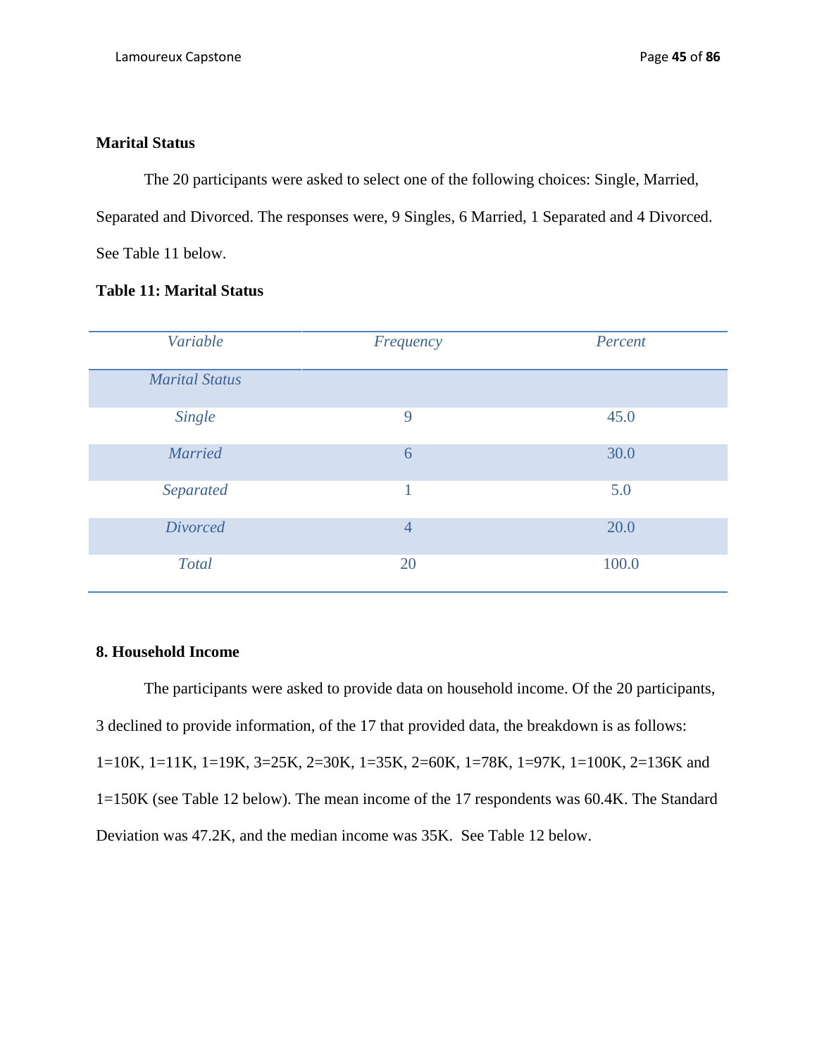**Marital Status**

The 20 participants were asked to select one of the following choices: Single, Married, Separated and Divorced. The responses were, 9 Singles, 6 Married, 1 Separated and 4 Divorced. See Table 11 below.

**Table 11: Marital Status**

| *Variable* | *Frequency* | *Percent* |
| --- | --- | --- |
| *Marital Status* | | |
| *Single* | 9 | 45.0 |
| *Married* | 6 | 30.0 |
| *Separated* | 1 | 5.0 |
| *Divorced* | 4 | 20.0 |
| *Total* | 20 | 100.0 |

**8. Household Income**

The participants were asked to provide data on household income. Of the 20 participants, 3 declined to provide information, of the 17 that provided data, the breakdown is as follows: 1=10K, 1=11K, 1=19K, 3=25K, 2=30K, 1=35K, 2=60K, 1=78K, 1=97K, 1=100K, 2=136K and 1=150K (see Table 12 below). The mean income of the 17 respondents was 60.4K. The Standard Deviation was 47.2K, and the median income was 35K. See Table 12 below.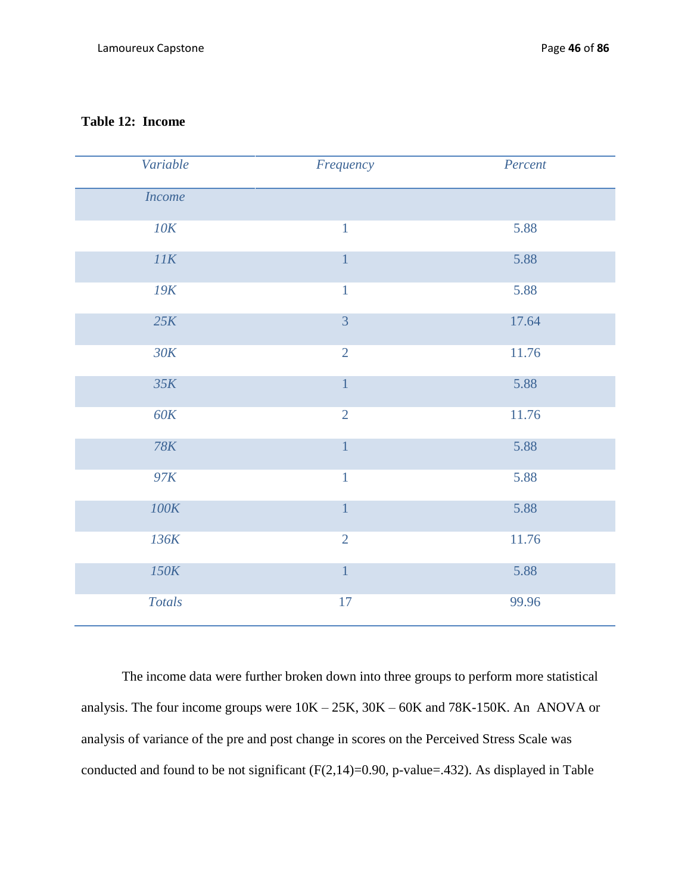**Table 12: Income**

| *Variable* | *Frequency* | *Percent* |
|---|---|---|
| *Income* | | |
| *10K* | 1 | 5.88 |
| *11K* | 1 | 5.88 |
| *19K* | 1 | 5.88 |
| *25K* | 3 | 17.64 |
| *30K* | 2 | 11.76 |
| *35K* | 1 | 5.88 |
| *60K* | 2 | 11.76 |
| *78K* | 1 | 5.88 |
| *97K* | 1 | 5.88 |
| *100K* | 1 | 5.88 |
| *136K* | 2 | 11.76 |
| *150K* | 1 | 5.88 |
| *Totals* | 17 | 99.96 |

The income data were further broken down into three groups to perform more statistical analysis. The four income groups were 10K – 25K, 30K – 60K and 78K-150K. An ANOVA or analysis of variance of the pre and post change in scores on the Perceived Stress Scale was conducted and found to be not significant ($F(2,14)=0.90$, p-value=.432). As displayed in Table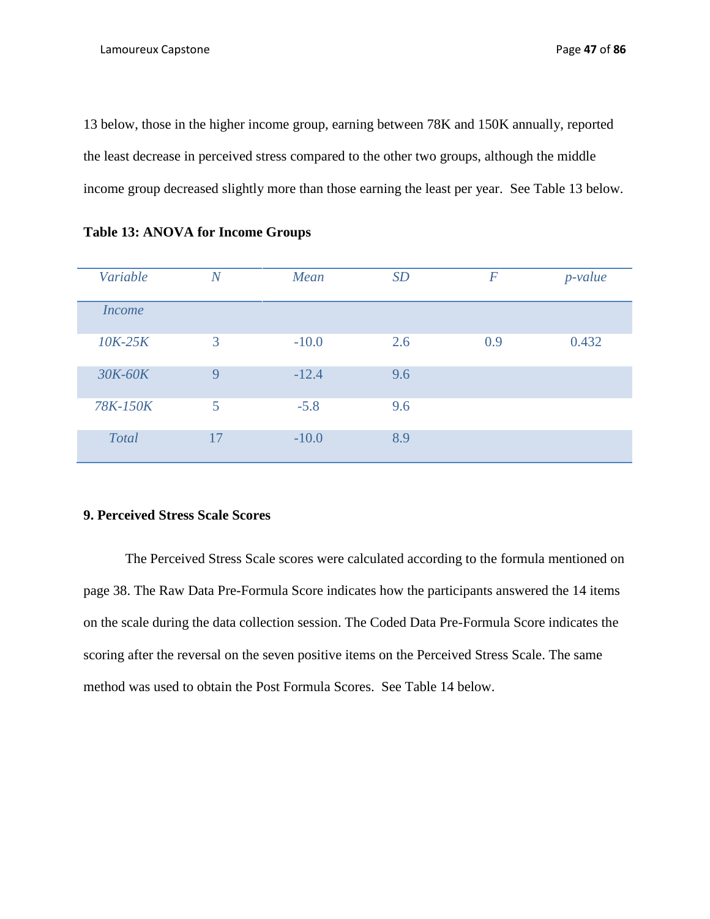13 below, those in the higher income group, earning between 78K and 150K annually, reported the least decrease in perceived stress compared to the other two groups, although the middle income group decreased slightly more than those earning the least per year. See Table 13 below.

**Table 13: ANOVA for Income Groups**

| *Variable* | *N* | *Mean* | *SD* | *F* | *p-value* |
|---|---|---|---|---|---|
| *Income* | | | | | |
| *10K-25K* | 3 | -10.0 | 2.6 | 0.9 | 0.432 |
| *30K-60K* | 9 | -12.4 | 9.6 | | |
| *78K-150K* | 5 | -5.8 | 9.6 | | |
| *Total* | 17 | -10.0 | 8.9 | | |

**9. Perceived Stress Scale Scores**

The Perceived Stress Scale scores were calculated according to the formula mentioned on page 38. The Raw Data Pre-Formula Score indicates how the participants answered the 14 items on the scale during the data collection session. The Coded Data Pre-Formula Score indicates the scoring after the reversal on the seven positive items on the Perceived Stress Scale. The same method was used to obtain the Post Formula Scores. See Table 14 below.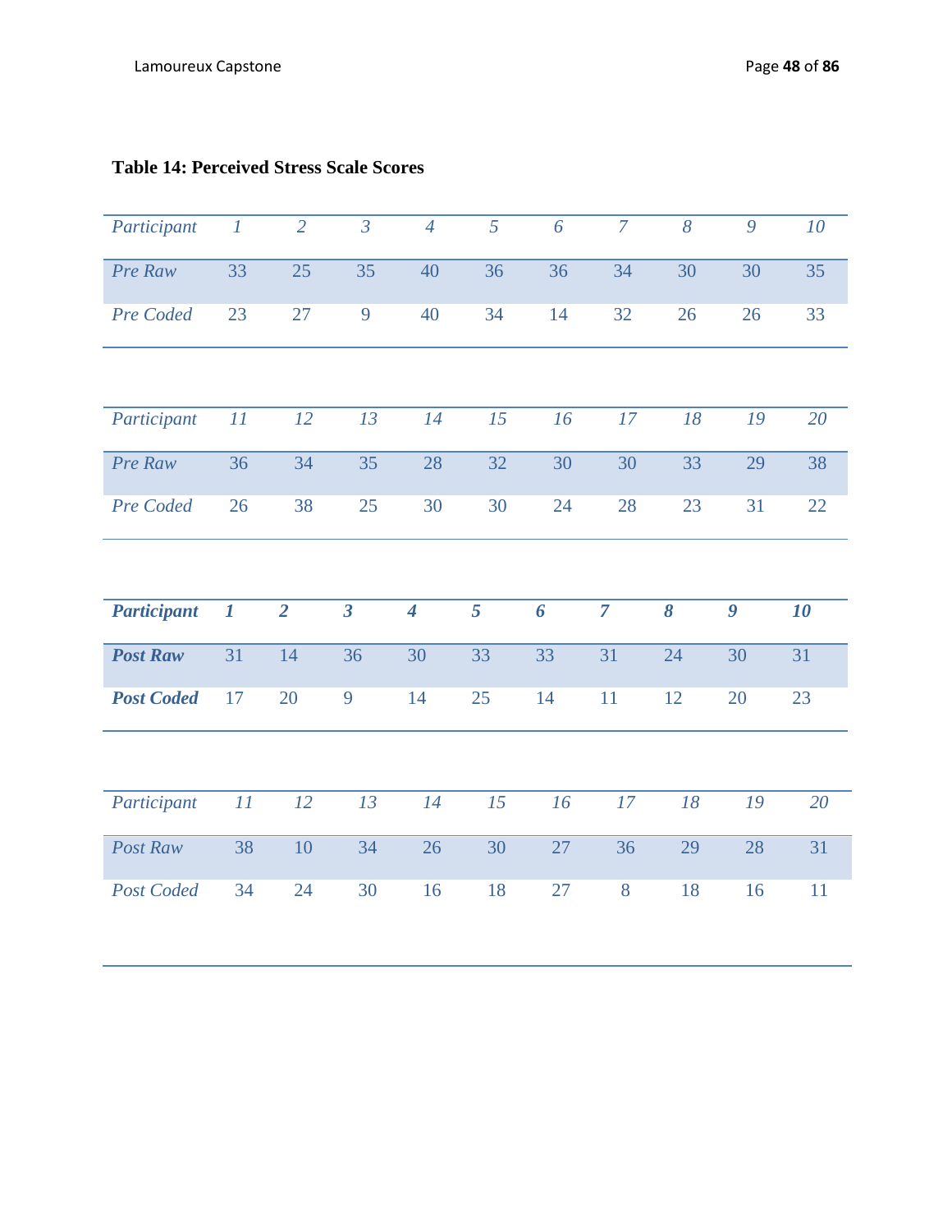**Table 14: Perceived Stress Scale Scores**

| *Participant* | *1* | *2* | *3* | *4* | *5* | *6* | *7* | *8* | *9* | *10* |
|---|---|---|---|---|---|---|---|---|---|---|
| *Pre Raw* | 33 | 25 | 35 | 40 | 36 | 36 | 34 | 30 | 30 | 35 |
| *Pre Coded* | 23 | 27 | 9 | 40 | 34 | 14 | 32 | 26 | 26 | 33 |

| *Participant* | *11* | *12* | *13* | *14* | *15* | *16* | *17* | *18* | *19* | *20* |
|---|---|---|---|---|---|---|---|---|---|---|
| *Pre Raw* | 36 | 34 | 35 | 28 | 32 | 30 | 30 | 33 | 29 | 38 |
| *Pre Coded* | 26 | 38 | 25 | 30 | 30 | 24 | 28 | 23 | 31 | 22 |

| ***Participant*** | ***1*** | ***2*** | ***3*** | ***4*** | ***5*** | ***6*** | ***7*** | ***8*** | ***9*** | ***10*** |
|---|---|---|---|---|---|---|---|---|---|---|
| ***Post Raw*** | 31 | 14 | 36 | 30 | 33 | 33 | 31 | 24 | 30 | 31 |
| ***Post Coded*** | 17 | 20 | 9 | 14 | 25 | 14 | 11 | 12 | 20 | 23 |

| *Participant* | *11* | *12* | *13* | *14* | *15* | *16* | *17* | *18* | *19* | *20* |
|---|---|---|---|---|---|---|---|---|---|---|
| *Post Raw* | 38 | 10 | 34 | 26 | 30 | 27 | 36 | 29 | 28 | 31 |
| *Post Coded* | 34 | 24 | 30 | 16 | 18 | 27 | 8 | 18 | 16 | 11 |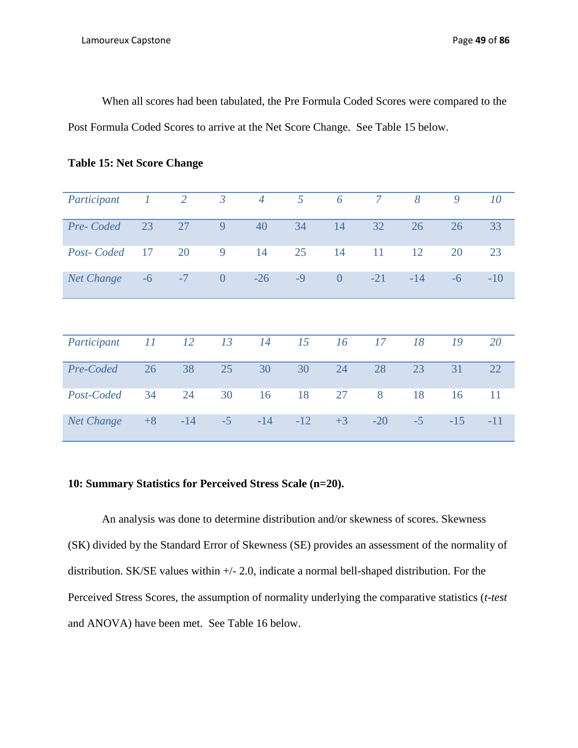When all scores had been tabulated, the Pre Formula Coded Scores were compared to the Post Formula Coded Scores to arrive at the Net Score Change. See Table 15 below.

**Table 15: Net Score Change**

| *Participant* | *1* | *2* | *3* | *4* | *5* | *6* | *7* | *8* | *9* | *10* |
|---|---|---|---|---|---|---|---|---|---|---|
| *Pre- Coded* | 23 | 27 | 9 | 40 | 34 | 14 | 32 | 26 | 26 | 33 |
| *Post- Coded* | 17 | 20 | 9 | 14 | 25 | 14 | 11 | 12 | 20 | 23 |
| *Net Change* | -6 | -7 | 0 | -26 | -9 | 0 | -21 | -14 | -6 | -10 |

| *Participant* | *11* | *12* | *13* | *14* | *15* | *16* | *17* | *18* | *19* | *20* |
|---|---|---|---|---|---|---|---|---|---|---|
| *Pre-Coded* | 26 | 38 | 25 | 30 | 30 | 24 | 28 | 23 | 31 | 22 |
| *Post-Coded* | 34 | 24 | 30 | 16 | 18 | 27 | 8 | 18 | 16 | 11 |
| *Net Change* | +8 | -14 | -5 | -14 | -12 | +3 | -20 | -5 | -15 | -11 |

**10: Summary Statistics for Perceived Stress Scale (n=20).**

An analysis was done to determine distribution and/or skewness of scores. Skewness (SK) divided by the Standard Error of Skewness (SE) provides an assessment of the normality of distribution. SK/SE values within +/- 2.0, indicate a normal bell-shaped distribution. For the Perceived Stress Scores, the assumption of normality underlying the comparative statistics (*t-test* and ANOVA) have been met. See Table 16 below.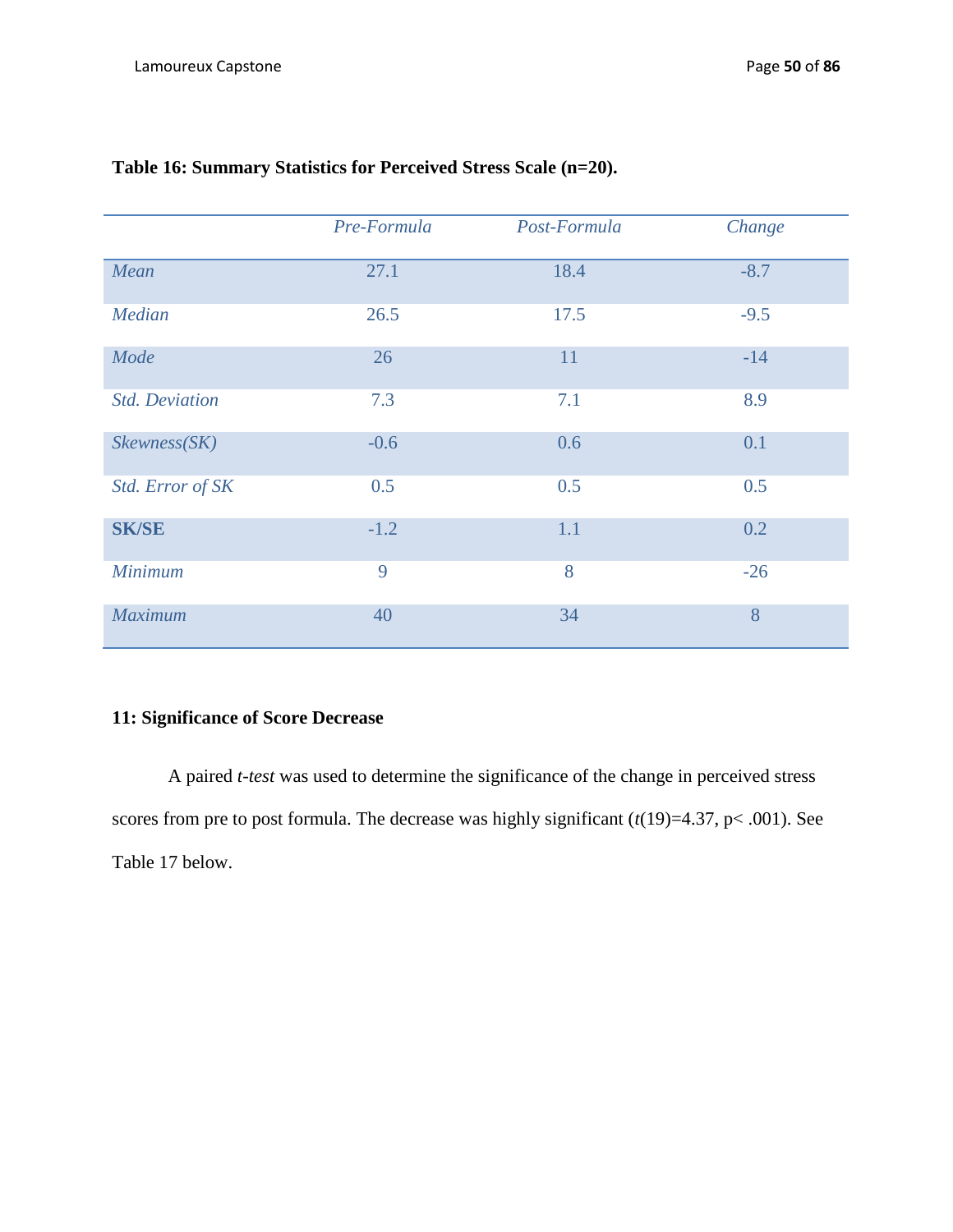**Table 16: Summary Statistics for Perceived Stress Scale (n=20).**

| | *Pre-Formula* | *Post-Formula* | *Change* |
|---|---|---|---|
| *Mean* | 27.1 | 18.4 | -8.7 |
| *Median* | 26.5 | 17.5 | -9.5 |
| *Mode* | 26 | 11 | -14 |
| *Std. Deviation* | 7.3 | 7.1 | 8.9 |
| *Skewness(SK)* | -0.6 | 0.6 | 0.1 |
| *Std. Error of SK* | 0.5 | 0.5 | 0.5 |
| **SK/SE** | -1.2 | 1.1 | 0.2 |
| *Minimum* | 9 | 8 | -26 |
| *Maximum* | 40 | 34 | 8 |

### 11: Significance of Score Decrease

A paired *t-test* was used to determine the significance of the change in perceived stress scores from pre to post formula. The decrease was highly significant ($t(19)=4.37$, $p< .001$). See Table 17 below.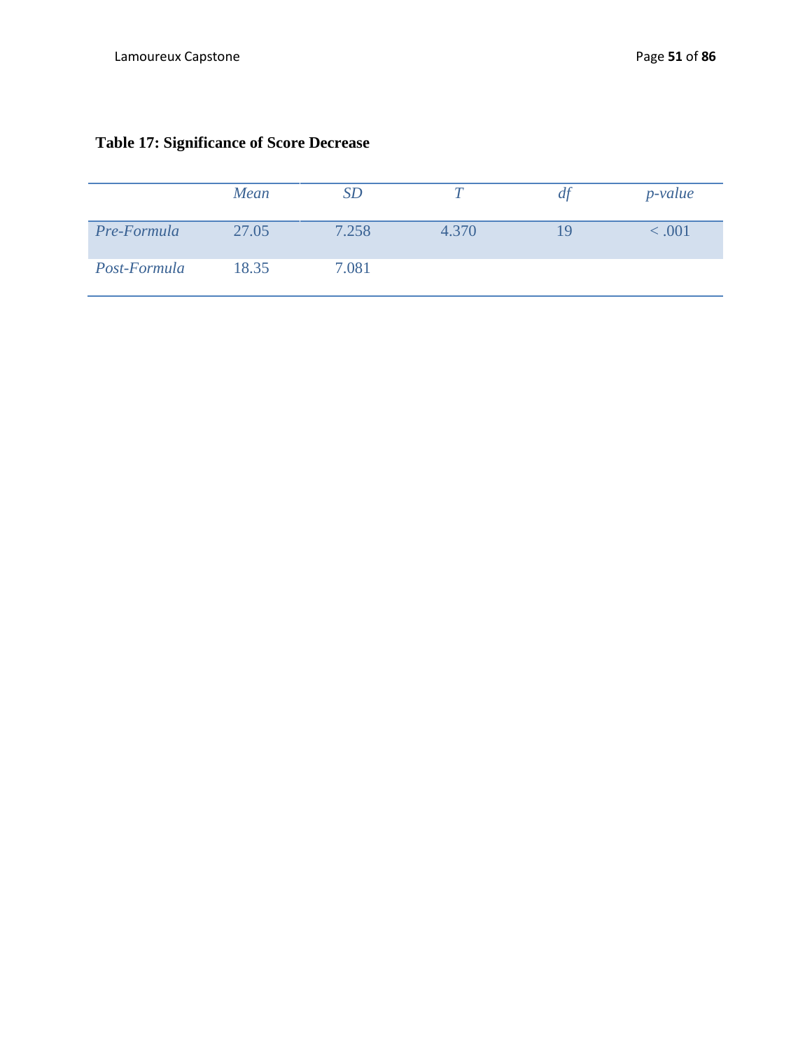**Table 17: Significance of Score Decrease**

| | *Mean* | *SD* | *T* | *df* | *p-value* |
|---|---|---|---|---|---|
| *Pre-Formula* | 27.05 | 7.258 | 4.370 | 19 | < .001 |
| *Post-Formula* | 18.35 | 7.081 | | | |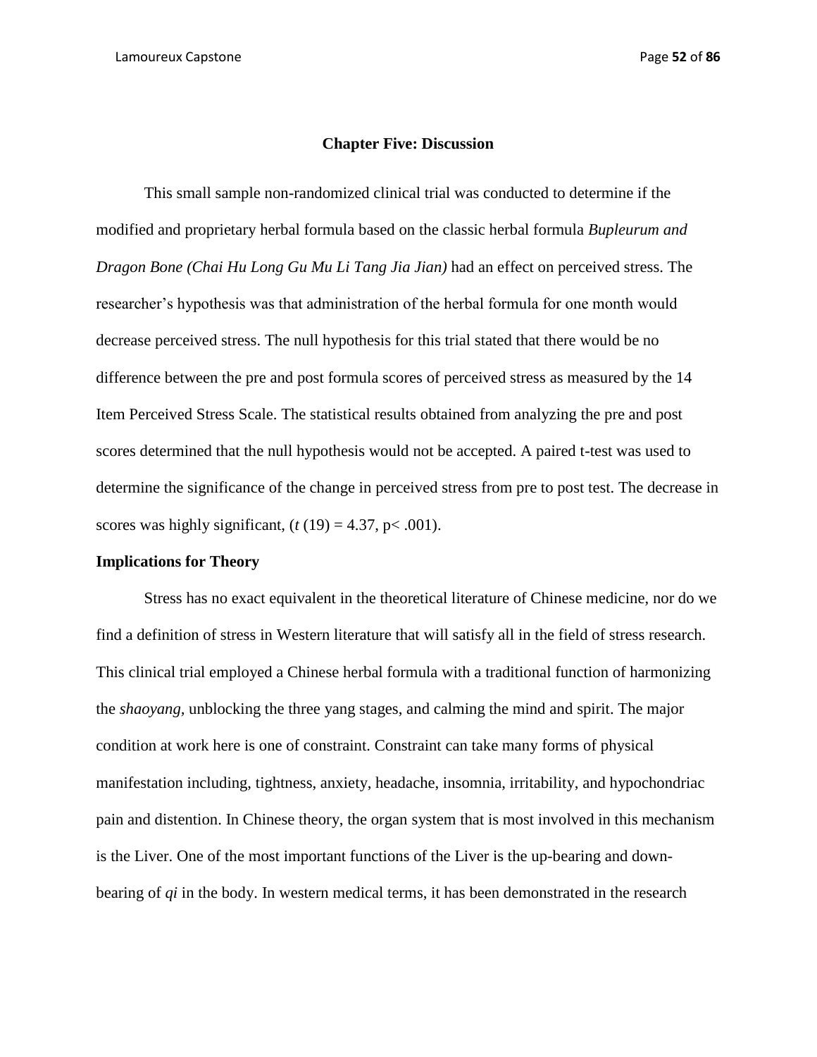## Chapter Five: Discussion

This small sample non-randomized clinical trial was conducted to determine if the modified and proprietary herbal formula based on the classic herbal formula *Bupleurum and Dragon Bone (Chai Hu Long Gu Mu Li Tang Jia Jian)* had an effect on perceived stress. The researcher's hypothesis was that administration of the herbal formula for one month would decrease perceived stress. The null hypothesis for this trial stated that there would be no difference between the pre and post formula scores of perceived stress as measured by the 14 Item Perceived Stress Scale. The statistical results obtained from analyzing the pre and post scores determined that the null hypothesis would not be accepted. A paired t-test was used to determine the significance of the change in perceived stress from pre to post test. The decrease in scores was highly significant, ($t\ (19) = 4.37$, $p < .001$).

### Implications for Theory

Stress has no exact equivalent in the theoretical literature of Chinese medicine, nor do we find a definition of stress in Western literature that will satisfy all in the field of stress research. This clinical trial employed a Chinese herbal formula with a traditional function of harmonizing the *shaoyang*, unblocking the three yang stages, and calming the mind and spirit. The major condition at work here is one of constraint. Constraint can take many forms of physical manifestation including, tightness, anxiety, headache, insomnia, irritability, and hypochondriac pain and distention. In Chinese theory, the organ system that is most involved in this mechanism is the Liver. One of the most important functions of the Liver is the up-bearing and down-bearing of *qi* in the body. In western medical terms, it has been demonstrated in the research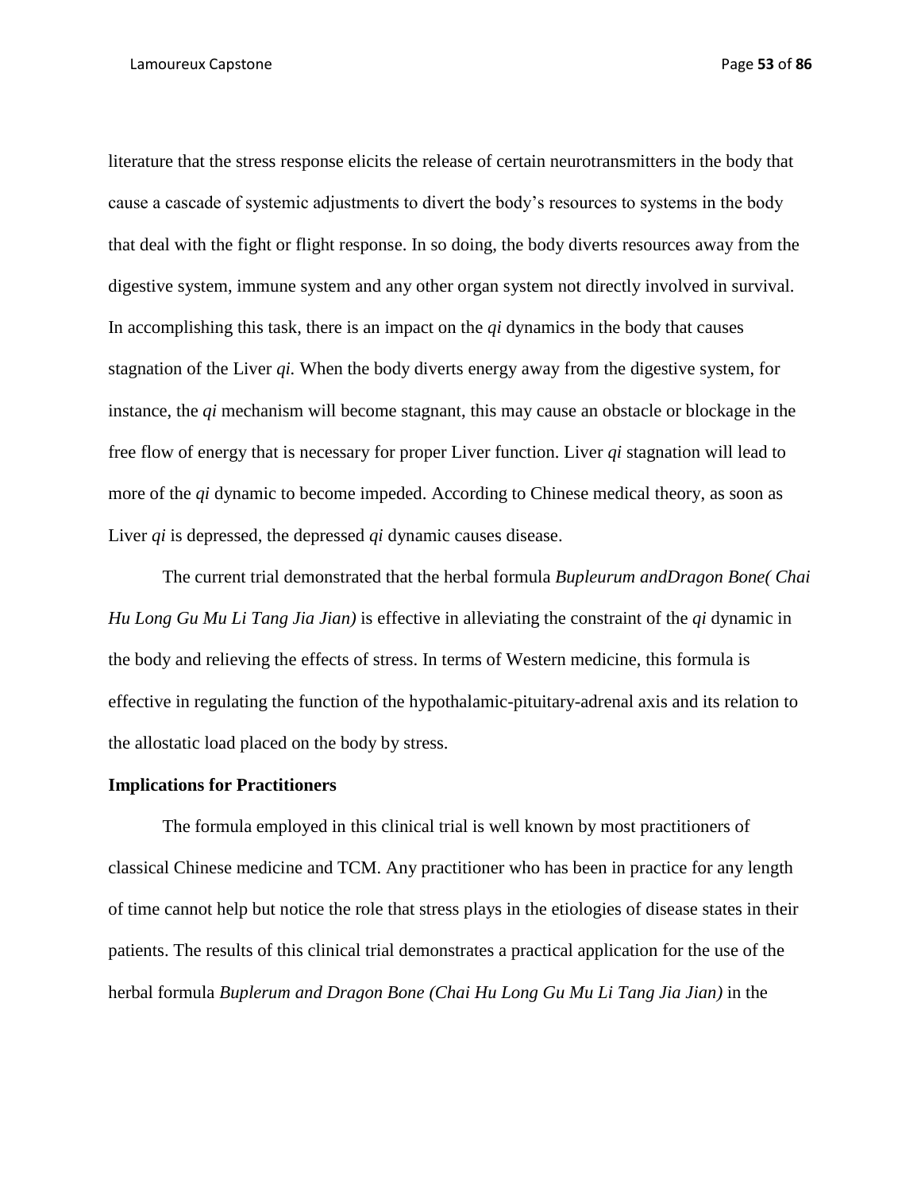literature that the stress response elicits the release of certain neurotransmitters in the body that cause a cascade of systemic adjustments to divert the body's resources to systems in the body that deal with the fight or flight response. In so doing, the body diverts resources away from the digestive system, immune system and any other organ system not directly involved in survival. In accomplishing this task, there is an impact on the *qi* dynamics in the body that causes stagnation of the Liver *qi.* When the body diverts energy away from the digestive system, for instance, the *qi* mechanism will become stagnant, this may cause an obstacle or blockage in the free flow of energy that is necessary for proper Liver function. Liver *qi* stagnation will lead to more of the *qi* dynamic to become impeded. According to Chinese medical theory, as soon as Liver *qi* is depressed, the depressed *qi* dynamic causes disease.

The current trial demonstrated that the herbal formula *Bupleurum andDragon Bone( Chai Hu Long Gu Mu Li Tang Jia Jian)* is effective in alleviating the constraint of the *qi* dynamic in the body and relieving the effects of stress. In terms of Western medicine, this formula is effective in regulating the function of the hypothalamic-pituitary-adrenal axis and its relation to the allostatic load placed on the body by stress.

**Implications for Practitioners**

The formula employed in this clinical trial is well known by most practitioners of classical Chinese medicine and TCM. Any practitioner who has been in practice for any length of time cannot help but notice the role that stress plays in the etiologies of disease states in their patients. The results of this clinical trial demonstrates a practical application for the use of the herbal formula *Buplerum and Dragon Bone (Chai Hu Long Gu Mu Li Tang Jia Jian)* in the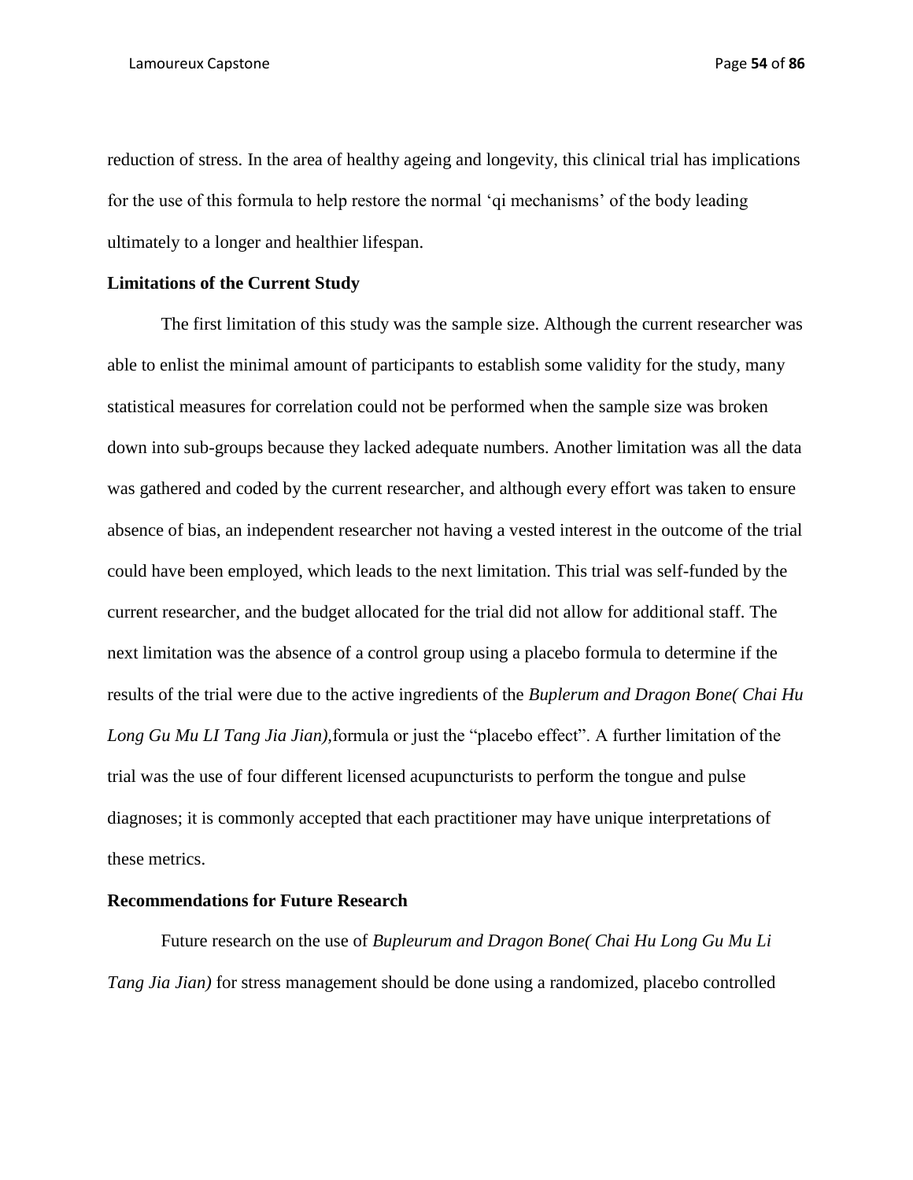reduction of stress. In the area of healthy ageing and longevity, this clinical trial has implications for the use of this formula to help restore the normal 'qi mechanisms' of the body leading ultimately to a longer and healthier lifespan.

**Limitations of the Current Study**

The first limitation of this study was the sample size. Although the current researcher was able to enlist the minimal amount of participants to establish some validity for the study, many statistical measures for correlation could not be performed when the sample size was broken down into sub-groups because they lacked adequate numbers. Another limitation was all the data was gathered and coded by the current researcher, and although every effort was taken to ensure absence of bias, an independent researcher not having a vested interest in the outcome of the trial could have been employed, which leads to the next limitation. This trial was self-funded by the current researcher, and the budget allocated for the trial did not allow for additional staff. The next limitation was the absence of a control group using a placebo formula to determine if the results of the trial were due to the active ingredients of the *Buplerum and Dragon Bone( Chai Hu Long Gu Mu LI Tang Jia Jian),*formula or just the "placebo effect". A further limitation of the trial was the use of four different licensed acupuncturists to perform the tongue and pulse diagnoses; it is commonly accepted that each practitioner may have unique interpretations of these metrics.

**Recommendations for Future Research**

Future research on the use of *Bupleurum and Dragon Bone( Chai Hu Long Gu Mu Li Tang Jia Jian)* for stress management should be done using a randomized, placebo controlled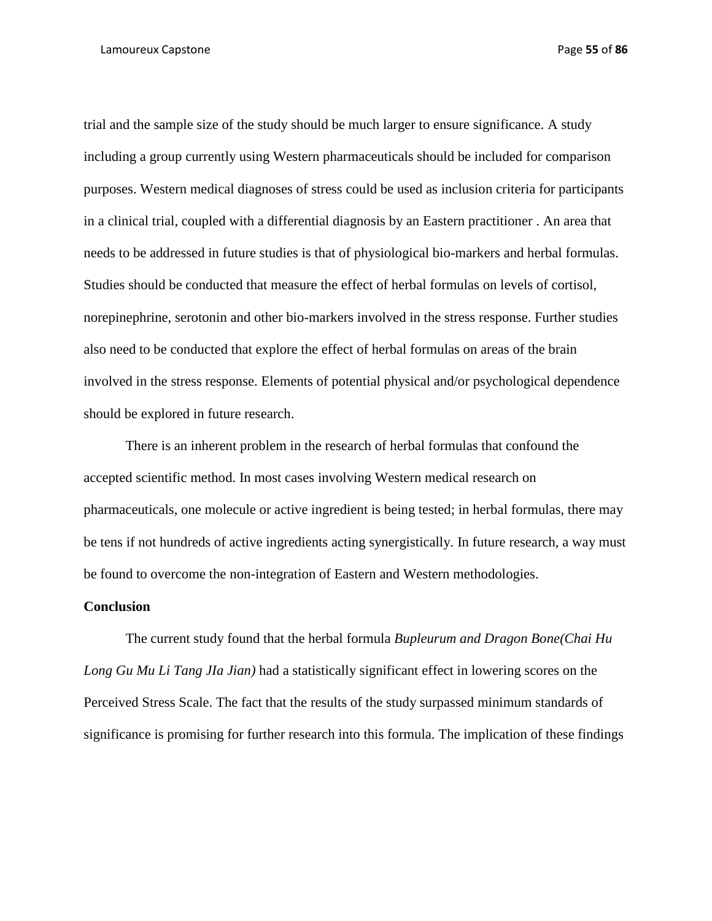trial and the sample size of the study should be much larger to ensure significance. A study including a group currently using Western pharmaceuticals should be included for comparison purposes. Western medical diagnoses of stress could be used as inclusion criteria for participants in a clinical trial, coupled with a differential diagnosis by an Eastern practitioner . An area that needs to be addressed in future studies is that of physiological bio-markers and herbal formulas. Studies should be conducted that measure the effect of herbal formulas on levels of cortisol, norepinephrine, serotonin and other bio-markers involved in the stress response. Further studies also need to be conducted that explore the effect of herbal formulas on areas of the brain involved in the stress response. Elements of potential physical and/or psychological dependence should be explored in future research.

There is an inherent problem in the research of herbal formulas that confound the accepted scientific method. In most cases involving Western medical research on pharmaceuticals, one molecule or active ingredient is being tested; in herbal formulas, there may be tens if not hundreds of active ingredients acting synergistically. In future research, a way must be found to overcome the non-integration of Eastern and Western methodologies.

**Conclusion**

The current study found that the herbal formula *Bupleurum and Dragon Bone(Chai Hu Long Gu Mu Li Tang JIa Jian)* had a statistically significant effect in lowering scores on the Perceived Stress Scale. The fact that the results of the study surpassed minimum standards of significance is promising for further research into this formula. The implication of these findings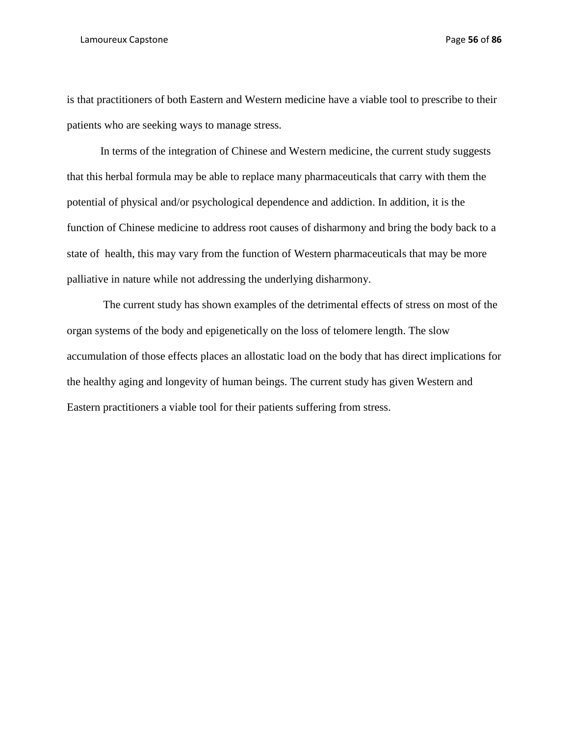is that practitioners of both Eastern and Western medicine have a viable tool to prescribe to their patients who are seeking ways to manage stress.

In terms of the integration of Chinese and Western medicine, the current study suggests that this herbal formula may be able to replace many pharmaceuticals that carry with them the potential of physical and/or psychological dependence and addiction. In addition, it is the function of Chinese medicine to address root causes of disharmony and bring the body back to a state of health, this may vary from the function of Western pharmaceuticals that may be more palliative in nature while not addressing the underlying disharmony.

The current study has shown examples of the detrimental effects of stress on most of the organ systems of the body and epigenetically on the loss of telomere length. The slow accumulation of those effects places an allostatic load on the body that has direct implications for the healthy aging and longevity of human beings. The current study has given Western and Eastern practitioners a viable tool for their patients suffering from stress.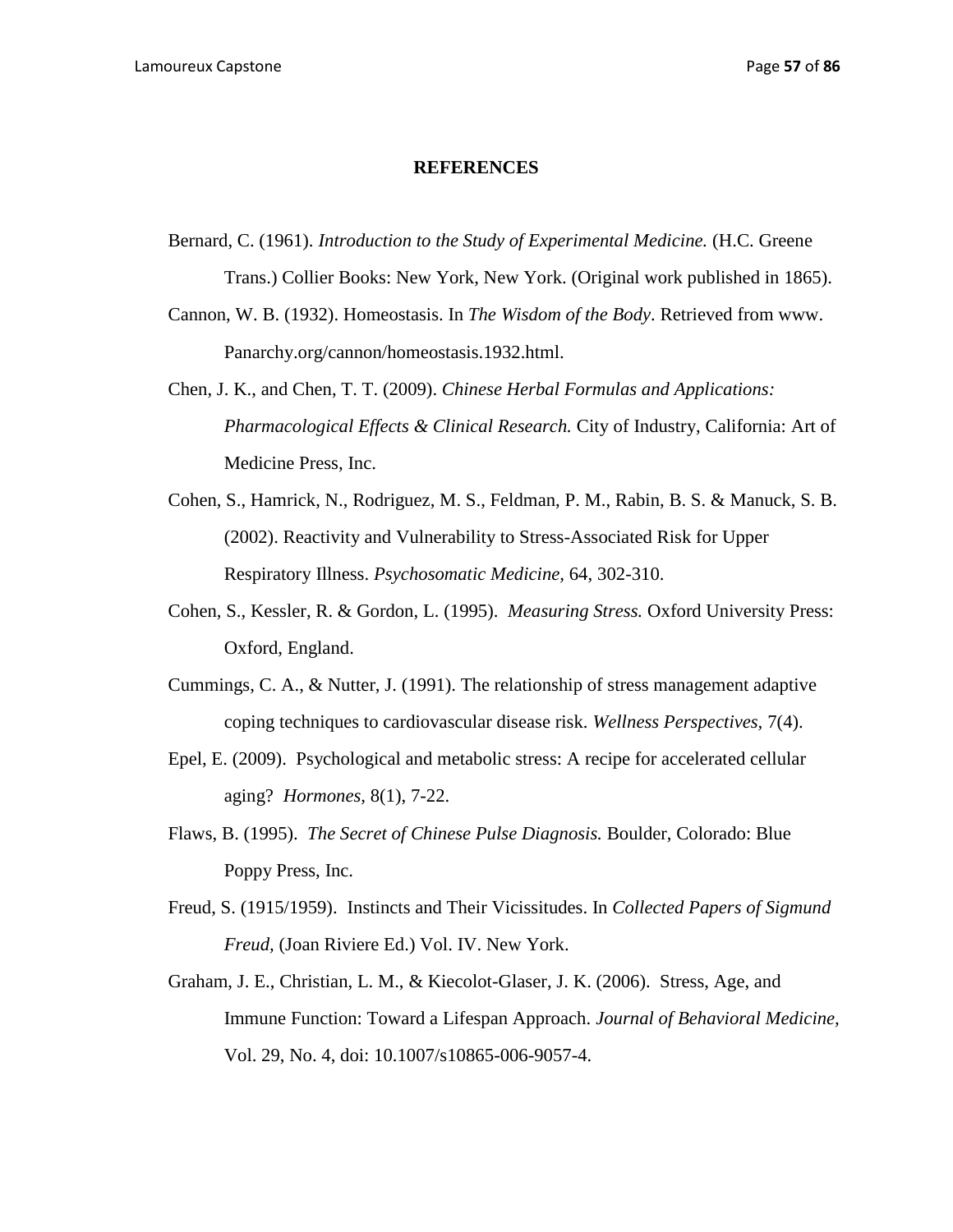## REFERENCES

Bernard, C. (1961). *Introduction to the Study of Experimental Medicine.* (H.C. Greene Trans.) Collier Books: New York, New York. (Original work published in 1865).

Cannon, W. B. (1932). Homeostasis. In *The Wisdom of the Body*. Retrieved from www. Panarchy.org/cannon/homeostasis.1932.html.

Chen, J. K., and Chen, T. T. (2009). *Chinese Herbal Formulas and Applications: Pharmacological Effects & Clinical Research.* City of Industry, California: Art of Medicine Press, Inc.

Cohen, S., Hamrick, N., Rodriguez, M. S., Feldman, P. M., Rabin, B. S. & Manuck, S. B. (2002). Reactivity and Vulnerability to Stress-Associated Risk for Upper Respiratory Illness. *Psychosomatic Medicine,* 64, 302-310.

Cohen, S., Kessler, R. & Gordon, L. (1995). *Measuring Stress.* Oxford University Press: Oxford, England.

Cummings, C. A., & Nutter, J. (1991). The relationship of stress management adaptive coping techniques to cardiovascular disease risk. *Wellness Perspectives,* 7(4).

Epel, E. (2009). Psychological and metabolic stress: A recipe for accelerated cellular aging? *Hormones,* 8(1), 7-22.

Flaws, B. (1995). *The Secret of Chinese Pulse Diagnosis.* Boulder, Colorado: Blue Poppy Press, Inc.

Freud, S. (1915/1959). Instincts and Their Vicissitudes. In *Collected Papers of Sigmund Freud,* (Joan Riviere Ed.) Vol. IV. New York.

Graham, J. E., Christian, L. M., & Kiecolot-Glaser, J. K. (2006). Stress, Age, and Immune Function: Toward a Lifespan Approach. *Journal of Behavioral Medicine,* Vol. 29, No. 4, doi: 10.1007/s10865-006-9057-4.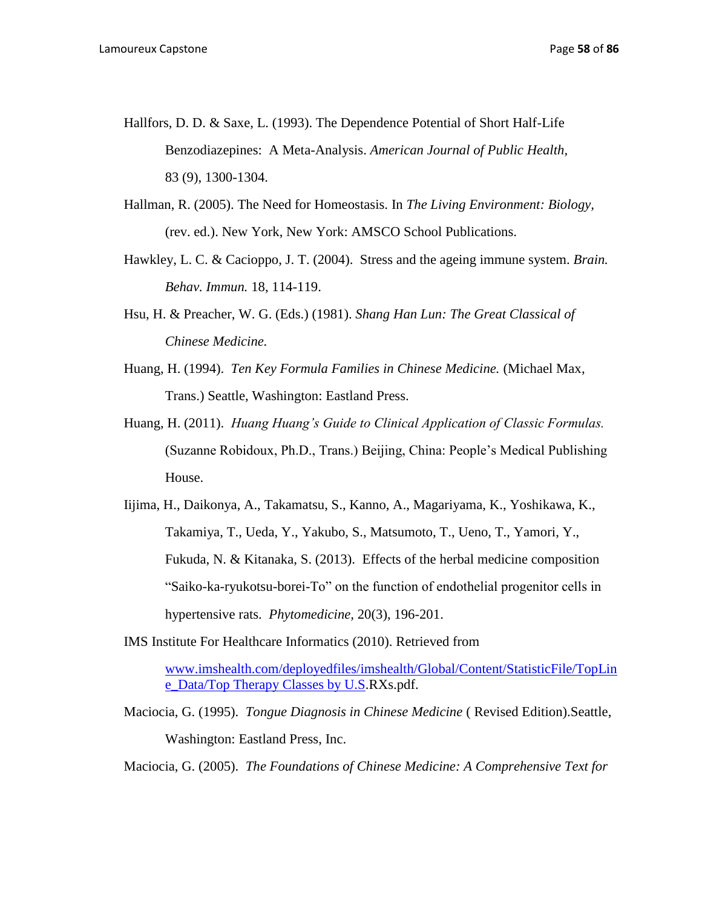Hallfors, D. D. & Saxe, L. (1993). The Dependence Potential of Short Half-Life Benzodiazepines: A Meta-Analysis. *American Journal of Public Health,* 83 (9), 1300-1304.

Hallman, R. (2005). The Need for Homeostasis. In *The Living Environment: Biology,* (rev. ed.). New York, New York: AMSCO School Publications.

Hawkley, L. C. & Cacioppo, J. T. (2004). Stress and the ageing immune system. *Brain. Behav. Immun.* 18, 114-119.

Hsu, H. & Preacher, W. G. (Eds.) (1981). *Shang Han Lun: The Great Classical of Chinese Medicine.*

Huang, H. (1994). *Ten Key Formula Families in Chinese Medicine.* (Michael Max, Trans.) Seattle, Washington: Eastland Press.

Huang, H. (2011). *Huang Huang's Guide to Clinical Application of Classic Formulas.* (Suzanne Robidoux, Ph.D., Trans.) Beijing, China: People's Medical Publishing House.

Iijima, H., Daikonya, A., Takamatsu, S., Kanno, A., Magariyama, K., Yoshikawa, K., Takamiya, T., Ueda, Y., Yakubo, S., Matsumoto, T., Ueno, T., Yamori, Y., Fukuda, N. & Kitanaka, S. (2013). Effects of the herbal medicine composition "Saiko-ka-ryukotsu-borei-To" on the function of endothelial progenitor cells in hypertensive rats. *Phytomedicine,* 20(3), 196-201.

IMS Institute For Healthcare Informatics (2010). Retrieved from www.imshealth.com/deployedfiles/imshealth/Global/Content/StatisticFile/TopLine_Data/Top Therapy Classes by U.S.RXs.pdf.

Maciocia, G. (1995). *Tongue Diagnosis in Chinese Medicine* ( Revised Edition).Seattle, Washington: Eastland Press, Inc.

Maciocia, G. (2005). *The Foundations of Chinese Medicine: A Comprehensive Text for*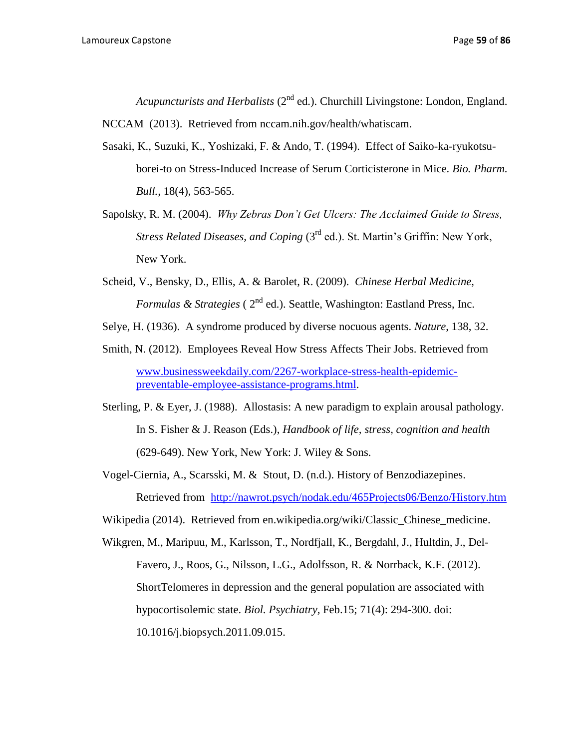*Acupuncturists and Herbalists* (2nd ed.). Churchill Livingstone: London, England.

NCCAM (2013). Retrieved from nccam.nih.gov/health/whatiscam.

Sasaki, K., Suzuki, K., Yoshizaki, F. & Ando, T. (1994). Effect of Saiko-ka-ryukotsu-borei-to on Stress-Induced Increase of Serum Corticisterone in Mice. *Bio. Pharm. Bull.*, 18(4), 563-565.

Sapolsky, R. M. (2004). *Why Zebras Don't Get Ulcers: The Acclaimed Guide to Stress, Stress Related Diseases, and Coping* (3rd ed.). St. Martin's Griffin: New York, New York.

Scheid, V., Bensky, D., Ellis, A. & Barolet, R. (2009). *Chinese Herbal Medicine, Formulas & Strategies* ( 2nd ed.). Seattle, Washington: Eastland Press, Inc.

Selye, H. (1936). A syndrome produced by diverse nocuous agents. *Nature,* 138, 32.

Smith, N. (2012). Employees Reveal How Stress Affects Their Jobs. Retrieved from www.businessweekdaily.com/2267-workplace-stress-health-epidemic-preventable-employee-assistance-programs.html.

Sterling, P. & Eyer, J. (1988). Allostasis: A new paradigm to explain arousal pathology. In S. Fisher & J. Reason (Eds.), *Handbook of life, stress, cognition and health* (629-649). New York, New York: J. Wiley & Sons.

Vogel-Ciernia, A., Scarsski, M. & Stout, D. (n.d.). History of Benzodiazepines. Retrieved from http://nawrot.psych/nodak.edu/465Projects06/Benzo/History.htm

Wikipedia (2014). Retrieved from en.wikipedia.org/wiki/Classic_Chinese_medicine.

Wikgren, M., Maripuu, M., Karlsson, T., Nordfjall, K., Bergdahl, J., Hultdin, J., Del-Favero, J., Roos, G., Nilsson, L.G., Adolfsson, R. & Norrback, K.F. (2012). ShortTelomeres in depression and the general population are associated with hypocortisolemic state. *Biol. Psychiatry,* Feb.15; 71(4): 294-300. doi: 10.1016/j.biopsych.2011.09.015.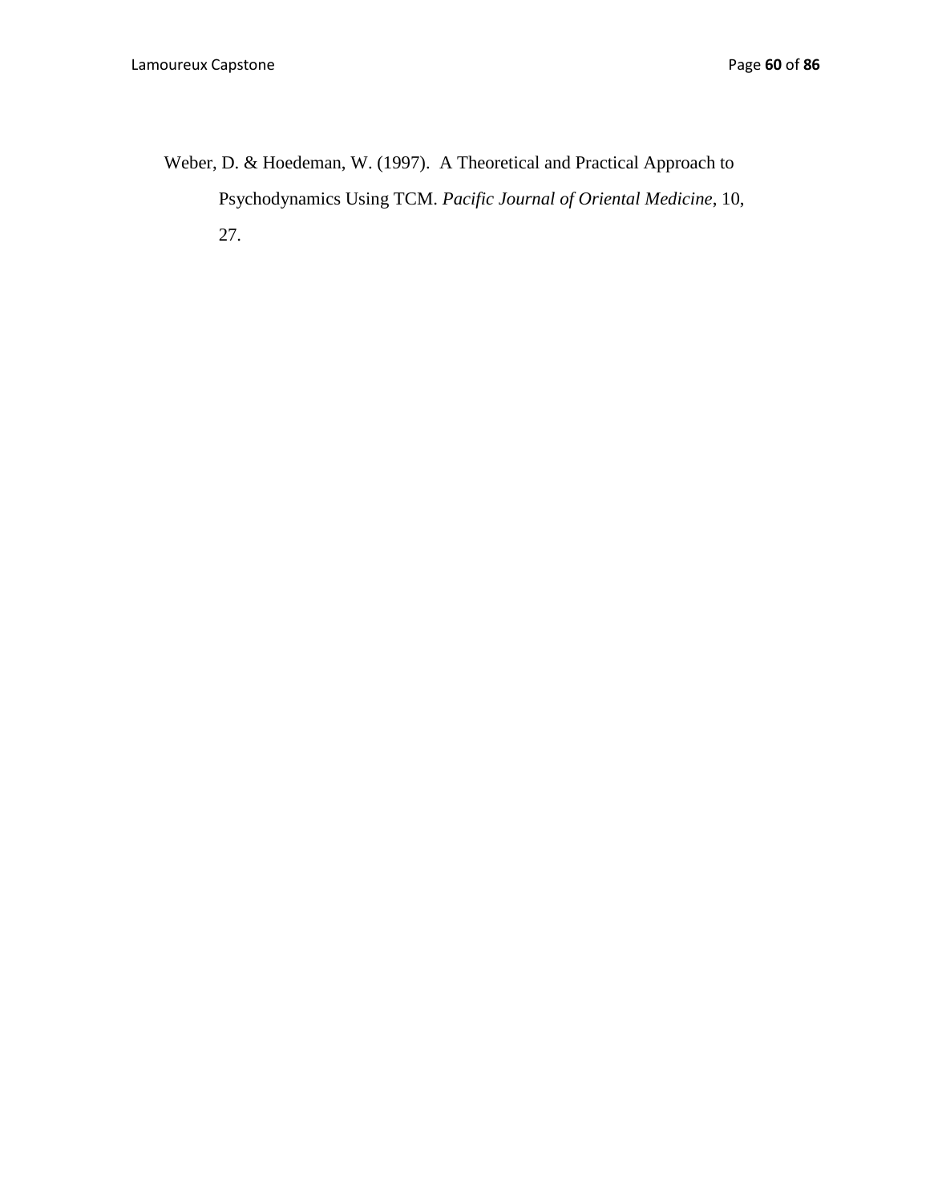Weber, D. & Hoedeman, W. (1997). A Theoretical and Practical Approach to Psychodynamics Using TCM. *Pacific Journal of Oriental Medicine*, 10, 27.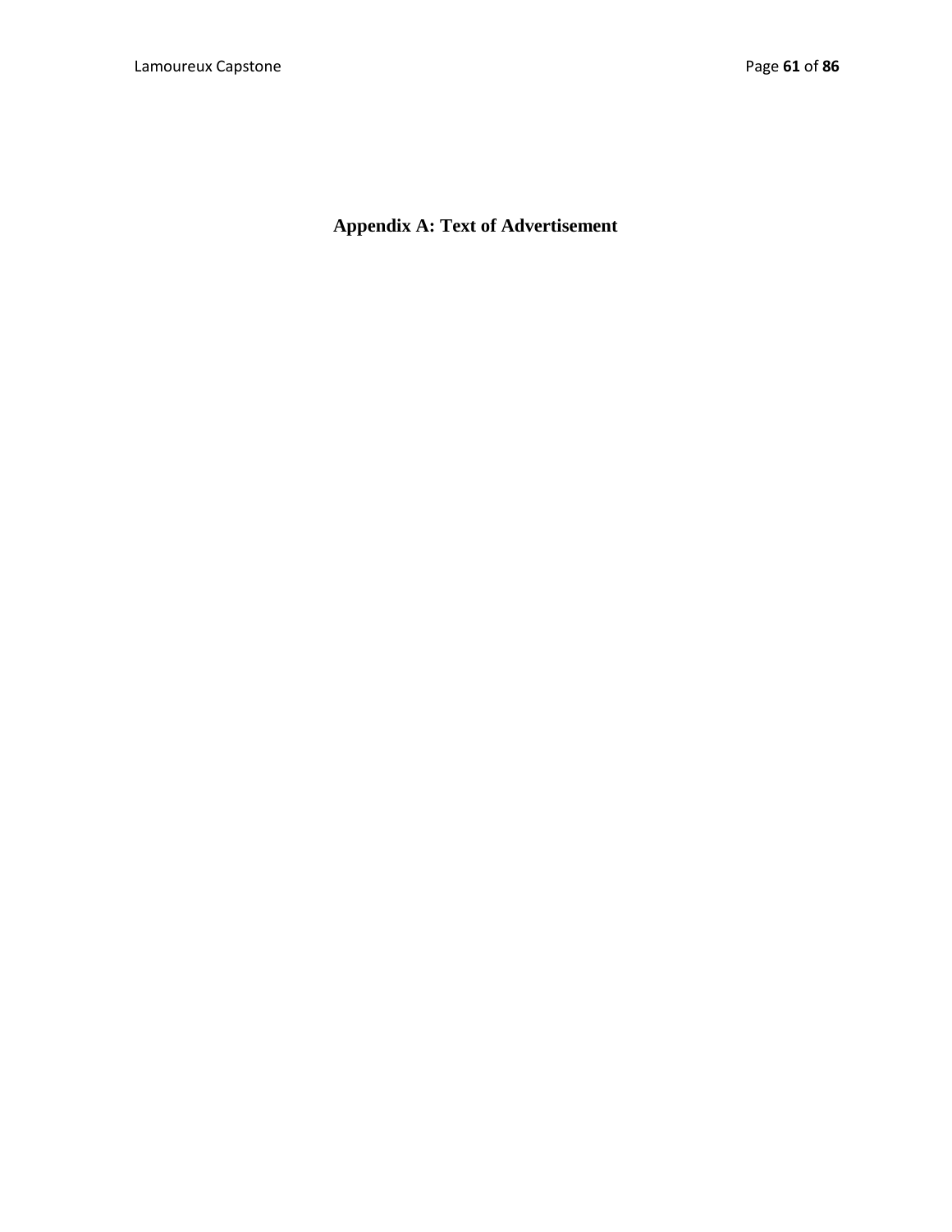# Appendix A: Text of Advertisement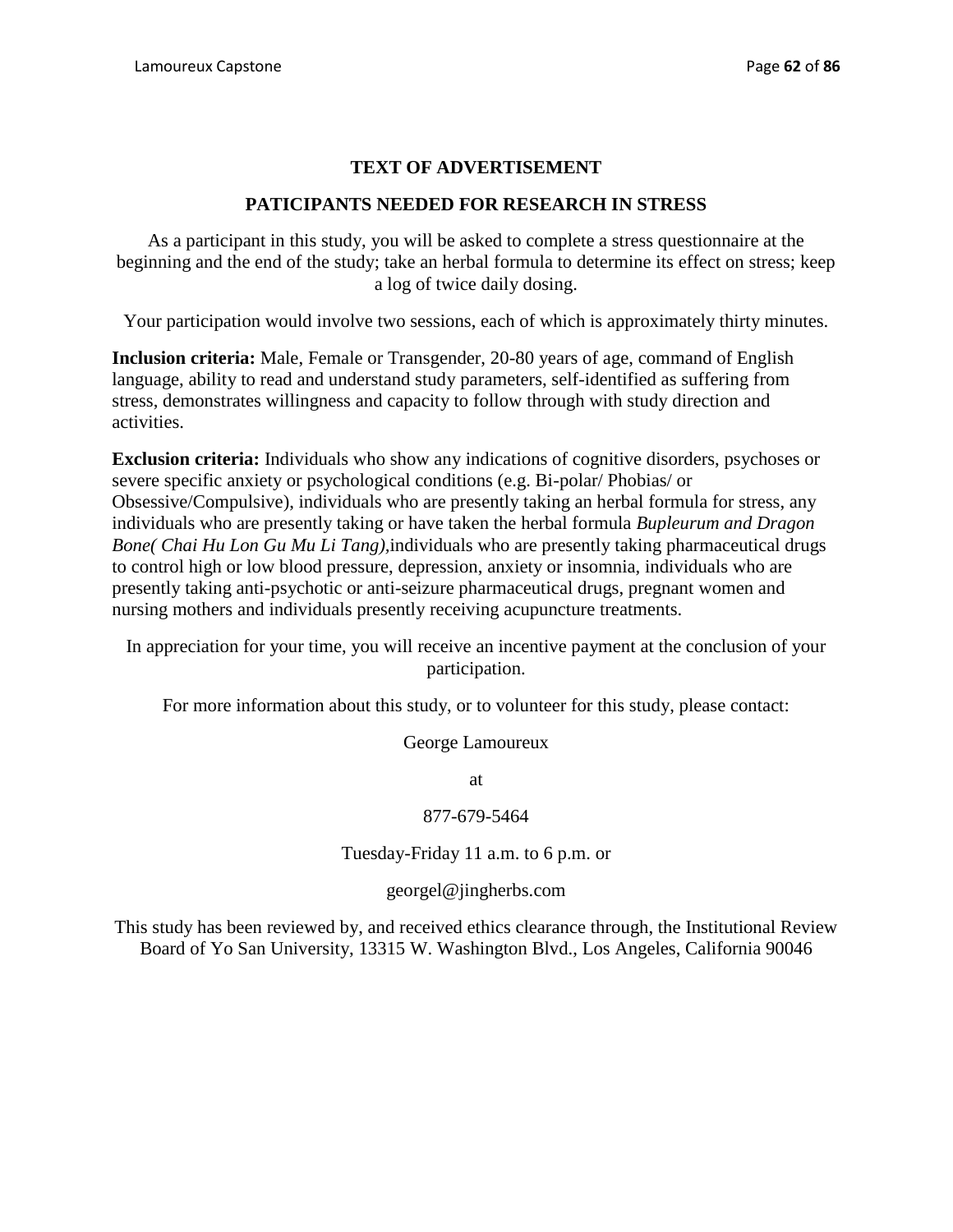## TEXT OF ADVERTISEMENT

## PATICIPANTS NEEDED FOR RESEARCH IN STRESS

As a participant in this study, you will be asked to complete a stress questionnaire at the beginning and the end of the study; take an herbal formula to determine its effect on stress; keep a log of twice daily dosing.

Your participation would involve two sessions, each of which is approximately thirty minutes.

**Inclusion criteria:** Male, Female or Transgender, 20-80 years of age, command of English language, ability to read and understand study parameters, self-identified as suffering from stress, demonstrates willingness and capacity to follow through with study direction and activities.

**Exclusion criteria:** Individuals who show any indications of cognitive disorders, psychoses or severe specific anxiety or psychological conditions (e.g. Bi-polar/ Phobias/ or Obsessive/Compulsive), individuals who are presently taking an herbal formula for stress, any individuals who are presently taking or have taken the herbal formula *Bupleurum and Dragon Bone( Chai Hu Lon Gu Mu Li Tang),*individuals who are presently taking pharmaceutical drugs to control high or low blood pressure, depression, anxiety or insomnia, individuals who are presently taking anti-psychotic or anti-seizure pharmaceutical drugs, pregnant women and nursing mothers and individuals presently receiving acupuncture treatments.

In appreciation for your time, you will receive an incentive payment at the conclusion of your participation.

For more information about this study, or to volunteer for this study, please contact:

George Lamoureux

at

877-679-5464

Tuesday-Friday 11 a.m. to 6 p.m. or

georgel@jingherbs.com

This study has been reviewed by, and received ethics clearance through, the Institutional Review Board of Yo San University, 13315 W. Washington Blvd., Los Angeles, California 90046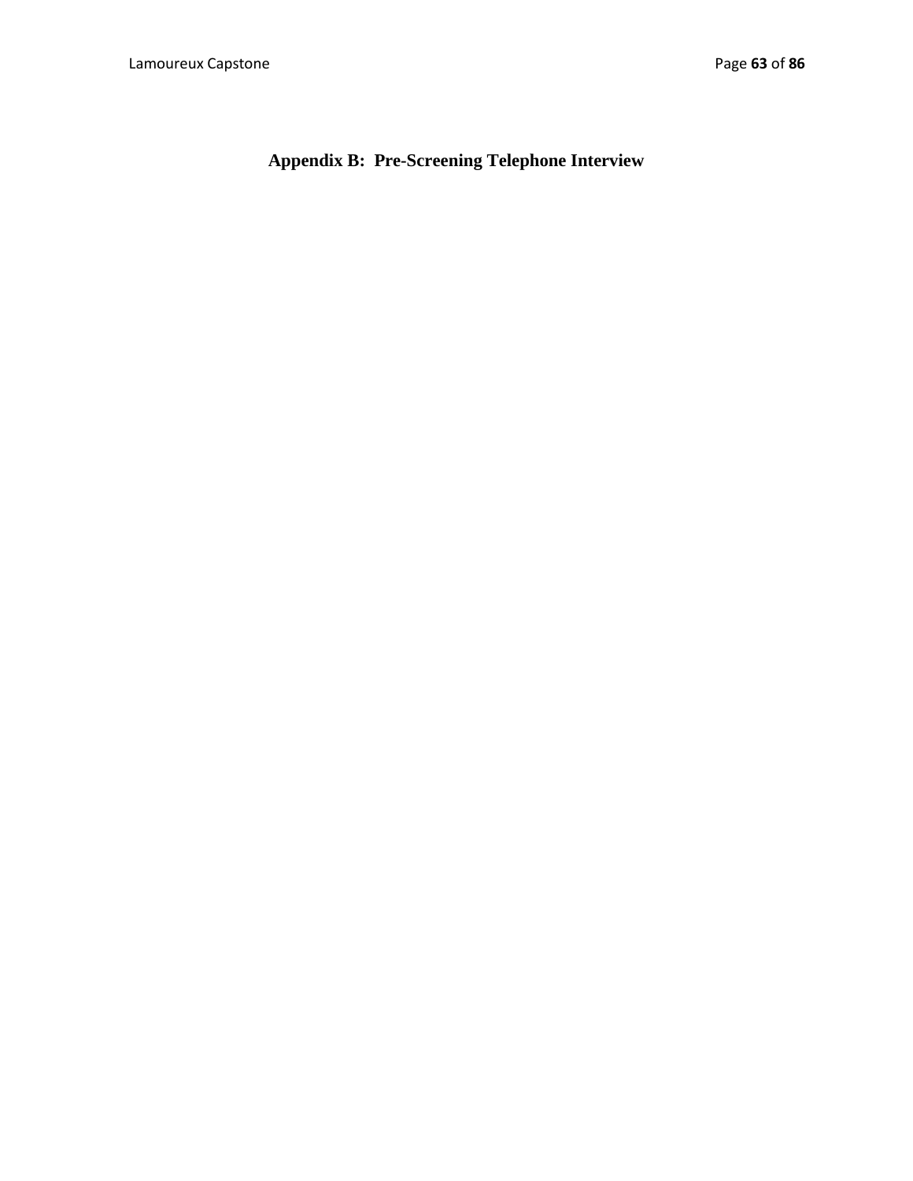# Appendix B: Pre-Screening Telephone Interview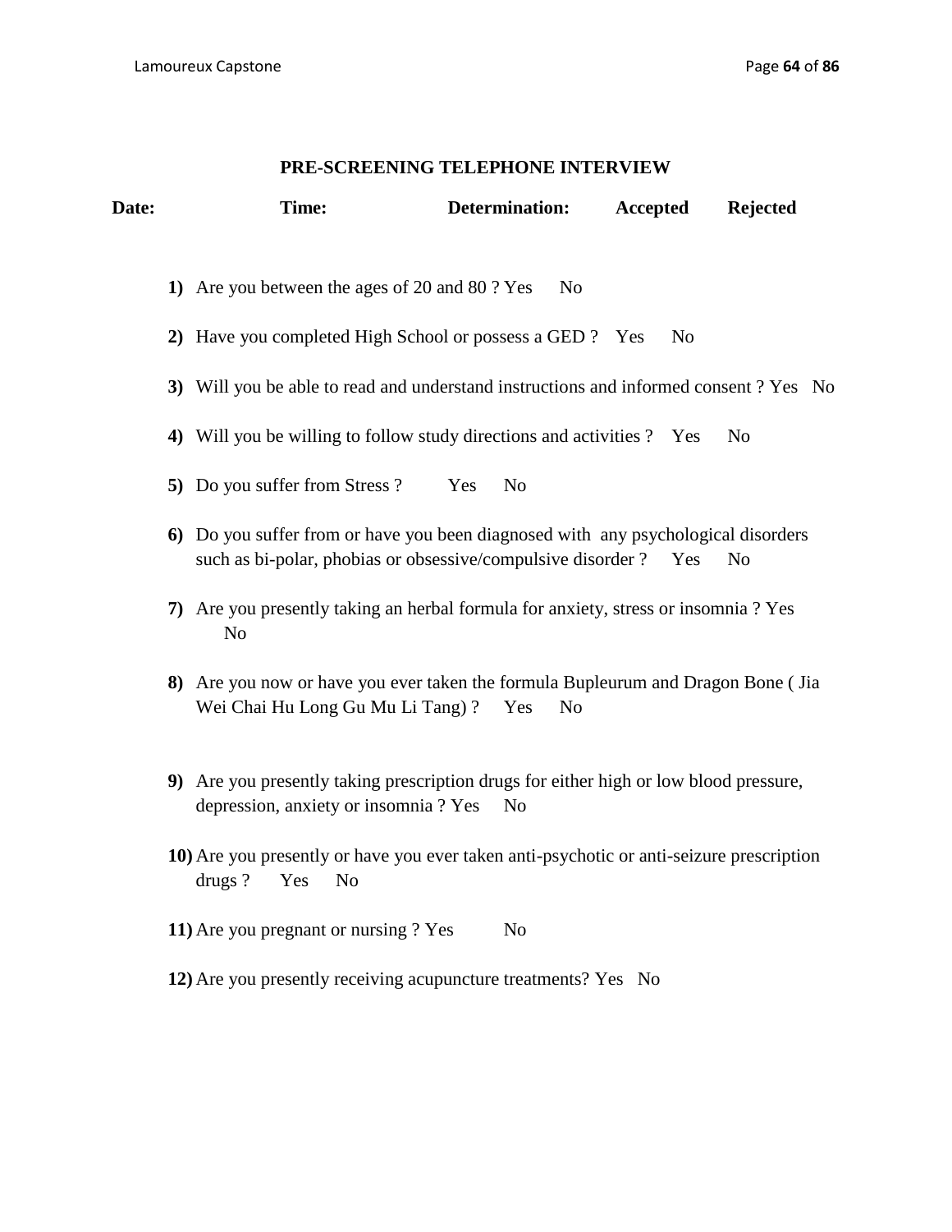## PRE-SCREENING TELEPHONE INTERVIEW

**Date:** **Time:** **Determination:** **Accepted** **Rejected**

1) Are you between the ages of 20 and 80 ? Yes No

2) Have you completed High School or possess a GED ? Yes No

3) Will you be able to read and understand instructions and informed consent ? Yes No

4) Will you be willing to follow study directions and activities ? Yes No

5) Do you suffer from Stress ? Yes No

6) Do you suffer from or have you been diagnosed with any psychological disorders such as bi-polar, phobias or obsessive/compulsive disorder ? Yes No

7) Are you presently taking an herbal formula for anxiety, stress or insomnia ? Yes No

8) Are you now or have you ever taken the formula Bupleurum and Dragon Bone ( Jia Wei Chai Hu Long Gu Mu Li Tang) ? Yes No

9) Are you presently taking prescription drugs for either high or low blood pressure, depression, anxiety or insomnia ? Yes No

10) Are you presently or have you ever taken anti-psychotic or anti-seizure prescription drugs ? Yes No

11) Are you pregnant or nursing ? Yes No

12) Are you presently receiving acupuncture treatments? Yes No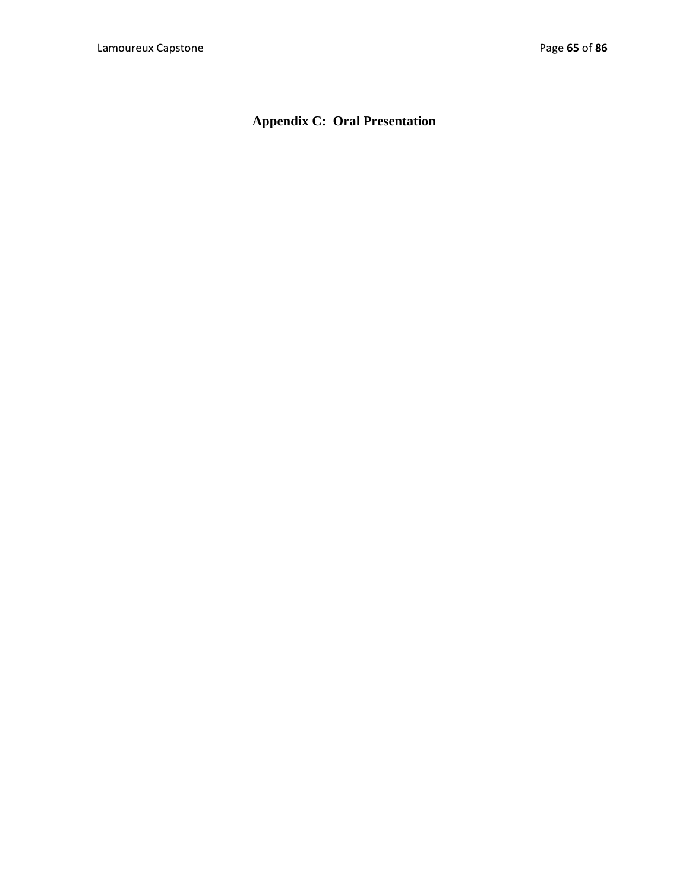# Appendix C: Oral Presentation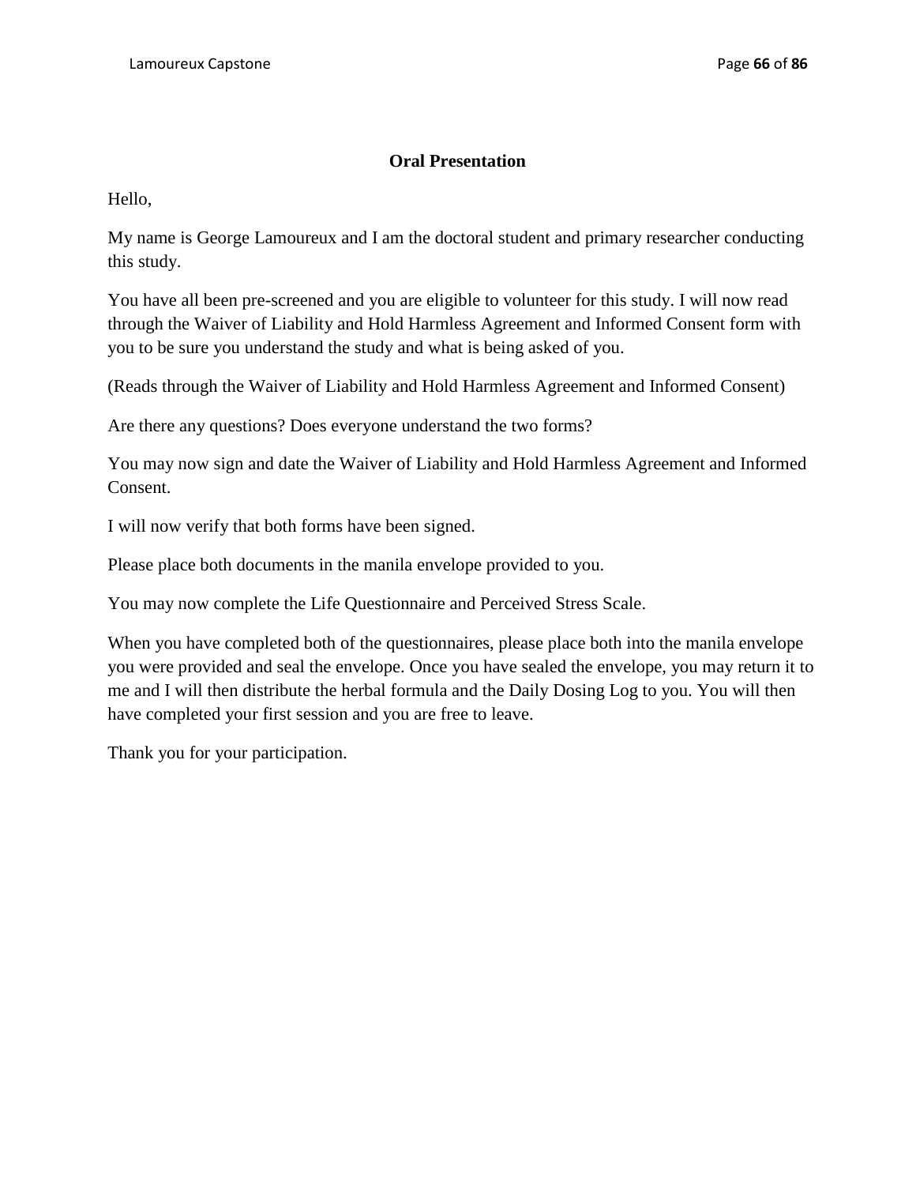## Oral Presentation

Hello,

My name is George Lamoureux and I am the doctoral student and primary researcher conducting this study.

You have all been pre-screened and you are eligible to volunteer for this study. I will now read through the Waiver of Liability and Hold Harmless Agreement and Informed Consent form with you to be sure you understand the study and what is being asked of you.

(Reads through the Waiver of Liability and Hold Harmless Agreement and Informed Consent)

Are there any questions? Does everyone understand the two forms?

You may now sign and date the Waiver of Liability and Hold Harmless Agreement and Informed Consent.

I will now verify that both forms have been signed.

Please place both documents in the manila envelope provided to you.

You may now complete the Life Questionnaire and Perceived Stress Scale.

When you have completed both of the questionnaires, please place both into the manila envelope you were provided and seal the envelope. Once you have sealed the envelope, you may return it to me and I will then distribute the herbal formula and the Daily Dosing Log to you. You will then have completed your first session and you are free to leave.

Thank you for your participation.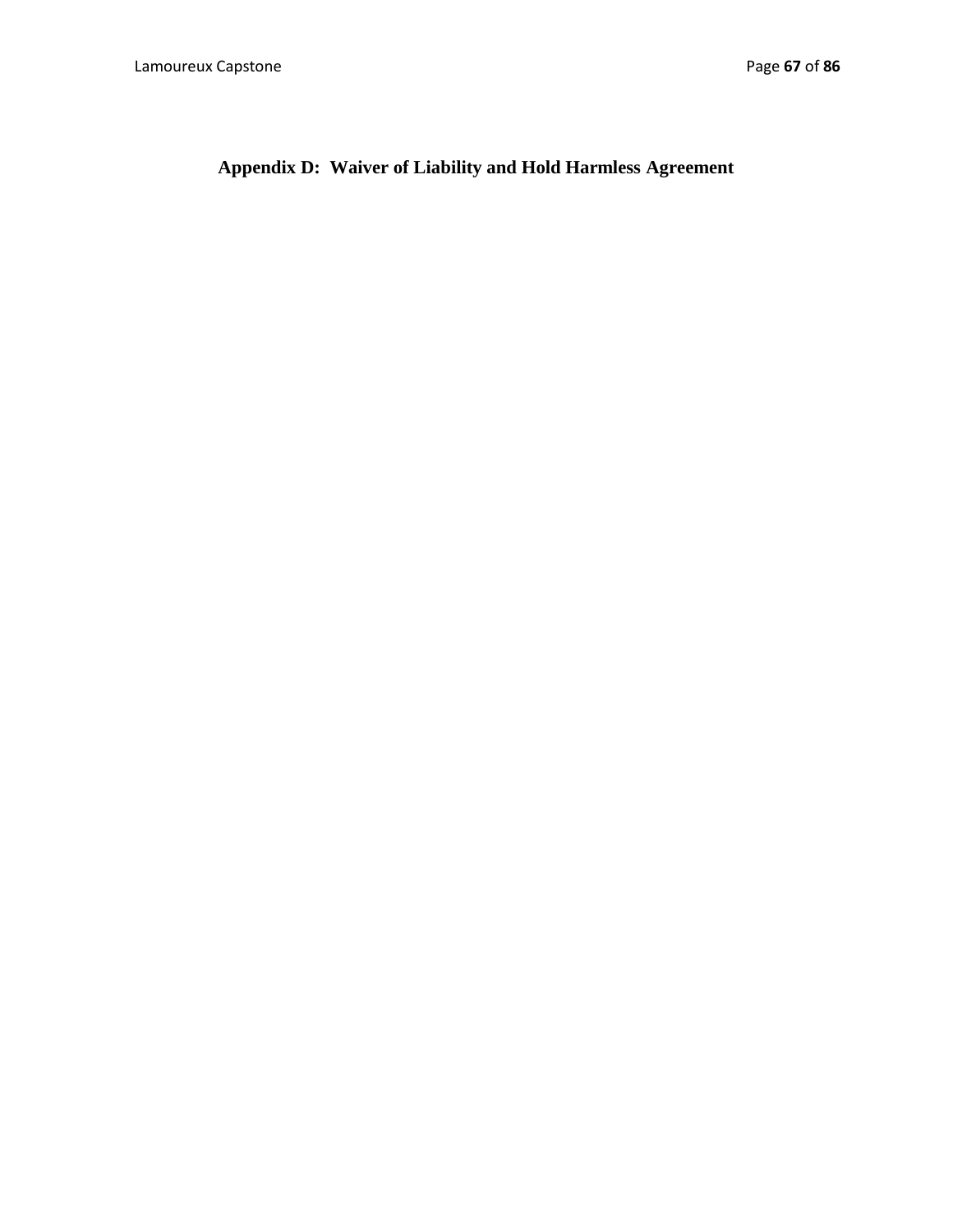# Appendix D: Waiver of Liability and Hold Harmless Agreement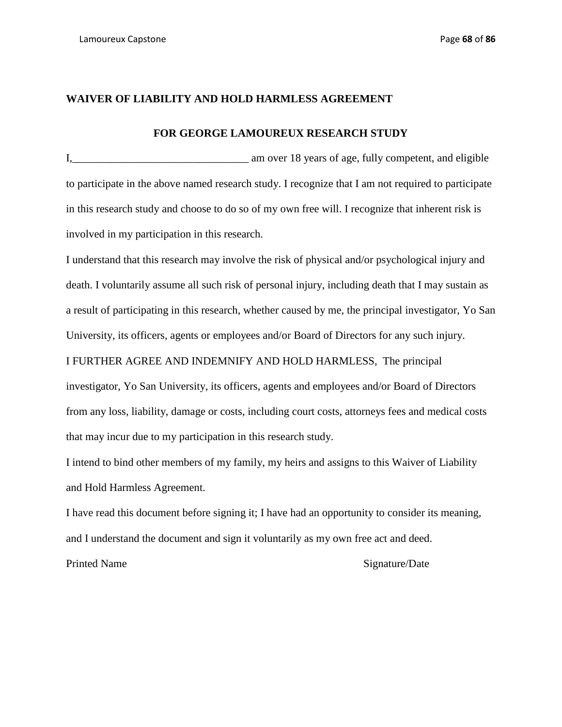**WAIVER OF LIABILITY AND HOLD HARMLESS AGREEMENT**

**FOR GEORGE LAMOUREUX RESEARCH STUDY**

I,________________________________ am over 18 years of age, fully competent, and eligible to participate in the above named research study. I recognize that I am not required to participate in this research study and choose to do so of my own free will. I recognize that inherent risk is involved in my participation in this research.

I understand that this research may involve the risk of physical and/or psychological injury and death. I voluntarily assume all such risk of personal injury, including death that I may sustain as a result of participating in this research, whether caused by me, the principal investigator, Yo San University, its officers, agents or employees and/or Board of Directors for any such injury.

I FURTHER AGREE AND INDEMNIFY AND HOLD HARMLESS, The principal investigator, Yo San University, its officers, agents and employees and/or Board of Directors from any loss, liability, damage or costs, including court costs, attorneys fees and medical costs that may incur due to my participation in this research study.

I intend to bind other members of my family, my heirs and assigns to this Waiver of Liability and Hold Harmless Agreement.

I have read this document before signing it; I have had an opportunity to consider its meaning, and I understand the document and sign it voluntarily as my own free act and deed.

Printed Name                                        Signature/Date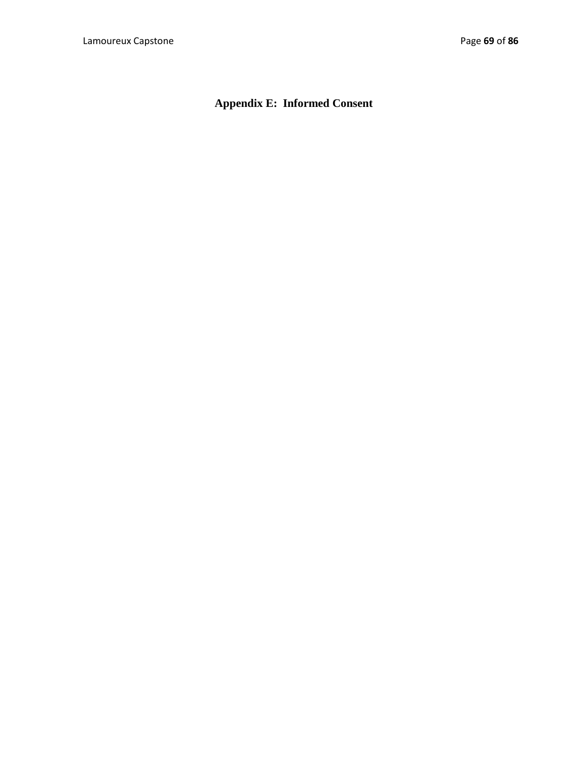# Appendix E: Informed Consent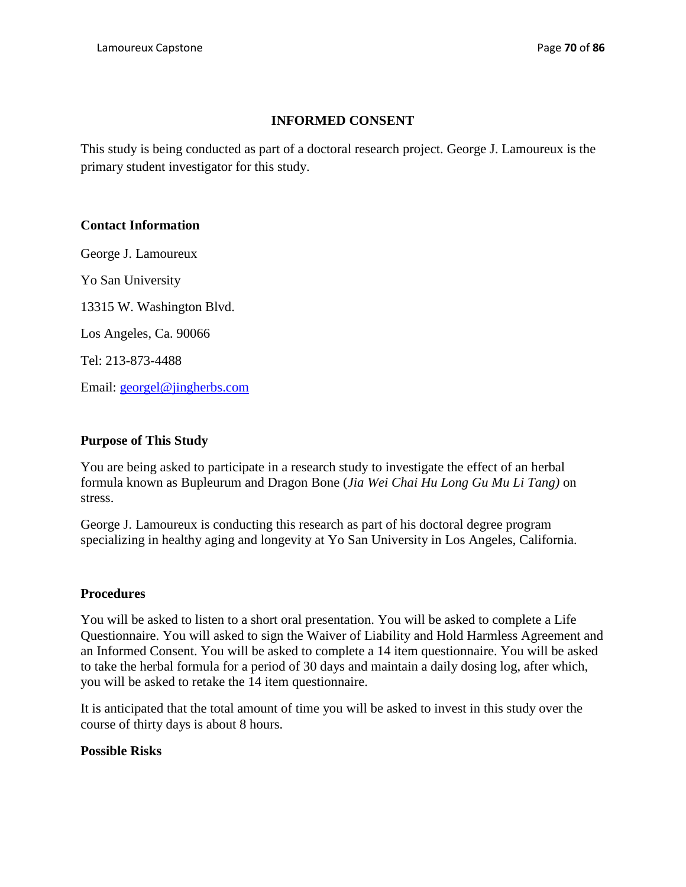# INFORMED CONSENT

This study is being conducted as part of a doctoral research project. George J. Lamoureux is the primary student investigator for this study.

### Contact Information

George J. Lamoureux

Yo San University

13315 W. Washington Blvd.

Los Angeles, Ca. 90066

Tel: 213-873-4488

Email: georgel@jingherbs.com

### Purpose of This Study

You are being asked to participate in a research study to investigate the effect of an herbal formula known as Bupleurum and Dragon Bone (*Jia Wei Chai Hu Long Gu Mu Li Tang)* on stress.

George J. Lamoureux is conducting this research as part of his doctoral degree program specializing in healthy aging and longevity at Yo San University in Los Angeles, California.

### Procedures

You will be asked to listen to a short oral presentation. You will be asked to complete a Life Questionnaire. You will asked to sign the Waiver of Liability and Hold Harmless Agreement and an Informed Consent. You will be asked to complete a 14 item questionnaire. You will be asked to take the herbal formula for a period of 30 days and maintain a daily dosing log, after which, you will be asked to retake the 14 item questionnaire.

It is anticipated that the total amount of time you will be asked to invest in this study over the course of thirty days is about 8 hours.

### Possible Risks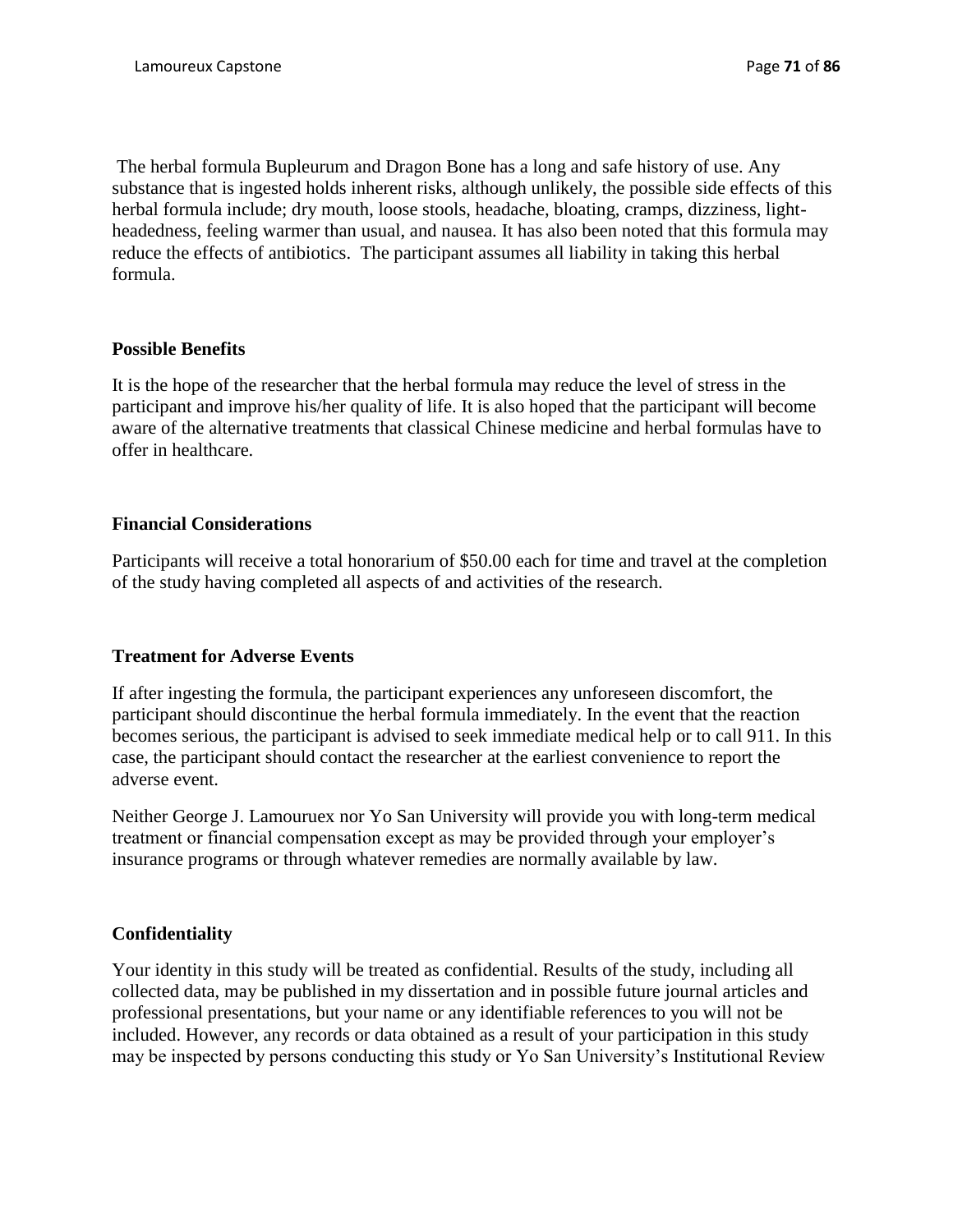The herbal formula Bupleurum and Dragon Bone has a long and safe history of use. Any substance that is ingested holds inherent risks, although unlikely, the possible side effects of this herbal formula include; dry mouth, loose stools, headache, bloating, cramps, dizziness, light-headedness, feeling warmer than usual, and nausea. It has also been noted that this formula may reduce the effects of antibiotics. The participant assumes all liability in taking this herbal formula.

**Possible Benefits**

It is the hope of the researcher that the herbal formula may reduce the level of stress in the participant and improve his/her quality of life. It is also hoped that the participant will become aware of the alternative treatments that classical Chinese medicine and herbal formulas have to offer in healthcare.

**Financial Considerations**

Participants will receive a total honorarium of $50.00 each for time and travel at the completion of the study having completed all aspects of and activities of the research.

**Treatment for Adverse Events**

If after ingesting the formula, the participant experiences any unforeseen discomfort, the participant should discontinue the herbal formula immediately. In the event that the reaction becomes serious, the participant is advised to seek immediate medical help or to call 911. In this case, the participant should contact the researcher at the earliest convenience to report the adverse event.

Neither George J. Lamouruex nor Yo San University will provide you with long-term medical treatment or financial compensation except as may be provided through your employer's insurance programs or through whatever remedies are normally available by law.

**Confidentiality**

Your identity in this study will be treated as confidential. Results of the study, including all collected data, may be published in my dissertation and in possible future journal articles and professional presentations, but your name or any identifiable references to you will not be included. However, any records or data obtained as a result of your participation in this study may be inspected by persons conducting this study or Yo San University's Institutional Review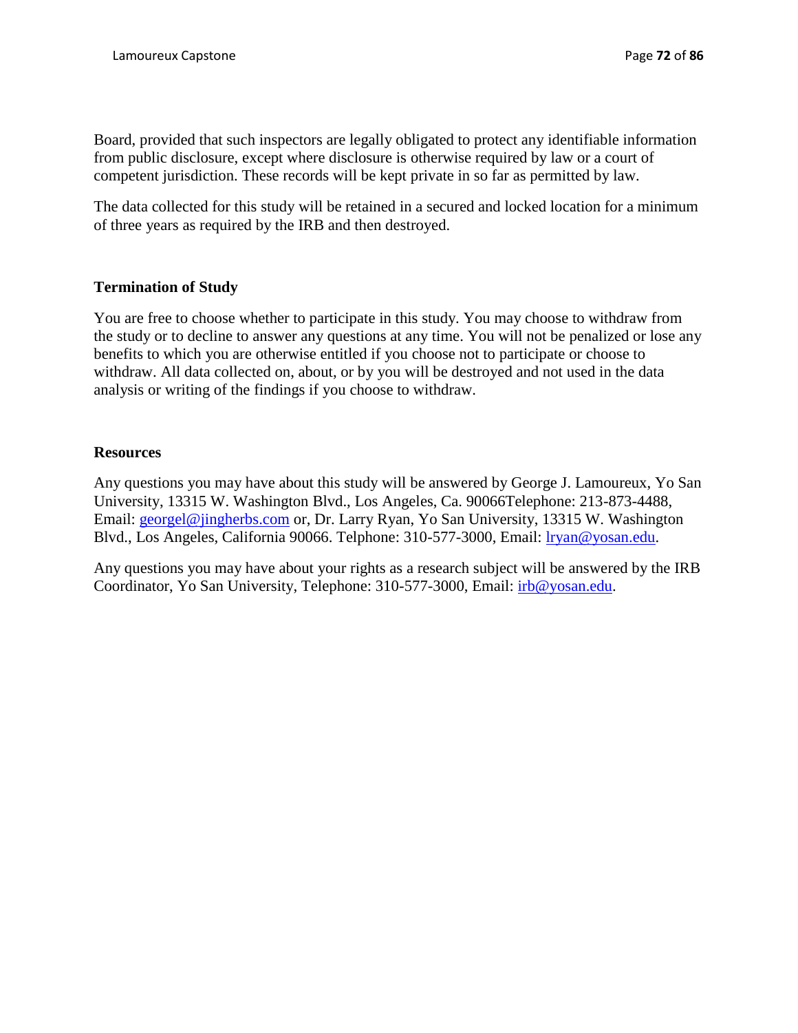Board, provided that such inspectors are legally obligated to protect any identifiable information from public disclosure, except where disclosure is otherwise required by law or a court of competent jurisdiction. These records will be kept private in so far as permitted by law.

The data collected for this study will be retained in a secured and locked location for a minimum of three years as required by the IRB and then destroyed.

**Termination of Study**

You are free to choose whether to participate in this study. You may choose to withdraw from the study or to decline to answer any questions at any time. You will not be penalized or lose any benefits to which you are otherwise entitled if you choose not to participate or choose to withdraw. All data collected on, about, or by you will be destroyed and not used in the data analysis or writing of the findings if you choose to withdraw.

**Resources**

Any questions you may have about this study will be answered by George J. Lamoureux, Yo San University, 13315 W. Washington Blvd., Los Angeles, Ca. 90066Telephone: 213-873-4488, Email: georgel@jingherbs.com or, Dr. Larry Ryan, Yo San University, 13315 W. Washington Blvd., Los Angeles, California 90066. Telphone: 310-577-3000, Email: lryan@yosan.edu.

Any questions you may have about your rights as a research subject will be answered by the IRB Coordinator, Yo San University, Telephone: 310-577-3000, Email: irb@yosan.edu.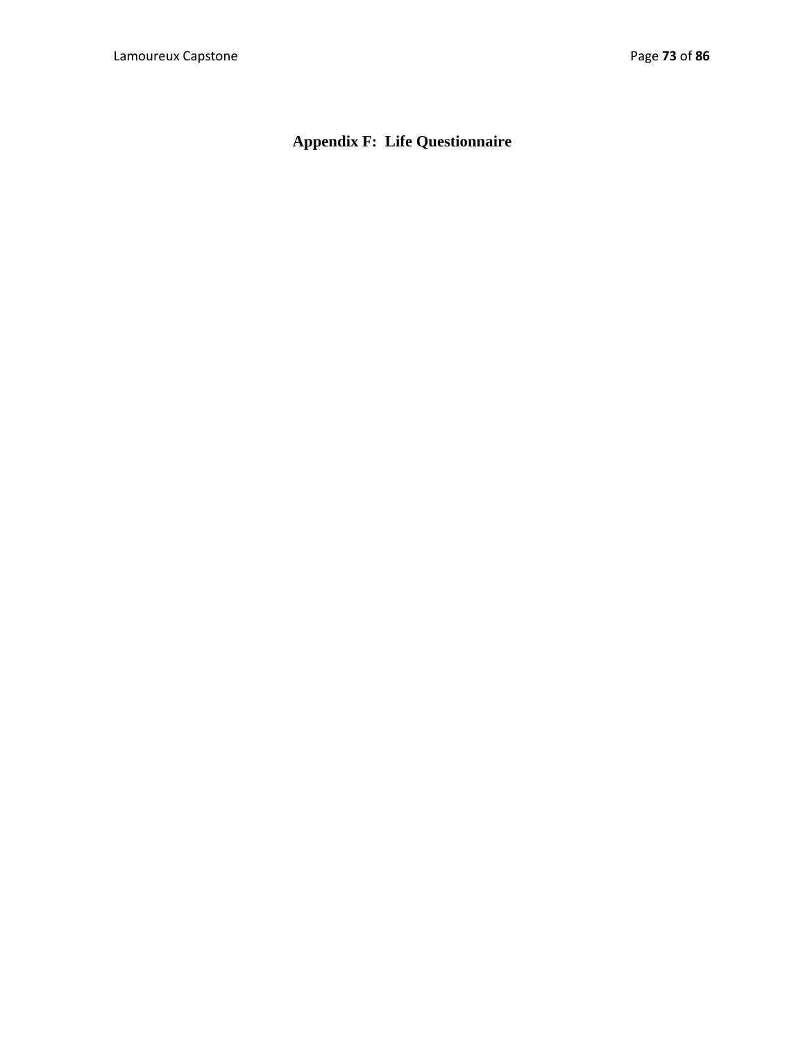## Appendix F: Life Questionnaire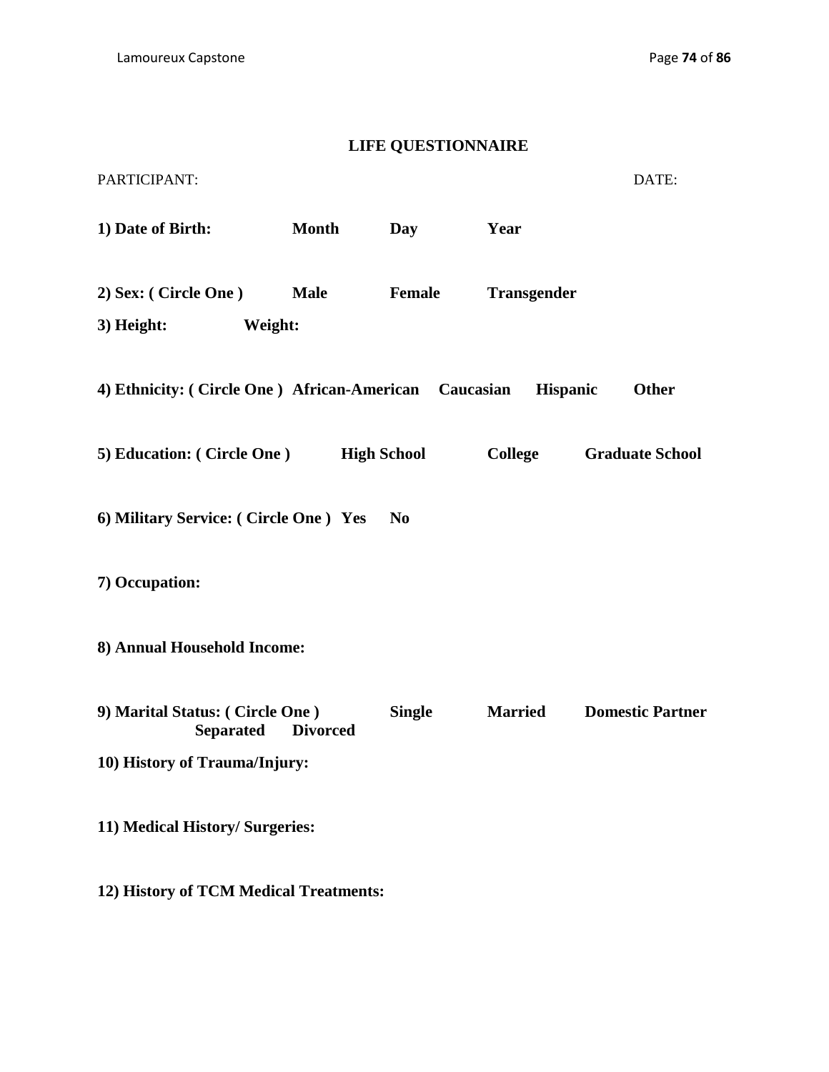## LIFE QUESTIONNAIRE

PARTICIPANT: DATE:

**1) Date of Birth: Month Day Year**

**2) Sex: ( Circle One ) Male Female Transgender**

**3) Height: Weight:**

**4) Ethnicity: ( Circle One ) African-American Caucasian Hispanic Other**

**5) Education: ( Circle One ) High School College Graduate School**

**6) Military Service: ( Circle One ) Yes No**

**7) Occupation:**

**8) Annual Household Income:**

**9) Marital Status: ( Circle One ) Single Married Domestic Partner Separated Divorced**

**10) History of Trauma/Injury:**

**11) Medical History/ Surgeries:**

**12) History of TCM Medical Treatments:**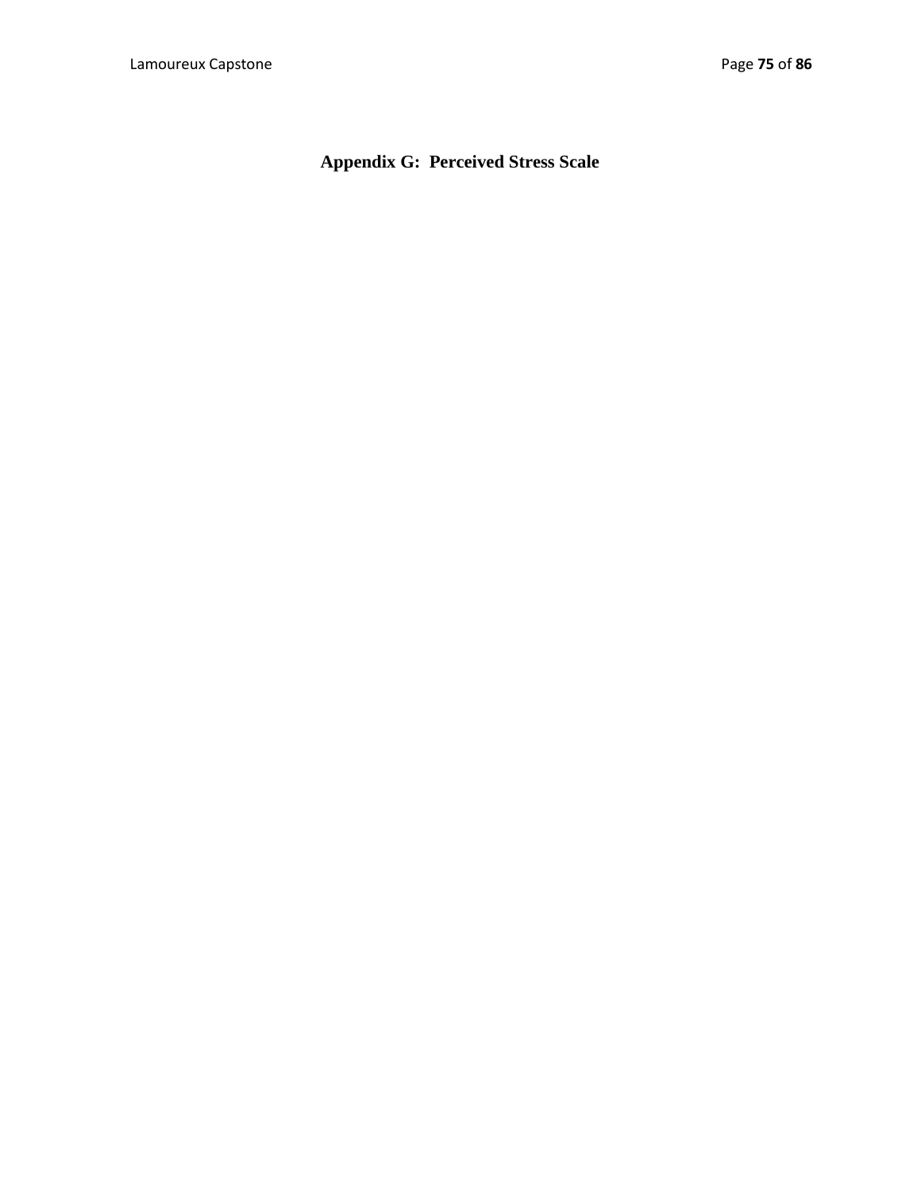# Appendix G: Perceived Stress Scale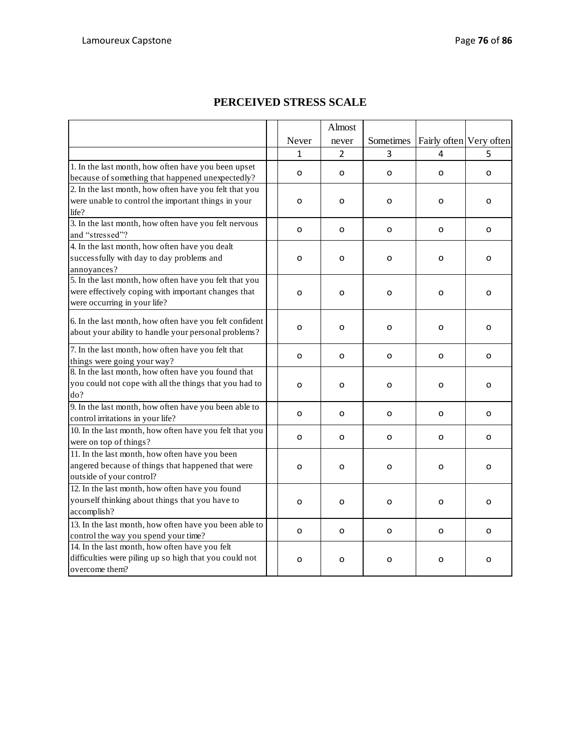# PERCEIVED STRESS SCALE

| | | Never | Almost never | Sometimes | Fairly often | Very often |
|---|---|---|---|---|---|---|
| | | 1 | 2 | 3 | 4 | 5 |
| 1. In the last month, how often have you been upset because of something that happened unexpectedly? | | o | o | o | o | o |
| 2. In the last month, how often have you felt that you were unable to control the important things in your life? | | o | o | o | o | o |
| 3. In the last month, how often have you felt nervous and "stressed"? | | o | o | o | o | o |
| 4. In the last month, how often have you dealt successfully with day to day problems and annoyances? | | o | o | o | o | o |
| 5. In the last month, how often have you felt that you were effectively coping with important changes that were occurring in your life? | | o | o | o | o | o |
| 6. In the last month, how often have you felt confident about your ability to handle your personal problems? | | o | o | o | o | o |
| 7. In the last month, how often have you felt that things were going your way? | | o | o | o | o | o |
| 8. In the last month, how often have you found that you could not cope with all the things that you had to do? | | o | o | o | o | o |
| 9. In the last month, how often have you been able to control irritations in your life? | | o | o | o | o | o |
| 10. In the last month, how often have you felt that you were on top of things? | | o | o | o | o | o |
| 11. In the last month, how often have you been angered because of things that happened that were outside of your control? | | o | o | o | o | o |
| 12. In the last month, how often have you found yourself thinking about things that you have to accomplish? | | o | o | o | o | o |
| 13. In the last month, how often have you been able to control the way you spend your time? | | o | o | o | o | o |
| 14. In the last month, how often have you felt difficulties were piling up so high that you could not overcome them? | | o | o | o | o | o |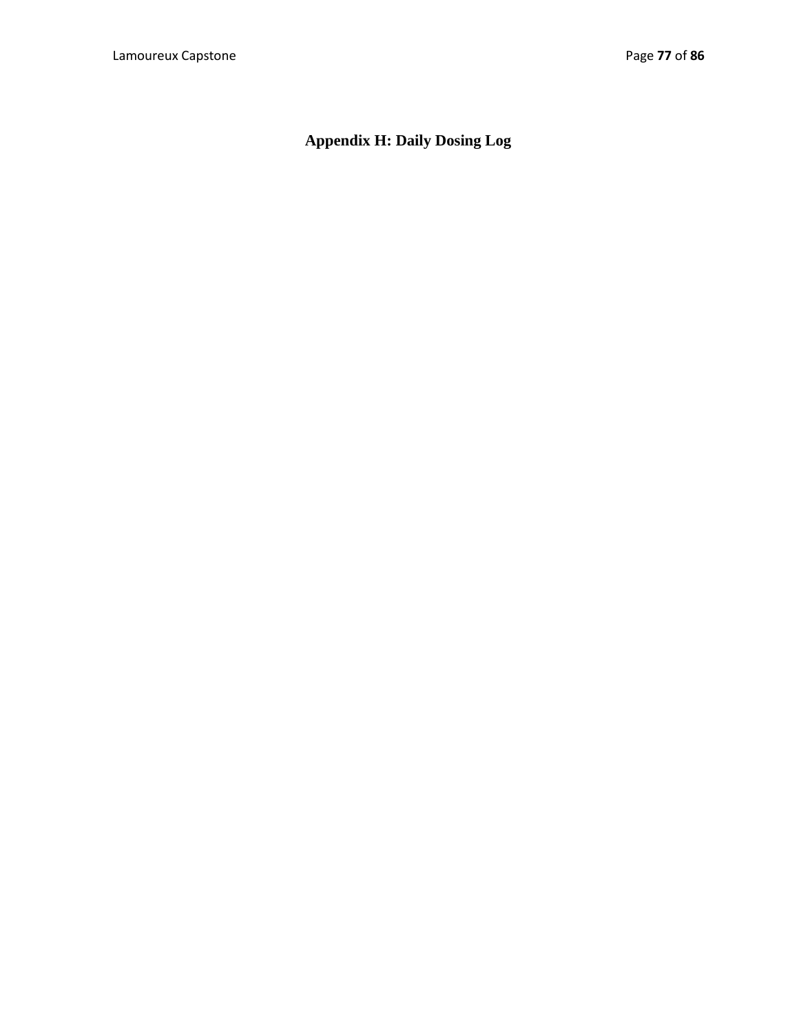# Appendix H: Daily Dosing Log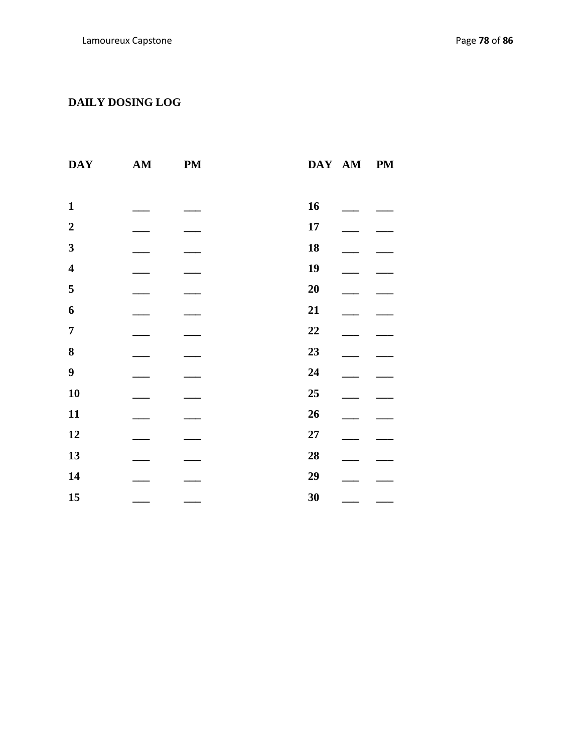## DAILY DOSING LOG

| DAY | AM | PM | DAY | AM | PM |
|---|---|---|---|---|---|
| 1 | ___ | ___ | 16 | ___ | ___ |
| 2 | ___ | ___ | 17 | ___ | ___ |
| 3 | ___ | ___ | 18 | ___ | ___ |
| 4 | ___ | ___ | 19 | ___ | ___ |
| 5 | ___ | ___ | 20 | ___ | ___ |
| 6 | ___ | ___ | 21 | ___ | ___ |
| 7 | ___ | ___ | 22 | ___ | ___ |
| 8 | ___ | ___ | 23 | ___ | ___ |
| 9 | ___ | ___ | 24 | ___ | ___ |
| 10 | ___ | ___ | 25 | ___ | ___ |
| 11 | ___ | ___ | 26 | ___ | ___ |
| 12 | ___ | ___ | 27 | ___ | ___ |
| 13 | ___ | ___ | 28 | ___ | ___ |
| 14 | ___ | ___ | 29 | ___ | ___ |
| 15 | ___ | ___ | 30 | ___ | ___ |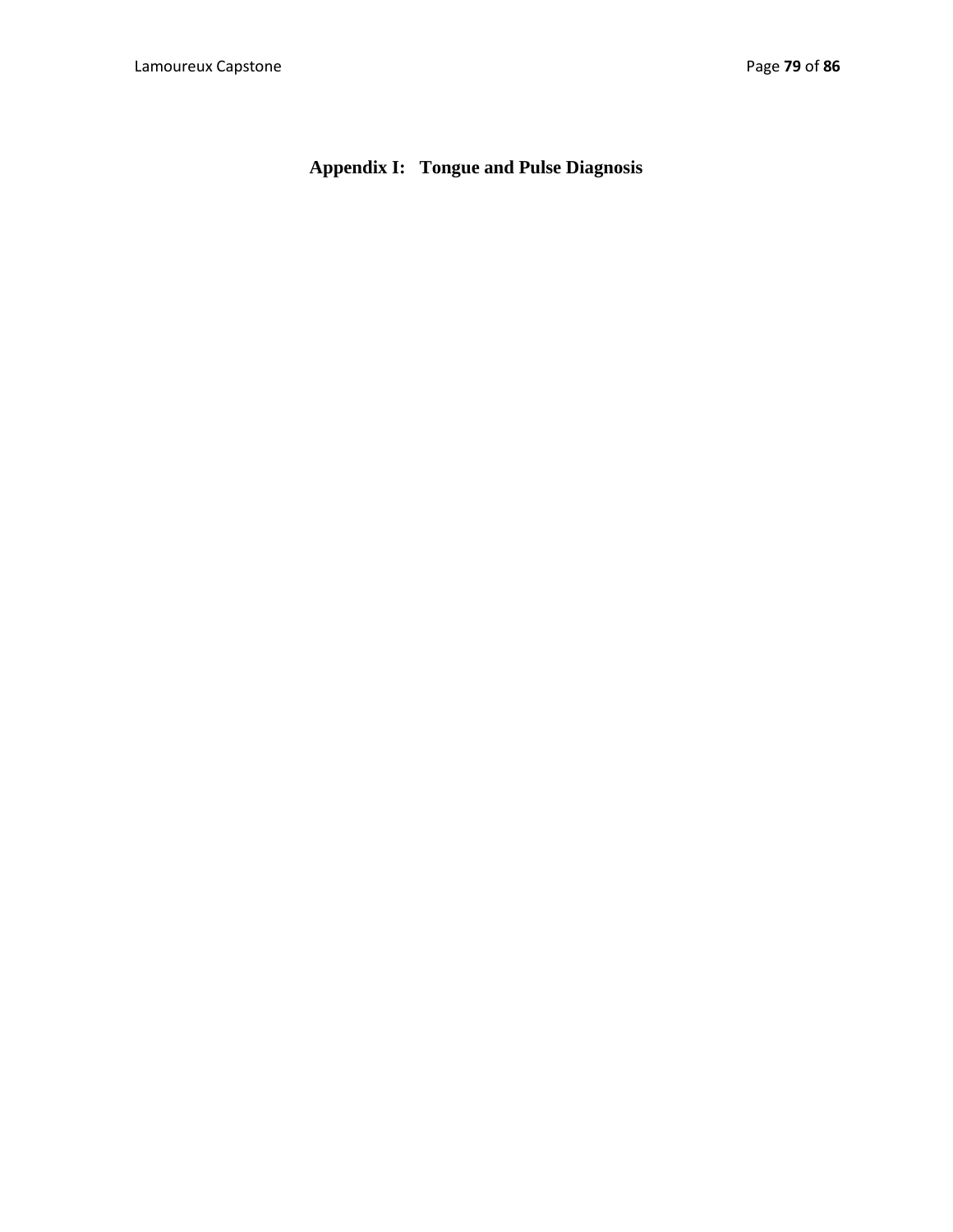# Appendix I: Tongue and Pulse Diagnosis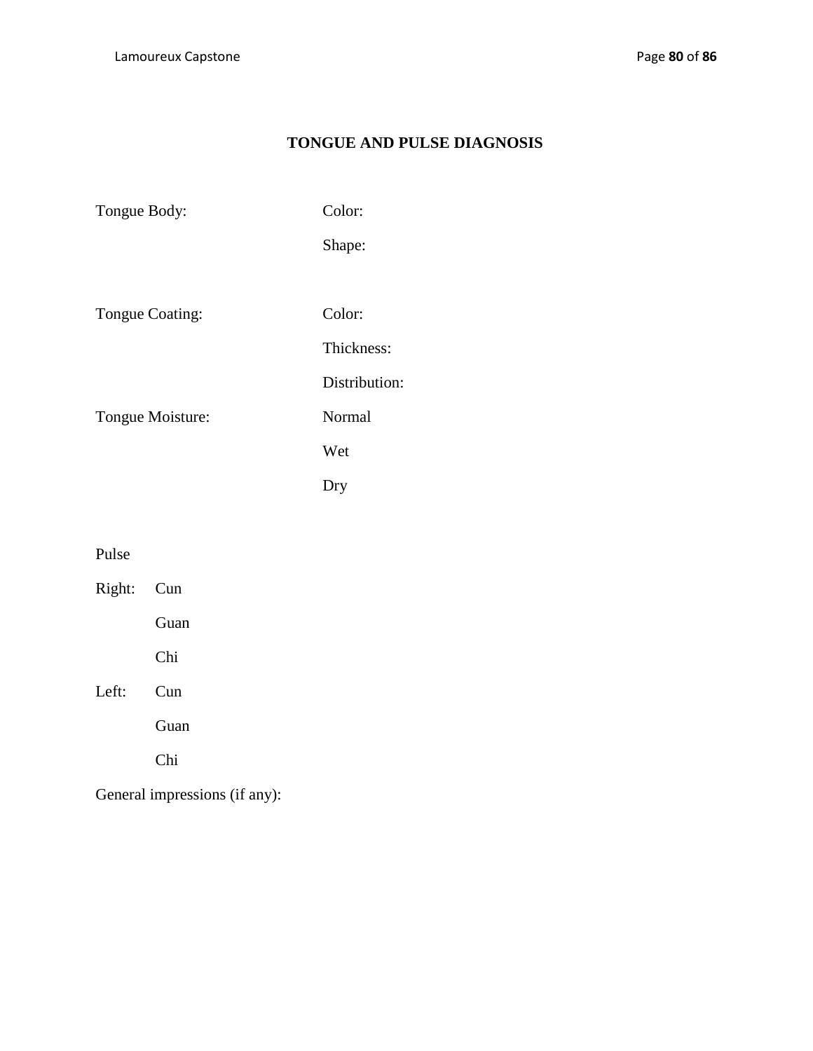# TONGUE AND PULSE DIAGNOSIS

Tongue Body: Color:

Shape:

Tongue Coating: Color:

Thickness:

Distribution:

Tongue Moisture: Normal

Wet

Dry

Pulse

Right: Cun

Guan

Chi

Left: Cun

Guan

Chi

General impressions (if any):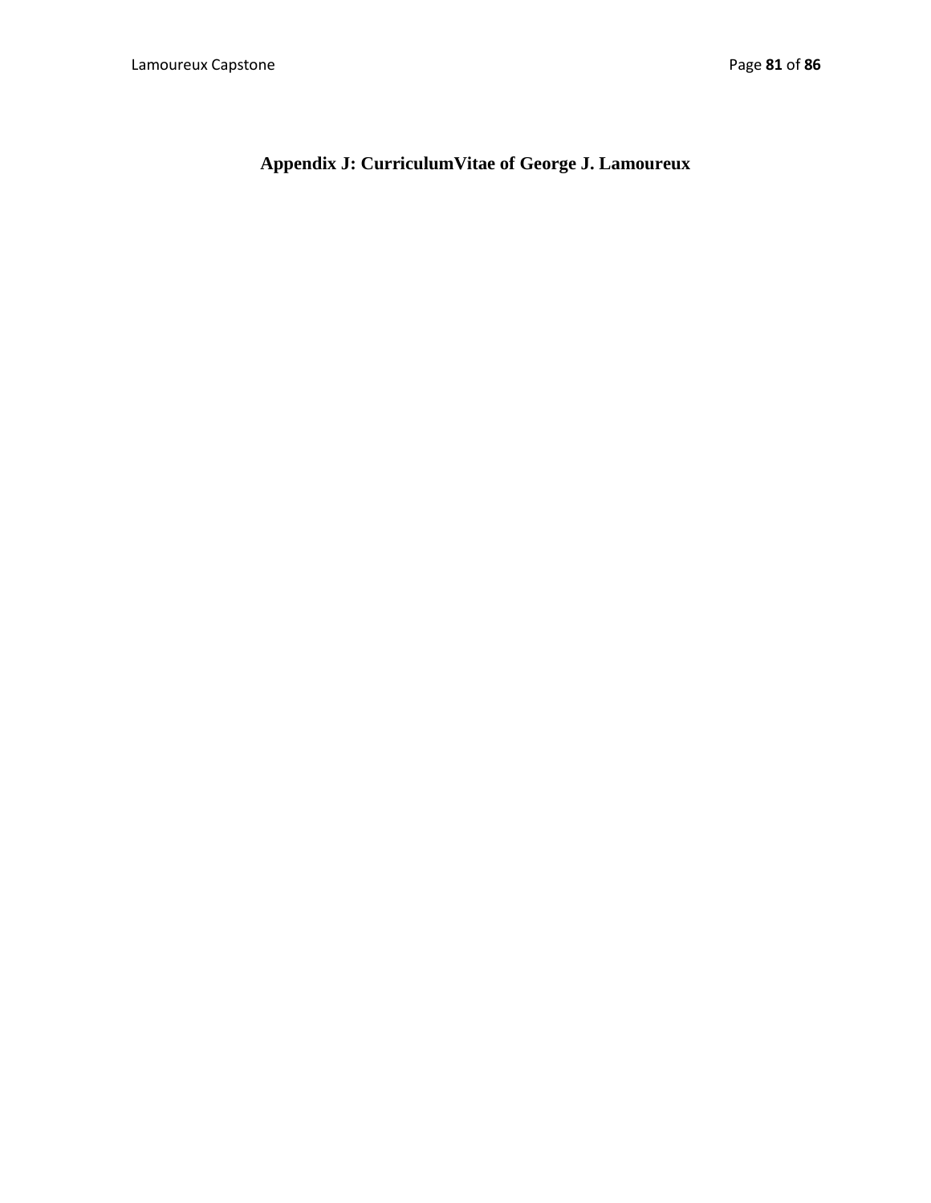# Appendix J: CurriculumVitae of George J. Lamoureux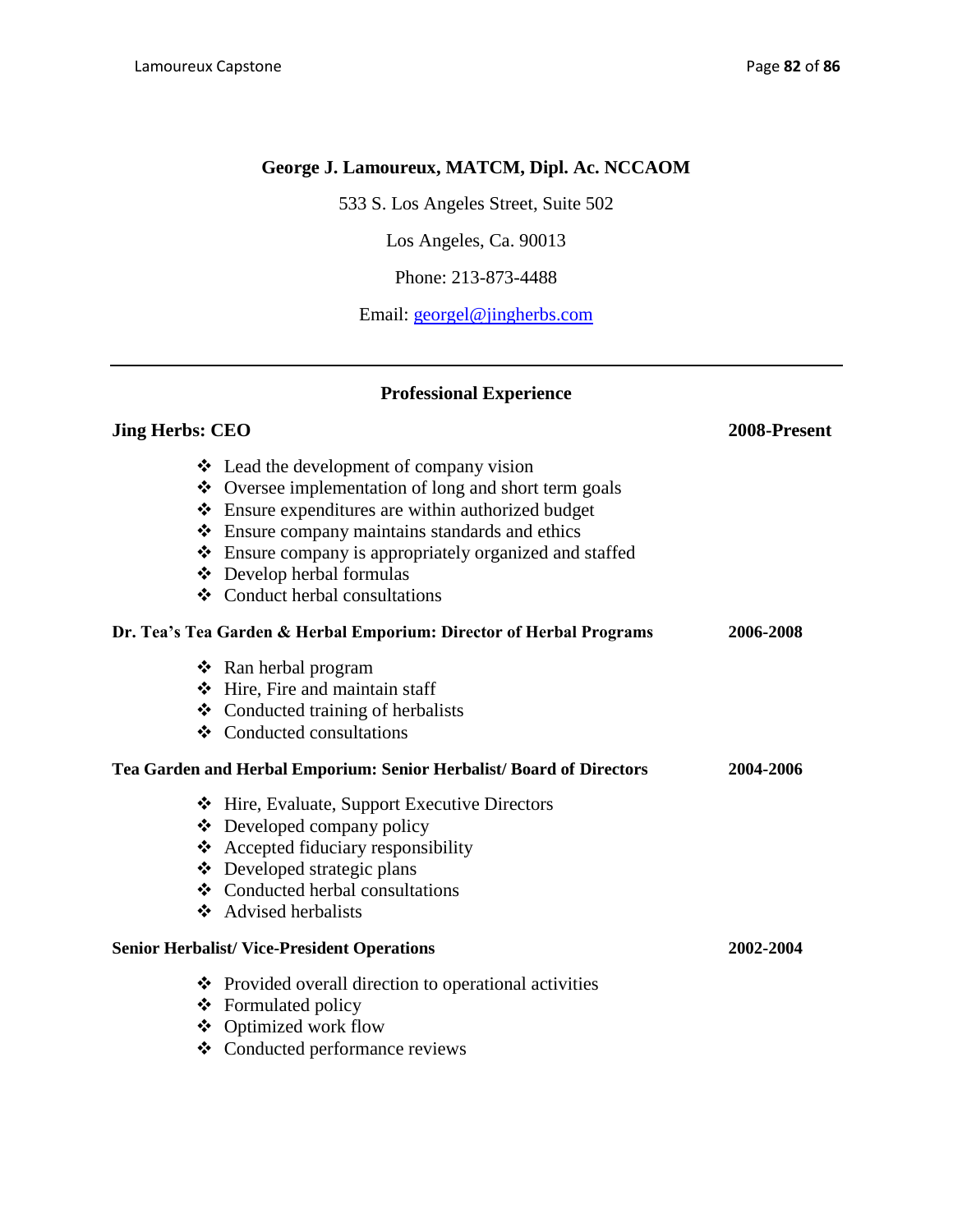**George J. Lamoureux, MATCM, Dipl. Ac. NCCAOM**

533 S. Los Angeles Street, Suite 502

Los Angeles, Ca. 90013

Phone: 213-873-4488

Email: georgel@jingherbs.com

---

## Professional Experience

**Jing Herbs: CEO** **2008-Present**

- Lead the development of company vision
- Oversee implementation of long and short term goals
- Ensure expenditures are within authorized budget
- Ensure company maintains standards and ethics
- Ensure company is appropriately organized and staffed
- Develop herbal formulas
- Conduct herbal consultations

**Dr. Tea's Tea Garden & Herbal Emporium: Director of Herbal Programs** **2006-2008**

- Ran herbal program
- Hire, Fire and maintain staff
- Conducted training of herbalists
- Conducted consultations

**Tea Garden and Herbal Emporium: Senior Herbalist/ Board of Directors** **2004-2006**

- Hire, Evaluate, Support Executive Directors
- Developed company policy
- Accepted fiduciary responsibility
- Developed strategic plans
- Conducted herbal consultations
- Advised herbalists

**Senior Herbalist/ Vice-President Operations** **2002-2004**

- Provided overall direction to operational activities
- Formulated policy
- Optimized work flow
- Conducted performance reviews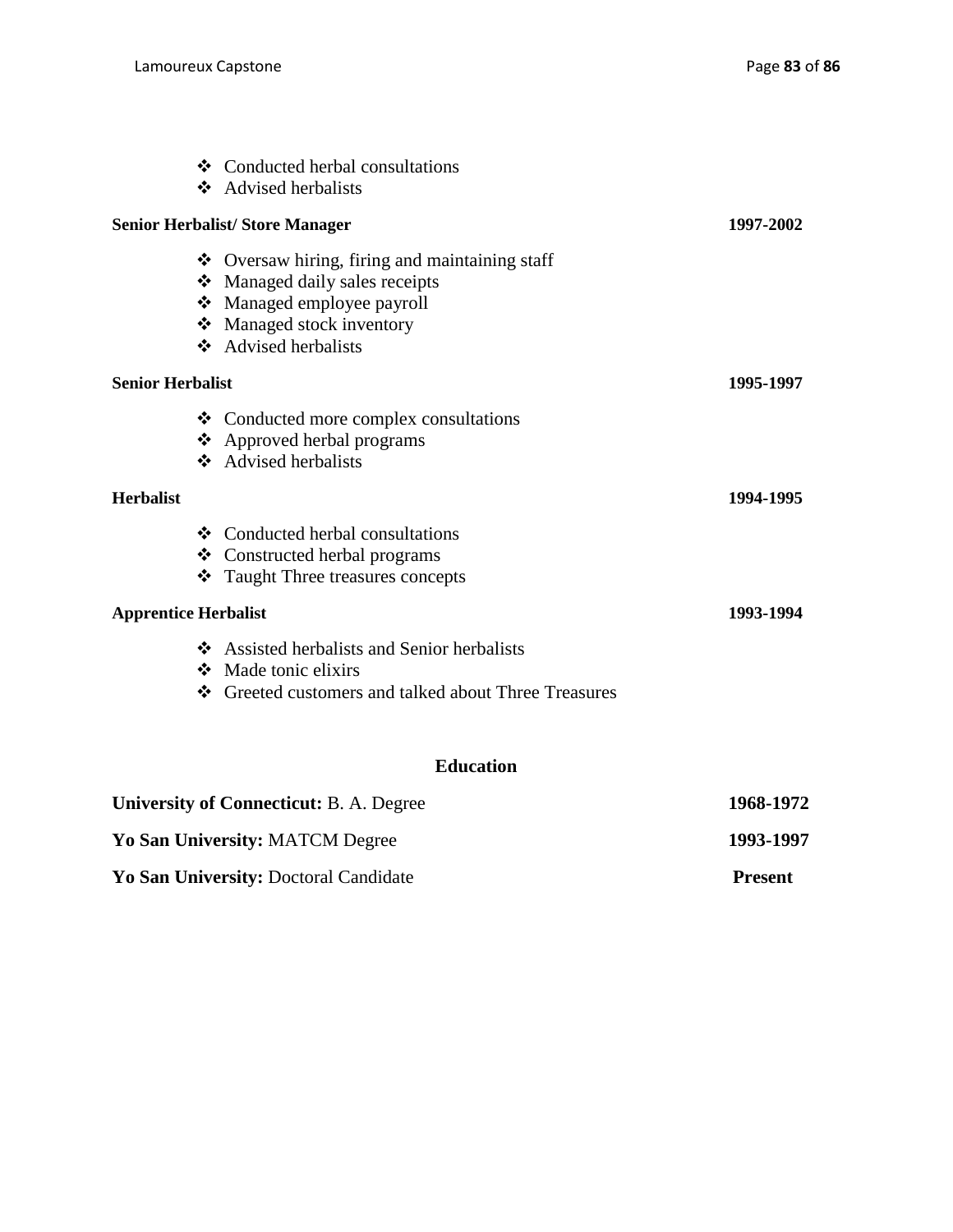- Conducted herbal consultations
- Advised herbalists

**Senior Herbalist/ Store Manager** **1997-2002**

- Oversaw hiring, firing and maintaining staff
- Managed daily sales receipts
- Managed employee payroll
- Managed stock inventory
- Advised herbalists

**Senior Herbalist** **1995-1997**

- Conducted more complex consultations
- Approved herbal programs
- Advised herbalists

**Herbalist** **1994-1995**

- Conducted herbal consultations
- Constructed herbal programs
- Taught Three treasures concepts

**Apprentice Herbalist** **1993-1994**

- Assisted herbalists and Senior herbalists
- Made tonic elixirs
- Greeted customers and talked about Three Treasures

## Education

**University of Connecticut:** B. A. Degree **1968-1972**

**Yo San University:** MATCM Degree **1993-1997**

**Yo San University:** Doctoral Candidate **Present**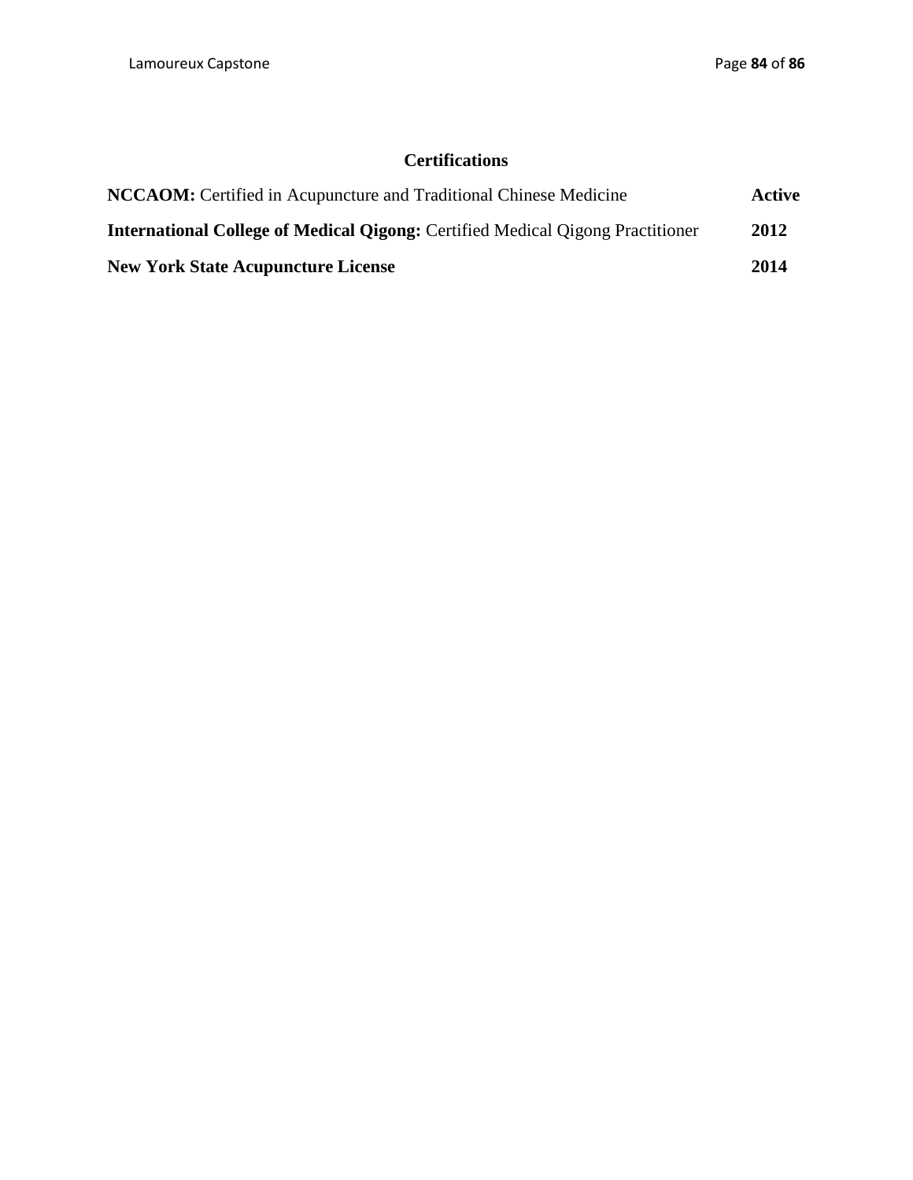## Certifications

**NCCAOM:** Certified in Acupuncture and Traditional Chinese Medicine **Active**

**International College of Medical Qigong:** Certified Medical Qigong Practitioner **2012**

**New York State Acupuncture License** **2014**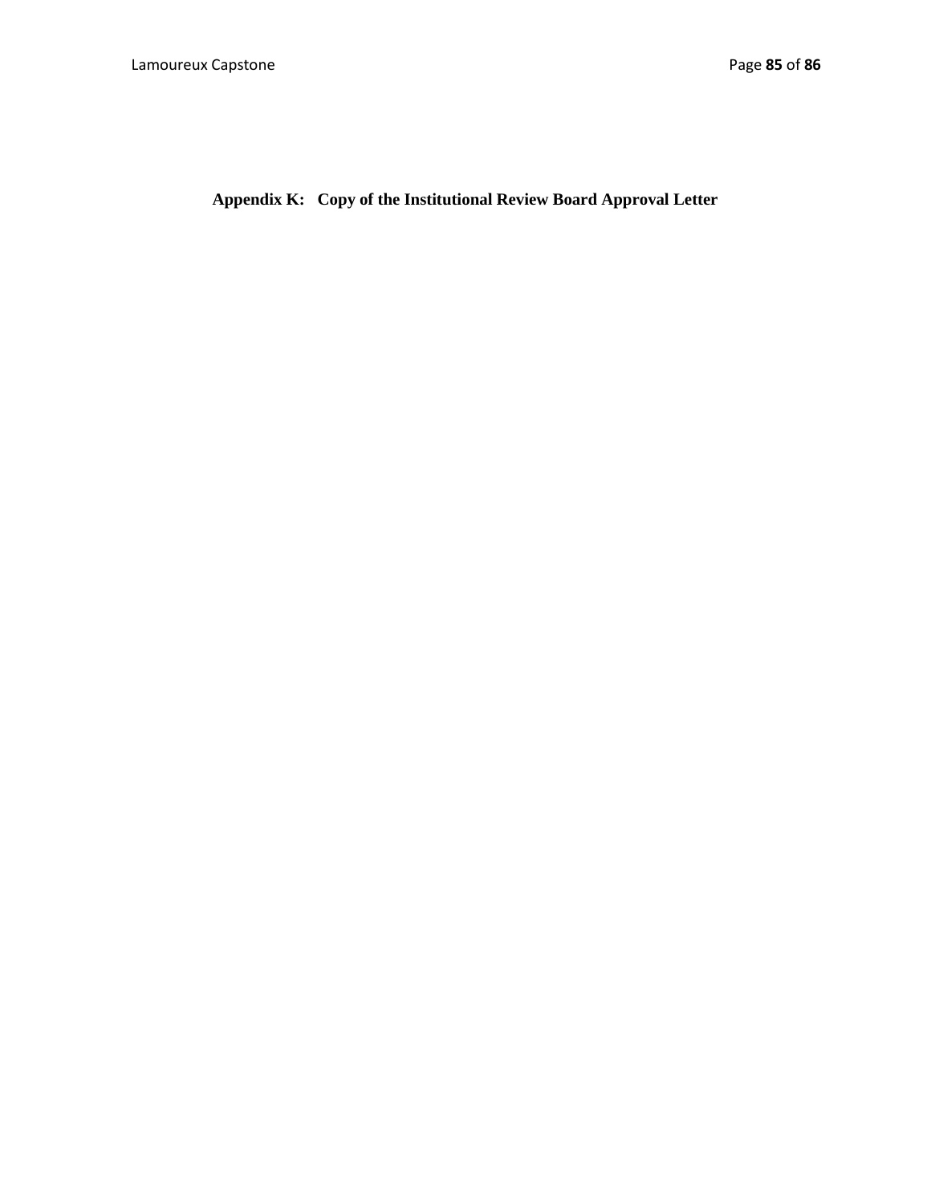# Appendix K: Copy of the Institutional Review Board Approval Letter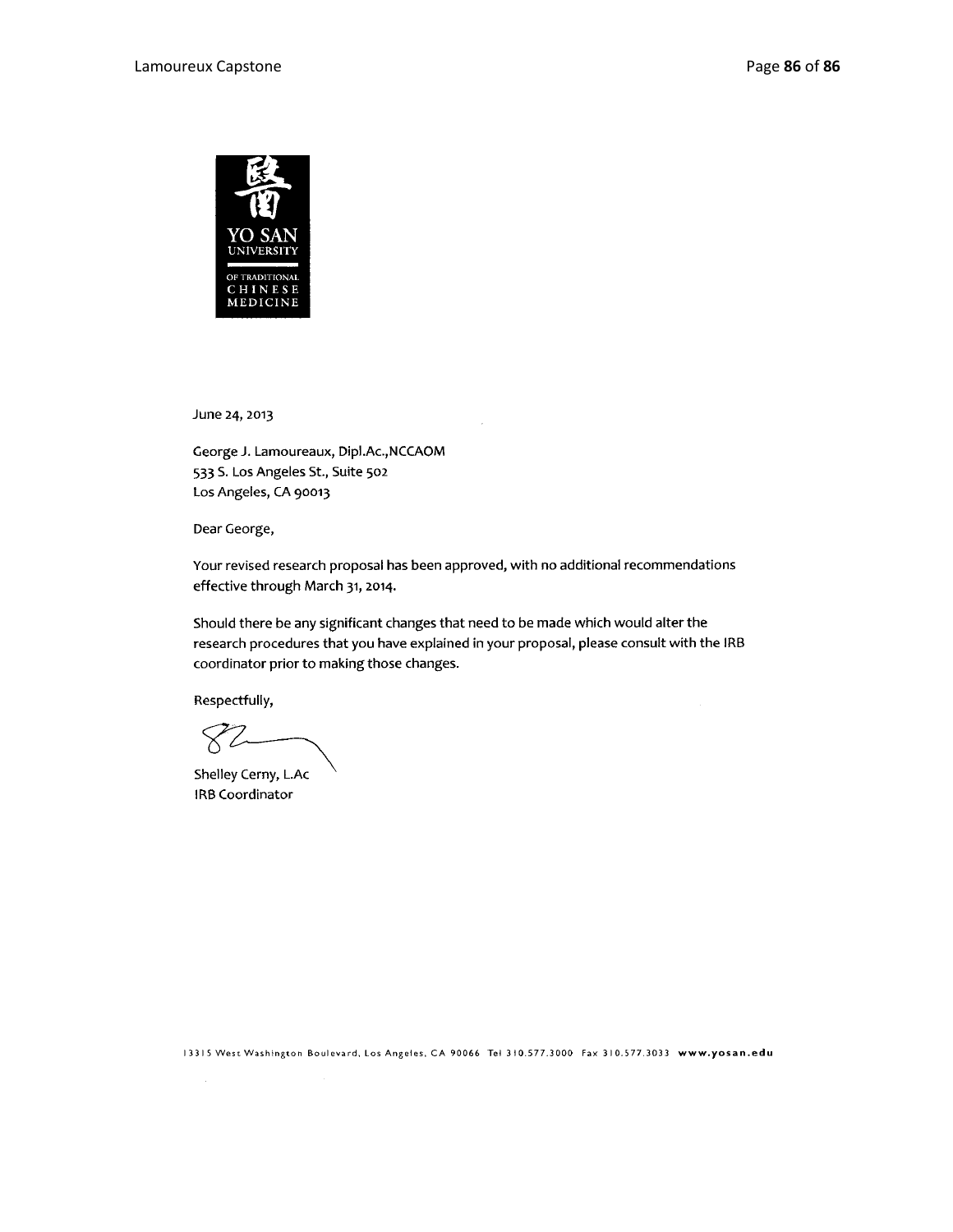醫

YO SAN
UNIVERSITY

OF TRADITIONAL
CHINESE
MEDICINE

June 24, 2013

George J. Lamoureaux, Dipl.Ac.,NCCAOM
533 S. Los Angeles St., Suite 502
Los Angeles, CA 90013

Dear George,

Your revised research proposal has been approved, with no additional recommendations effective through March 31, 2014.

Should there be any significant changes that need to be made which would alter the research procedures that you have explained in your proposal, please consult with the IRB coordinator prior to making those changes.

Respectfully,

Shelley Cerny, L.Ac
IRB Coordinator

13315 West Washington Boulevard, Los Angeles, CA 90066 Tel 310.577.3000 Fax 310.577.3033 **www.yosan.edu**